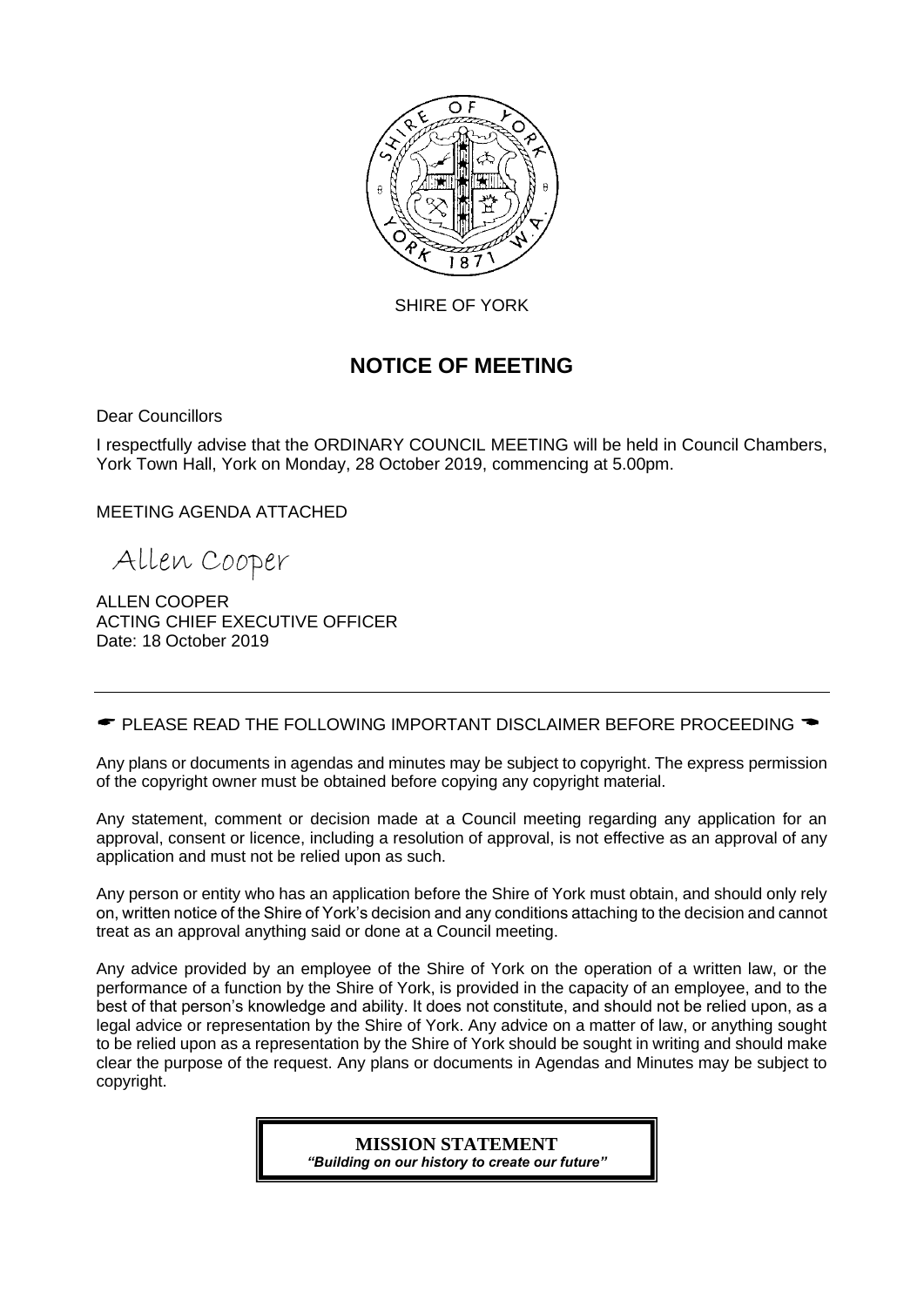SHIRE OF YORK

# NOTICE OF MEETING

Dear Councillors

I respectfully advise that the ORDINARY COUNCIL MEETING will be held in Council Chambers, York Town Hall, York on Monday, 28 October 2019, commencing at 5.00pm.

MEETING AGENDA ATTACHED

Allen Cooper

ALLEN COOPER
ACTING CHIEF EXECUTIVE OFFICER
Date: 18 October 2019

---

☛ PLEASE READ THE FOLLOWING IMPORTANT DISCLAIMER BEFORE PROCEEDING ☚

Any plans or documents in agendas and minutes may be subject to copyright. The express permission of the copyright owner must be obtained before copying any copyright material.

Any statement, comment or decision made at a Council meeting regarding any application for an approval, consent or licence, including a resolution of approval, is not effective as an approval of any application and must not be relied upon as such.

Any person or entity who has an application before the Shire of York must obtain, and should only rely on, written notice of the Shire of York's decision and any conditions attaching to the decision and cannot treat as an approval anything said or done at a Council meeting.

Any advice provided by an employee of the Shire of York on the operation of a written law, or the performance of a function by the Shire of York, is provided in the capacity of an employee, and to the best of that person's knowledge and ability. It does not constitute, and should not be relied upon, as a legal advice or representation by the Shire of York. Any advice on a matter of law, or anything sought to be relied upon as a representation by the Shire of York should be sought in writing and should make clear the purpose of the request. Any plans or documents in Agendas and Minutes may be subject to copyright.

**MISSION STATEMENT**
***"Building on our history to create our future"***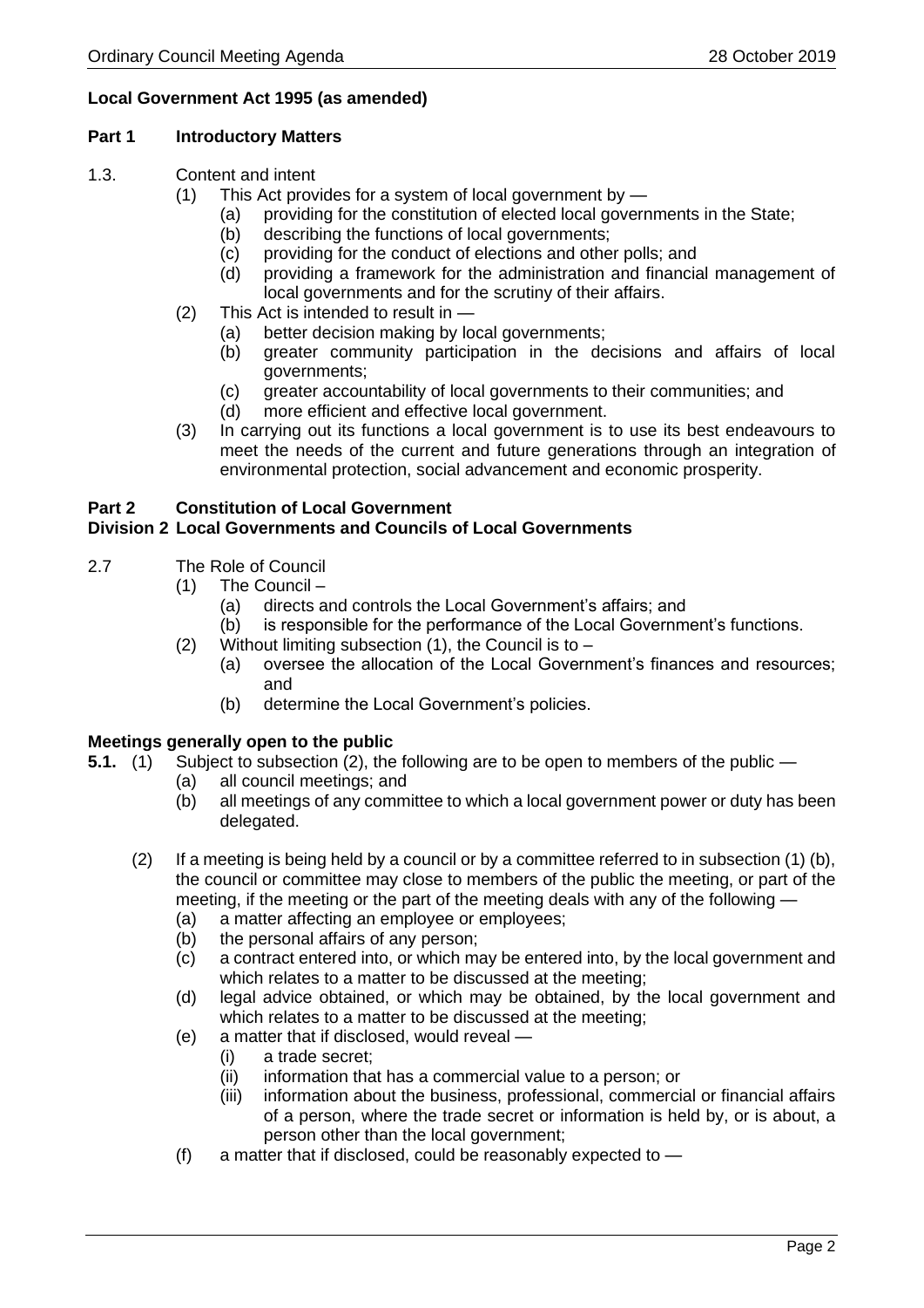**Local Government Act 1995 (as amended)**

**Part 1 Introductory Matters**

1.3. Content and intent

(1) This Act provides for a system of local government by —

(a) providing for the constitution of elected local governments in the State;

(b) describing the functions of local governments;

(c) providing for the conduct of elections and other polls; and

(d) providing a framework for the administration and financial management of local governments and for the scrutiny of their affairs.

(2) This Act is intended to result in —

(a) better decision making by local governments;

(b) greater community participation in the decisions and affairs of local governments;

(c) greater accountability of local governments to their communities; and

(d) more efficient and effective local government.

(3) In carrying out its functions a local government is to use its best endeavours to meet the needs of the current and future generations through an integration of environmental protection, social advancement and economic prosperity.

**Part 2 Constitution of Local Government**
**Division 2 Local Governments and Councils of Local Governments**

2.7 The Role of Council

(1) The Council –

(a) directs and controls the Local Government's affairs; and

(b) is responsible for the performance of the Local Government's functions.

(2) Without limiting subsection (1), the Council is to –

(a) oversee the allocation of the Local Government's finances and resources; and

(b) determine the Local Government's policies.

**Meetings generally open to the public**

**5.1.** (1) Subject to subsection (2), the following are to be open to members of the public —

(a) all council meetings; and

(b) all meetings of any committee to which a local government power or duty has been delegated.

(2) If a meeting is being held by a council or by a committee referred to in subsection (1) (b), the council or committee may close to members of the public the meeting, or part of the meeting, if the meeting or the part of the meeting deals with any of the following —

(a) a matter affecting an employee or employees;

(b) the personal affairs of any person;

(c) a contract entered into, or which may be entered into, by the local government and which relates to a matter to be discussed at the meeting;

(d) legal advice obtained, or which may be obtained, by the local government and which relates to a matter to be discussed at the meeting;

(e) a matter that if disclosed, would reveal —

(i) a trade secret;

(ii) information that has a commercial value to a person; or

(iii) information about the business, professional, commercial or financial affairs of a person, where the trade secret or information is held by, or is about, a person other than the local government;

(f) a matter that if disclosed, could be reasonably expected to —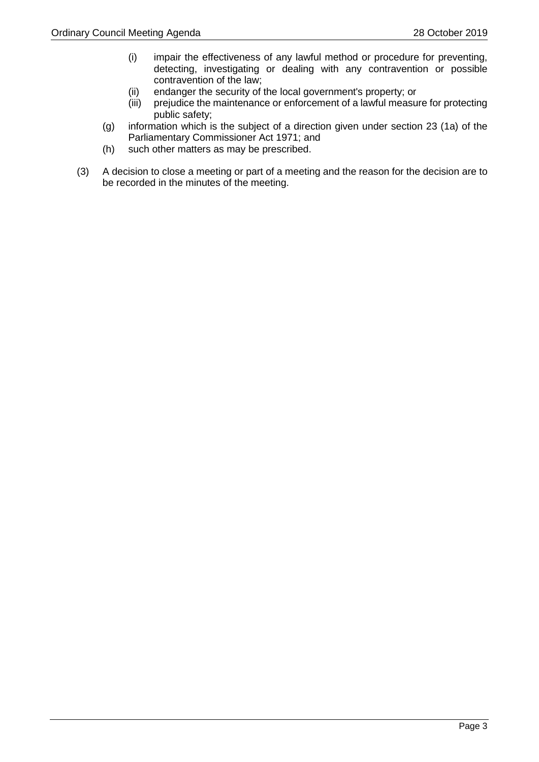- (i) impair the effectiveness of any lawful method or procedure for preventing, detecting, investigating or dealing with any contravention or possible contravention of the law;
   - (ii) endanger the security of the local government's property; or
   - (iii) prejudice the maintenance or enforcement of a lawful measure for protecting public safety;

- (g) information which is the subject of a direction given under section 23 (1a) of the Parliamentary Commissioner Act 1971; and
- (h) such other matters as may be prescribed.

(3) A decision to close a meeting or part of a meeting and the reason for the decision are to be recorded in the minutes of the meeting.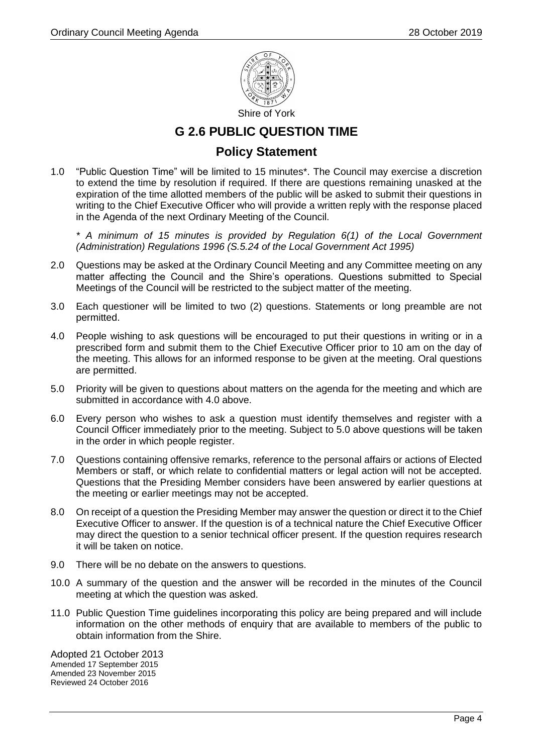Shire of York

# G 2.6 PUBLIC QUESTION TIME

## Policy Statement

1.0 "Public Question Time" will be limited to 15 minutes*. The Council may exercise a discretion to extend the time by resolution if required. If there are questions remaining unasked at the expiration of the time allotted members of the public will be asked to submit their questions in writing to the Chief Executive Officer who will provide a written reply with the response placed in the Agenda of the next Ordinary Meeting of the Council.

*\* A minimum of 15 minutes is provided by Regulation 6(1) of the Local Government (Administration) Regulations 1996 (S.5.24 of the Local Government Act 1995)*

2.0 Questions may be asked at the Ordinary Council Meeting and any Committee meeting on any matter affecting the Council and the Shire's operations. Questions submitted to Special Meetings of the Council will be restricted to the subject matter of the meeting.

3.0 Each questioner will be limited to two (2) questions. Statements or long preamble are not permitted.

4.0 People wishing to ask questions will be encouraged to put their questions in writing or in a prescribed form and submit them to the Chief Executive Officer prior to 10 am on the day of the meeting. This allows for an informed response to be given at the meeting. Oral questions are permitted.

5.0 Priority will be given to questions about matters on the agenda for the meeting and which are submitted in accordance with 4.0 above.

6.0 Every person who wishes to ask a question must identify themselves and register with a Council Officer immediately prior to the meeting. Subject to 5.0 above questions will be taken in the order in which people register.

7.0 Questions containing offensive remarks, reference to the personal affairs or actions of Elected Members or staff, or which relate to confidential matters or legal action will not be accepted. Questions that the Presiding Member considers have been answered by earlier questions at the meeting or earlier meetings may not be accepted.

8.0 On receipt of a question the Presiding Member may answer the question or direct it to the Chief Executive Officer to answer. If the question is of a technical nature the Chief Executive Officer may direct the question to a senior technical officer present. If the question requires research it will be taken on notice.

9.0 There will be no debate on the answers to questions.

10.0 A summary of the question and the answer will be recorded in the minutes of the Council meeting at which the question was asked.

11.0 Public Question Time guidelines incorporating this policy are being prepared and will include information on the other methods of enquiry that are available to members of the public to obtain information from the Shire.

Adopted 21 October 2013
Amended 17 September 2015
Amended 23 November 2015
Reviewed 24 October 2016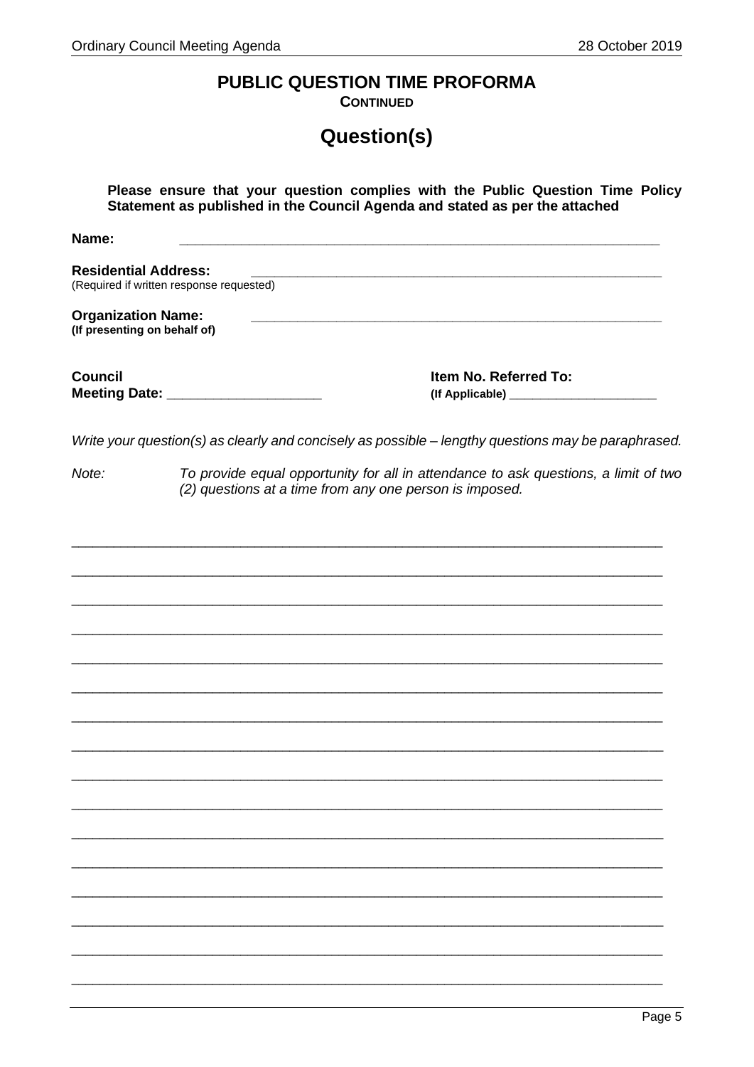## PUBLIC QUESTION TIME PROFORMA

**CONTINUED**

# Question(s)

**Please ensure that your question complies with the Public Question Time Policy Statement as published in the Council Agenda and stated as per the attached**

**Name:** ____________________________________________________________

**Residential Address:** ______________________________________________________
(Required if written response requested)

**Organization Name:** ______________________________________________________
**(If presenting on behalf of)**

**Council Meeting Date:** ____________________

**Item No. Referred To:**
**(If Applicable)** ____________________

*Write your question(s) as clearly and concisely as possible – lengthy questions may be paraphrased.*

*Note:* *To provide equal opportunity for all in attendance to ask questions, a limit of two (2) questions at a time from any one person is imposed.*

________________________________________________________________________________

________________________________________________________________________________

________________________________________________________________________________

________________________________________________________________________________

________________________________________________________________________________

________________________________________________________________________________

________________________________________________________________________________

________________________________________________________________________________

________________________________________________________________________________

________________________________________________________________________________

________________________________________________________________________________

________________________________________________________________________________

________________________________________________________________________________

________________________________________________________________________________

________________________________________________________________________________

________________________________________________________________________________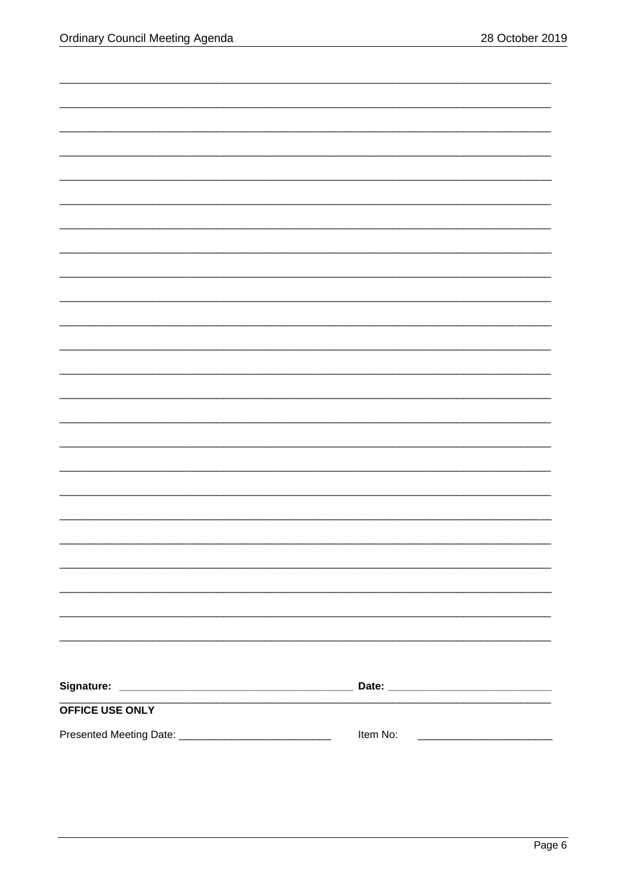\_\_\_\_\_\_\_\_\_\_\_\_\_\_\_\_\_\_\_\_\_\_\_\_\_\_\_\_\_\_\_\_\_\_\_\_\_\_\_\_\_\_\_\_\_\_\_\_\_\_\_\_\_\_\_\_\_\_\_\_\_\_\_\_\_\_\_\_\_\_\_\_\_\_\_\_\_\_

\_\_\_\_\_\_\_\_\_\_\_\_\_\_\_\_\_\_\_\_\_\_\_\_\_\_\_\_\_\_\_\_\_\_\_\_\_\_\_\_\_\_\_\_\_\_\_\_\_\_\_\_\_\_\_\_\_\_\_\_\_\_\_\_\_\_\_\_\_\_\_\_\_\_\_\_\_\_

\_\_\_\_\_\_\_\_\_\_\_\_\_\_\_\_\_\_\_\_\_\_\_\_\_\_\_\_\_\_\_\_\_\_\_\_\_\_\_\_\_\_\_\_\_\_\_\_\_\_\_\_\_\_\_\_\_\_\_\_\_\_\_\_\_\_\_\_\_\_\_\_\_\_\_\_\_\_

\_\_\_\_\_\_\_\_\_\_\_\_\_\_\_\_\_\_\_\_\_\_\_\_\_\_\_\_\_\_\_\_\_\_\_\_\_\_\_\_\_\_\_\_\_\_\_\_\_\_\_\_\_\_\_\_\_\_\_\_\_\_\_\_\_\_\_\_\_\_\_\_\_\_\_\_\_\_

\_\_\_\_\_\_\_\_\_\_\_\_\_\_\_\_\_\_\_\_\_\_\_\_\_\_\_\_\_\_\_\_\_\_\_\_\_\_\_\_\_\_\_\_\_\_\_\_\_\_\_\_\_\_\_\_\_\_\_\_\_\_\_\_\_\_\_\_\_\_\_\_\_\_\_\_\_\_

\_\_\_\_\_\_\_\_\_\_\_\_\_\_\_\_\_\_\_\_\_\_\_\_\_\_\_\_\_\_\_\_\_\_\_\_\_\_\_\_\_\_\_\_\_\_\_\_\_\_\_\_\_\_\_\_\_\_\_\_\_\_\_\_\_\_\_\_\_\_\_\_\_\_\_\_\_\_

\_\_\_\_\_\_\_\_\_\_\_\_\_\_\_\_\_\_\_\_\_\_\_\_\_\_\_\_\_\_\_\_\_\_\_\_\_\_\_\_\_\_\_\_\_\_\_\_\_\_\_\_\_\_\_\_\_\_\_\_\_\_\_\_\_\_\_\_\_\_\_\_\_\_\_\_\_\_

\_\_\_\_\_\_\_\_\_\_\_\_\_\_\_\_\_\_\_\_\_\_\_\_\_\_\_\_\_\_\_\_\_\_\_\_\_\_\_\_\_\_\_\_\_\_\_\_\_\_\_\_\_\_\_\_\_\_\_\_\_\_\_\_\_\_\_\_\_\_\_\_\_\_\_\_\_\_

\_\_\_\_\_\_\_\_\_\_\_\_\_\_\_\_\_\_\_\_\_\_\_\_\_\_\_\_\_\_\_\_\_\_\_\_\_\_\_\_\_\_\_\_\_\_\_\_\_\_\_\_\_\_\_\_\_\_\_\_\_\_\_\_\_\_\_\_\_\_\_\_\_\_\_\_\_\_

\_\_\_\_\_\_\_\_\_\_\_\_\_\_\_\_\_\_\_\_\_\_\_\_\_\_\_\_\_\_\_\_\_\_\_\_\_\_\_\_\_\_\_\_\_\_\_\_\_\_\_\_\_\_\_\_\_\_\_\_\_\_\_\_\_\_\_\_\_\_\_\_\_\_\_\_\_\_

\_\_\_\_\_\_\_\_\_\_\_\_\_\_\_\_\_\_\_\_\_\_\_\_\_\_\_\_\_\_\_\_\_\_\_\_\_\_\_\_\_\_\_\_\_\_\_\_\_\_\_\_\_\_\_\_\_\_\_\_\_\_\_\_\_\_\_\_\_\_\_\_\_\_\_\_\_\_

\_\_\_\_\_\_\_\_\_\_\_\_\_\_\_\_\_\_\_\_\_\_\_\_\_\_\_\_\_\_\_\_\_\_\_\_\_\_\_\_\_\_\_\_\_\_\_\_\_\_\_\_\_\_\_\_\_\_\_\_\_\_\_\_\_\_\_\_\_\_\_\_\_\_\_\_\_\_

\_\_\_\_\_\_\_\_\_\_\_\_\_\_\_\_\_\_\_\_\_\_\_\_\_\_\_\_\_\_\_\_\_\_\_\_\_\_\_\_\_\_\_\_\_\_\_\_\_\_\_\_\_\_\_\_\_\_\_\_\_\_\_\_\_\_\_\_\_\_\_\_\_\_\_\_\_\_

\_\_\_\_\_\_\_\_\_\_\_\_\_\_\_\_\_\_\_\_\_\_\_\_\_\_\_\_\_\_\_\_\_\_\_\_\_\_\_\_\_\_\_\_\_\_\_\_\_\_\_\_\_\_\_\_\_\_\_\_\_\_\_\_\_\_\_\_\_\_\_\_\_\_\_\_\_\_

\_\_\_\_\_\_\_\_\_\_\_\_\_\_\_\_\_\_\_\_\_\_\_\_\_\_\_\_\_\_\_\_\_\_\_\_\_\_\_\_\_\_\_\_\_\_\_\_\_\_\_\_\_\_\_\_\_\_\_\_\_\_\_\_\_\_\_\_\_\_\_\_\_\_\_\_\_\_

\_\_\_\_\_\_\_\_\_\_\_\_\_\_\_\_\_\_\_\_\_\_\_\_\_\_\_\_\_\_\_\_\_\_\_\_\_\_\_\_\_\_\_\_\_\_\_\_\_\_\_\_\_\_\_\_\_\_\_\_\_\_\_\_\_\_\_\_\_\_\_\_\_\_\_\_\_\_

\_\_\_\_\_\_\_\_\_\_\_\_\_\_\_\_\_\_\_\_\_\_\_\_\_\_\_\_\_\_\_\_\_\_\_\_\_\_\_\_\_\_\_\_\_\_\_\_\_\_\_\_\_\_\_\_\_\_\_\_\_\_\_\_\_\_\_\_\_\_\_\_\_\_\_\_\_\_

\_\_\_\_\_\_\_\_\_\_\_\_\_\_\_\_\_\_\_\_\_\_\_\_\_\_\_\_\_\_\_\_\_\_\_\_\_\_\_\_\_\_\_\_\_\_\_\_\_\_\_\_\_\_\_\_\_\_\_\_\_\_\_\_\_\_\_\_\_\_\_\_\_\_\_\_\_\_

\_\_\_\_\_\_\_\_\_\_\_\_\_\_\_\_\_\_\_\_\_\_\_\_\_\_\_\_\_\_\_\_\_\_\_\_\_\_\_\_\_\_\_\_\_\_\_\_\_\_\_\_\_\_\_\_\_\_\_\_\_\_\_\_\_\_\_\_\_\_\_\_\_\_\_\_\_\_

\_\_\_\_\_\_\_\_\_\_\_\_\_\_\_\_\_\_\_\_\_\_\_\_\_\_\_\_\_\_\_\_\_\_\_\_\_\_\_\_\_\_\_\_\_\_\_\_\_\_\_\_\_\_\_\_\_\_\_\_\_\_\_\_\_\_\_\_\_\_\_\_\_\_\_\_\_\_

\_\_\_\_\_\_\_\_\_\_\_\_\_\_\_\_\_\_\_\_\_\_\_\_\_\_\_\_\_\_\_\_\_\_\_\_\_\_\_\_\_\_\_\_\_\_\_\_\_\_\_\_\_\_\_\_\_\_\_\_\_\_\_\_\_\_\_\_\_\_\_\_\_\_\_\_\_\_

\_\_\_\_\_\_\_\_\_\_\_\_\_\_\_\_\_\_\_\_\_\_\_\_\_\_\_\_\_\_\_\_\_\_\_\_\_\_\_\_\_\_\_\_\_\_\_\_\_\_\_\_\_\_\_\_\_\_\_\_\_\_\_\_\_\_\_\_\_\_\_\_\_\_\_\_\_\_

\_\_\_\_\_\_\_\_\_\_\_\_\_\_\_\_\_\_\_\_\_\_\_\_\_\_\_\_\_\_\_\_\_\_\_\_\_\_\_\_\_\_\_\_\_\_\_\_\_\_\_\_\_\_\_\_\_\_\_\_\_\_\_\_\_\_\_\_\_\_\_\_\_\_\_\_\_\_

\_\_\_\_\_\_\_\_\_\_\_\_\_\_\_\_\_\_\_\_\_\_\_\_\_\_\_\_\_\_\_\_\_\_\_\_\_\_\_\_\_\_\_\_\_\_\_\_\_\_\_\_\_\_\_\_\_\_\_\_\_\_\_\_\_\_\_\_\_\_\_\_\_\_\_\_\_\_

\_\_\_\_\_\_\_\_\_\_\_\_\_\_\_\_\_\_\_\_\_\_\_\_\_\_\_\_\_\_\_\_\_\_\_\_\_\_\_\_\_\_\_\_\_\_\_\_\_\_\_\_\_\_\_\_\_\_\_\_\_\_\_\_\_\_\_\_\_\_\_\_\_\_\_\_\_\_

**Signature:** \_\_\_\_\_\_\_\_\_\_\_\_\_\_\_\_\_\_\_\_\_\_\_\_\_\_\_\_\_\_\_\_\_\_\_\_\_\_\_\_ **Date:** \_\_\_\_\_\_\_\_\_\_\_\_\_\_\_\_\_\_\_\_\_\_\_\_\_\_\_\_

**OFFICE USE ONLY**

Presented Meeting Date: \_\_\_\_\_\_\_\_\_\_\_\_\_\_\_\_\_\_\_\_\_\_\_\_\_\_\_ Item No: \_\_\_\_\_\_\_\_\_\_\_\_\_\_\_\_\_\_\_\_\_\_\_\_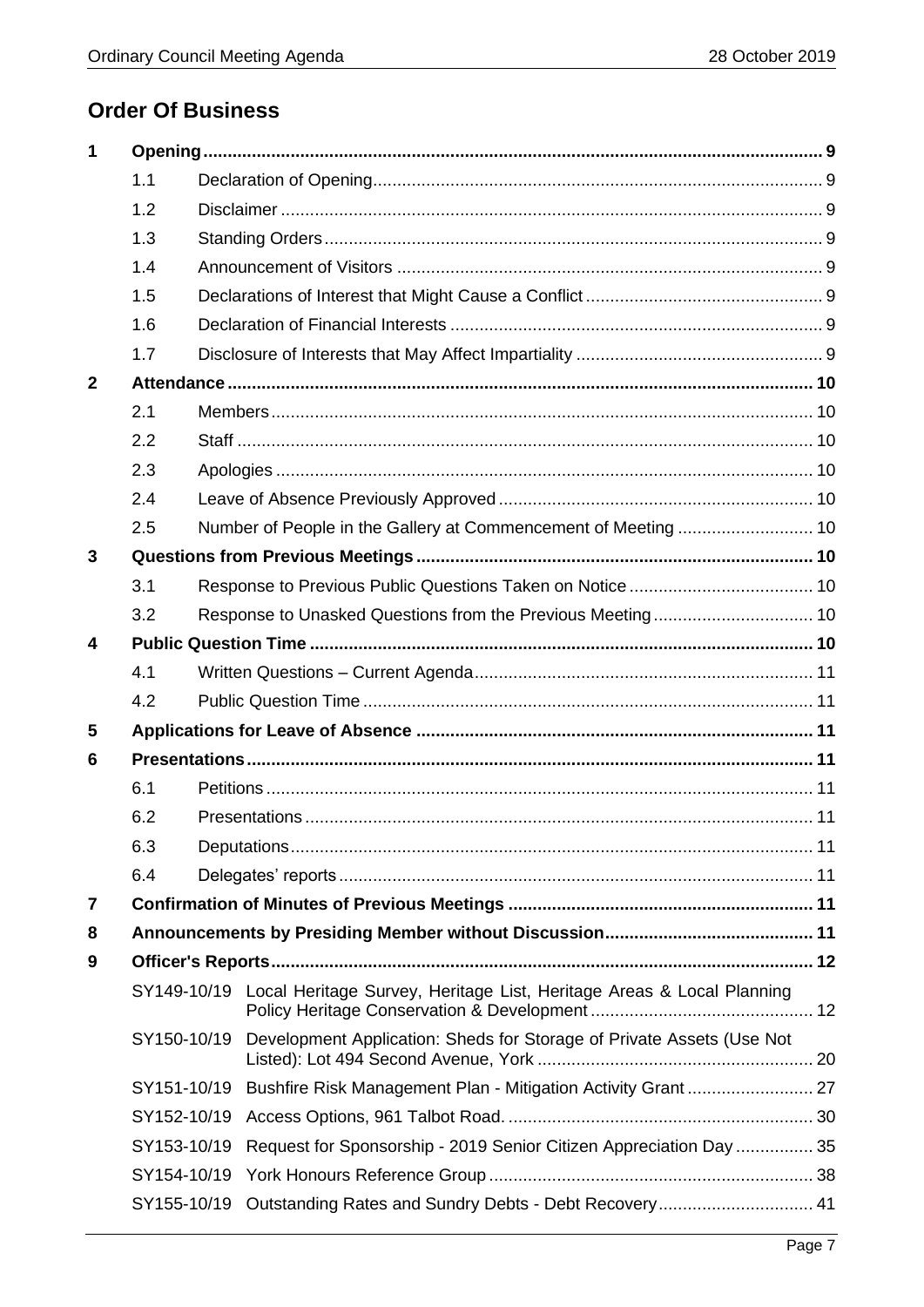## Order Of Business

| | | | |
|---|---|---|---|
| **1** | **Opening** | | **9** |
| | 1.1 | Declaration of Opening | 9 |
| | 1.2 | Disclaimer | 9 |
| | 1.3 | Standing Orders | 9 |
| | 1.4 | Announcement of Visitors | 9 |
| | 1.5 | Declarations of Interest that Might Cause a Conflict | 9 |
| | 1.6 | Declaration of Financial Interests | 9 |
| | 1.7 | Disclosure of Interests that May Affect Impartiality | 9 |
| **2** | **Attendance** | | **10** |
| | 2.1 | Members | 10 |
| | 2.2 | Staff | 10 |
| | 2.3 | Apologies | 10 |
| | 2.4 | Leave of Absence Previously Approved | 10 |
| | 2.5 | Number of People in the Gallery at Commencement of Meeting | 10 |
| **3** | **Questions from Previous Meetings** | | **10** |
| | 3.1 | Response to Previous Public Questions Taken on Notice | 10 |
| | 3.2 | Response to Unasked Questions from the Previous Meeting | 10 |
| **4** | **Public Question Time** | | **10** |
| | 4.1 | Written Questions – Current Agenda | 11 |
| | 4.2 | Public Question Time | 11 |
| **5** | **Applications for Leave of Absence** | | **11** |
| **6** | **Presentations** | | **11** |
| | 6.1 | Petitions | 11 |
| | 6.2 | Presentations | 11 |
| | 6.3 | Deputations | 11 |
| | 6.4 | Delegates' reports | 11 |
| **7** | **Confirmation of Minutes of Previous Meetings** | | **11** |
| **8** | **Announcements by Presiding Member without Discussion** | | **11** |
| **9** | **Officer's Reports** | | **12** |
| | SY149-10/19 | Local Heritage Survey, Heritage List, Heritage Areas & Local Planning Policy Heritage Conservation & Development | 12 |
| | SY150-10/19 | Development Application: Sheds for Storage of Private Assets (Use Not Listed): Lot 494 Second Avenue, York | 20 |
| | SY151-10/19 | Bushfire Risk Management Plan - Mitigation Activity Grant | 27 |
| | SY152-10/19 | Access Options, 961 Talbot Road. | 30 |
| | SY153-10/19 | Request for Sponsorship - 2019 Senior Citizen Appreciation Day | 35 |
| | SY154-10/19 | York Honours Reference Group | 38 |
| | SY155-10/19 | Outstanding Rates and Sundry Debts - Debt Recovery | 41 |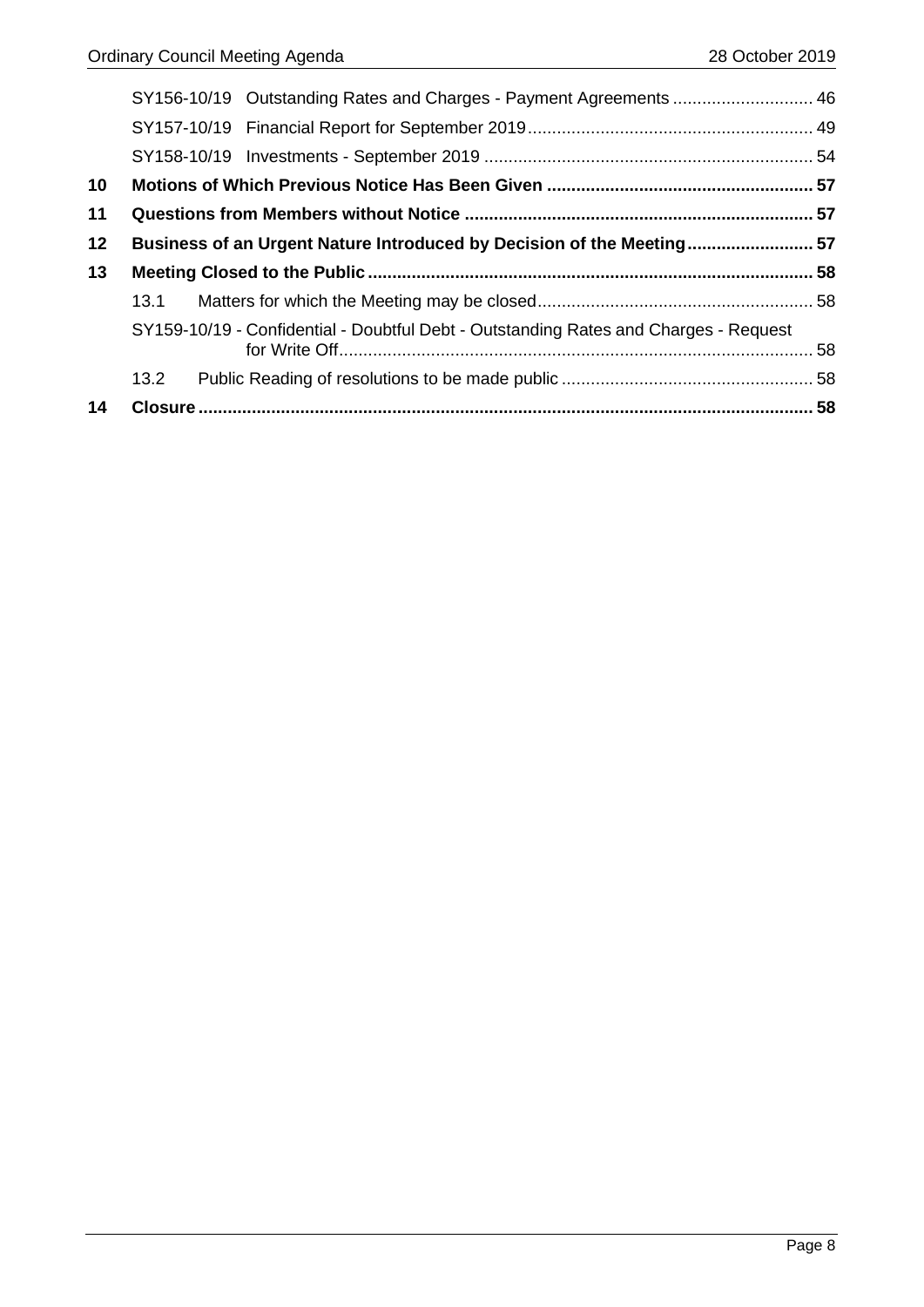| | | |
|---|---|---|
| | SY156-10/19 Outstanding Rates and Charges - Payment Agreements | 46 |
| | SY157-10/19 Financial Report for September 2019 | 49 |
| | SY158-10/19 Investments - September 2019 | 54 |
| **10** | **Motions of Which Previous Notice Has Been Given** | **57** |
| **11** | **Questions from Members without Notice** | **57** |
| **12** | **Business of an Urgent Nature Introduced by Decision of the Meeting** | **57** |
| **13** | **Meeting Closed to the Public** | **58** |
| | 13.1 Matters for which the Meeting may be closed | 58 |
| | SY159-10/19 - Confidential - Doubtful Debt - Outstanding Rates and Charges - Request for Write Off | 58 |
| | 13.2 Public Reading of resolutions to be made public | 58 |
| **14** | **Closure** | **58** |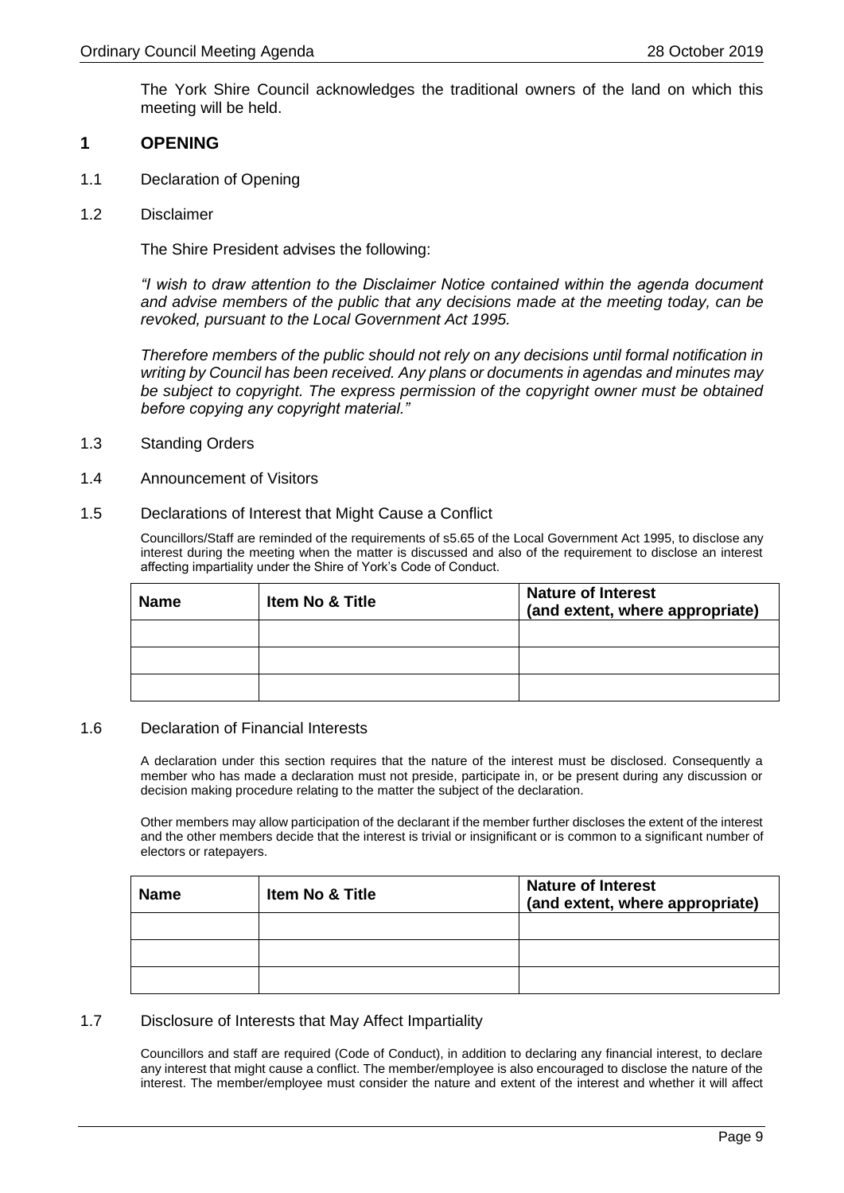The York Shire Council acknowledges the traditional owners of the land on which this meeting will be held.

## 1 OPENING

1.1 Declaration of Opening

1.2 Disclaimer

The Shire President advises the following:

*"I wish to draw attention to the Disclaimer Notice contained within the agenda document and advise members of the public that any decisions made at the meeting today, can be revoked, pursuant to the Local Government Act 1995.*

*Therefore members of the public should not rely on any decisions until formal notification in writing by Council has been received. Any plans or documents in agendas and minutes may be subject to copyright. The express permission of the copyright owner must be obtained before copying any copyright material."*

1.3 Standing Orders

1.4 Announcement of Visitors

1.5 Declarations of Interest that Might Cause a Conflict

Councillors/Staff are reminded of the requirements of s5.65 of the Local Government Act 1995, to disclose any interest during the meeting when the matter is discussed and also of the requirement to disclose an interest affecting impartiality under the Shire of York's Code of Conduct.

| Name | Item No & Title | Nature of Interest (and extent, where appropriate) |
|---|---|---|
| | | |
| | | |
| | | |

1.6 Declaration of Financial Interests

A declaration under this section requires that the nature of the interest must be disclosed. Consequently a member who has made a declaration must not preside, participate in, or be present during any discussion or decision making procedure relating to the matter the subject of the declaration.

Other members may allow participation of the declarant if the member further discloses the extent of the interest and the other members decide that the interest is trivial or insignificant or is common to a significant number of electors or ratepayers.

| Name | Item No & Title | Nature of Interest (and extent, where appropriate) |
|---|---|---|
| | | |
| | | |
| | | |

1.7 Disclosure of Interests that May Affect Impartiality

Councillors and staff are required (Code of Conduct), in addition to declaring any financial interest, to declare any interest that might cause a conflict. The member/employee is also encouraged to disclose the nature of the interest. The member/employee must consider the nature and extent of the interest and whether it will affect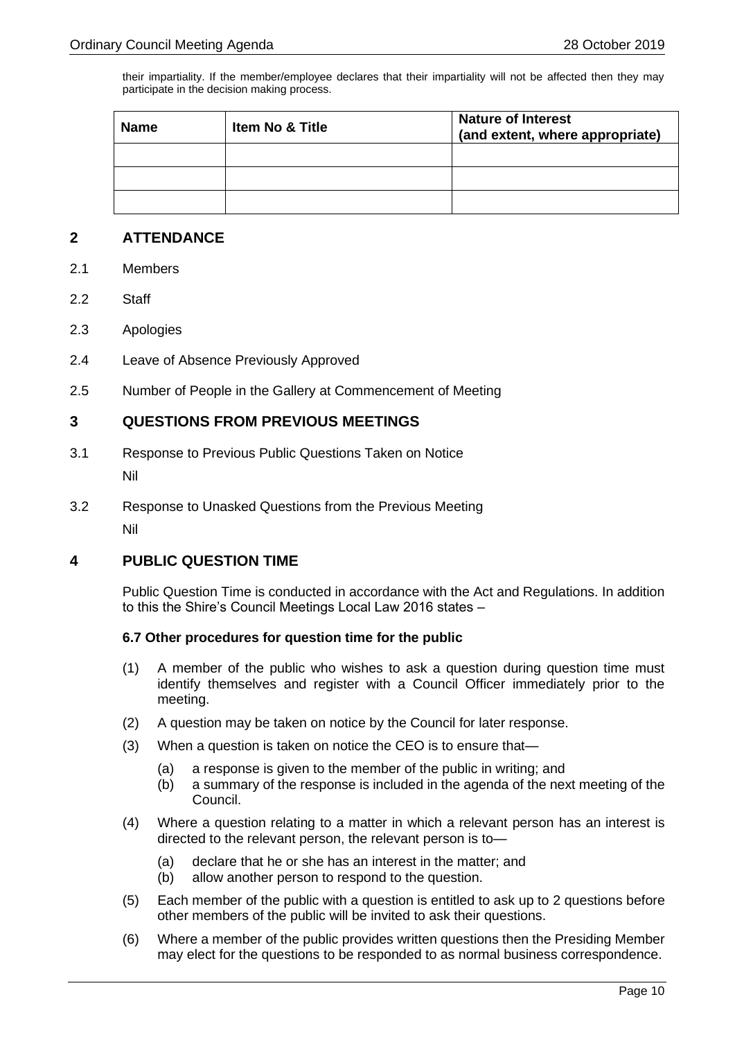their impartiality. If the member/employee declares that their impartiality will not be affected then they may participate in the decision making process.

| Name | Item No & Title | Nature of Interest (and extent, where appropriate) |
|---|---|---|
| | | |
| | | |
| | | |

## 2 ATTENDANCE

2.1 Members

2.2 Staff

2.3 Apologies

2.4 Leave of Absence Previously Approved

2.5 Number of People in the Gallery at Commencement of Meeting

## 3 QUESTIONS FROM PREVIOUS MEETINGS

3.1 Response to Previous Public Questions Taken on Notice

Nil

3.2 Response to Unasked Questions from the Previous Meeting

Nil

## 4 PUBLIC QUESTION TIME

Public Question Time is conducted in accordance with the Act and Regulations. In addition to this the Shire's Council Meetings Local Law 2016 states –

**6.7 Other procedures for question time for the public**

(1) A member of the public who wishes to ask a question during question time must identify themselves and register with a Council Officer immediately prior to the meeting.

(2) A question may be taken on notice by the Council for later response.

(3) When a question is taken on notice the CEO is to ensure that—

  (a) a response is given to the member of the public in writing; and
  (b) a summary of the response is included in the agenda of the next meeting of the Council.

(4) Where a question relating to a matter in which a relevant person has an interest is directed to the relevant person, the relevant person is to—

  (a) declare that he or she has an interest in the matter; and
  (b) allow another person to respond to the question.

(5) Each member of the public with a question is entitled to ask up to 2 questions before other members of the public will be invited to ask their questions.

(6) Where a member of the public provides written questions then the Presiding Member may elect for the questions to be responded to as normal business correspondence.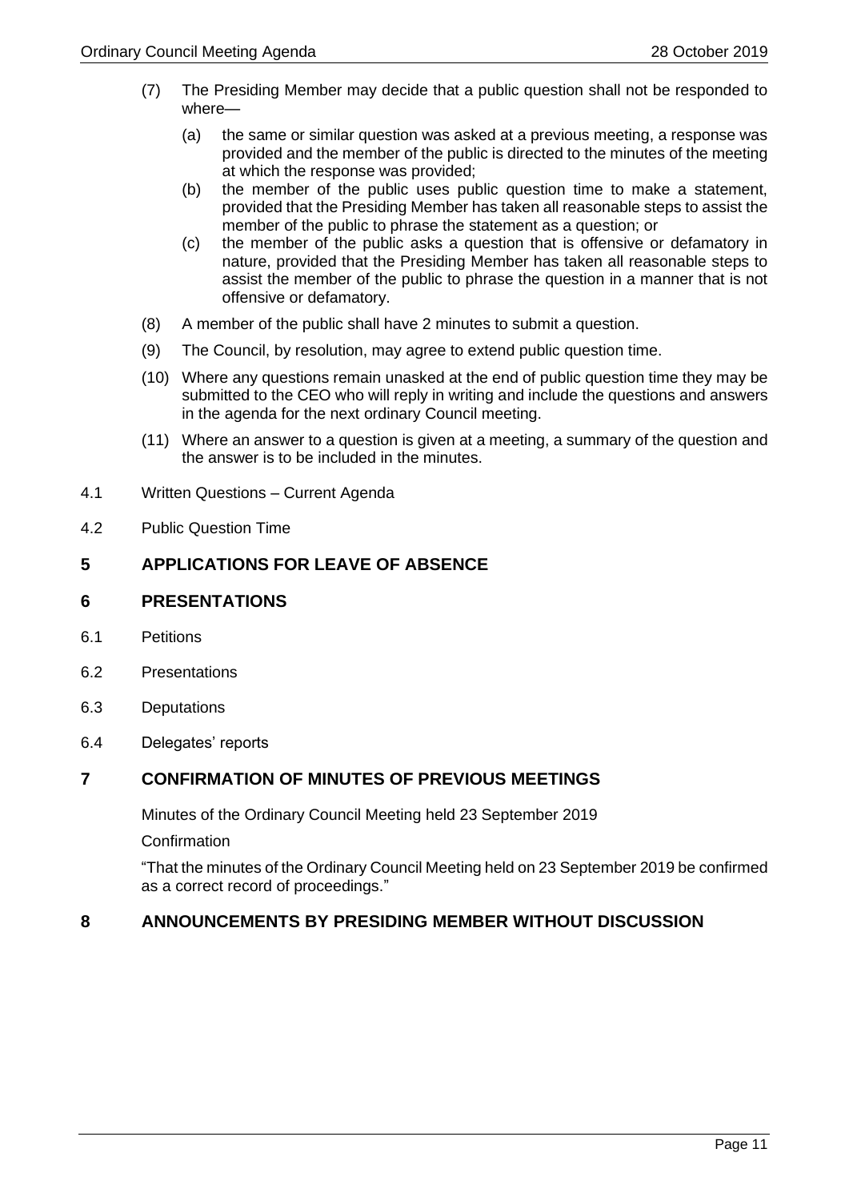(7) The Presiding Member may decide that a public question shall not be responded to where—

   (a) the same or similar question was asked at a previous meeting, a response was provided and the member of the public is directed to the minutes of the meeting at which the response was provided;

   (b) the member of the public uses public question time to make a statement, provided that the Presiding Member has taken all reasonable steps to assist the member of the public to phrase the statement as a question; or

   (c) the member of the public asks a question that is offensive or defamatory in nature, provided that the Presiding Member has taken all reasonable steps to assist the member of the public to phrase the question in a manner that is not offensive or defamatory.

(8) A member of the public shall have 2 minutes to submit a question.

(9) The Council, by resolution, may agree to extend public question time.

(10) Where any questions remain unasked at the end of public question time they may be submitted to the CEO who will reply in writing and include the questions and answers in the agenda for the next ordinary Council meeting.

(11) Where an answer to a question is given at a meeting, a summary of the question and the answer is to be included in the minutes.

4.1 Written Questions – Current Agenda

4.2 Public Question Time

## 5 APPLICATIONS FOR LEAVE OF ABSENCE

## 6 PRESENTATIONS

6.1 Petitions

6.2 Presentations

6.3 Deputations

6.4 Delegates' reports

## 7 CONFIRMATION OF MINUTES OF PREVIOUS MEETINGS

Minutes of the Ordinary Council Meeting held 23 September 2019

Confirmation

"That the minutes of the Ordinary Council Meeting held on 23 September 2019 be confirmed as a correct record of proceedings."

## 8 ANNOUNCEMENTS BY PRESIDING MEMBER WITHOUT DISCUSSION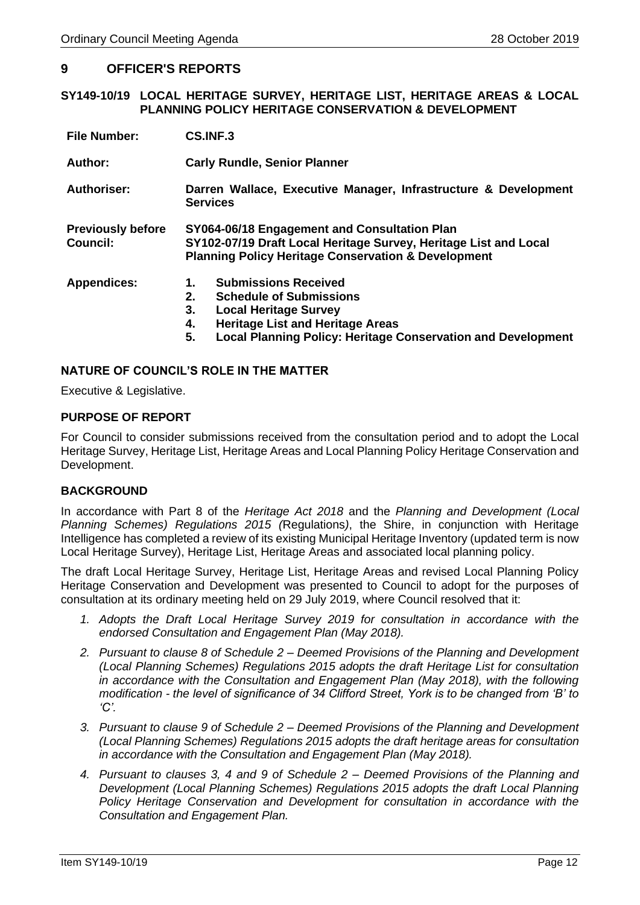## 9 OFFICER'S REPORTS

### SY149-10/19 LOCAL HERITAGE SURVEY, HERITAGE LIST, HERITAGE AREAS & LOCAL PLANNING POLICY HERITAGE CONSERVATION & DEVELOPMENT

| | |
|---|---|
| **File Number:** | **CS.INF.3** |
| **Author:** | **Carly Rundle, Senior Planner** |
| **Authoriser:** | **Darren Wallace, Executive Manager, Infrastructure & Development Services** |
| **Previously before Council:** | **SY064-06/18 Engagement and Consultation Plan**<br>**SY102-07/19 Draft Local Heritage Survey, Heritage List and Local Planning Policy Heritage Conservation & Development** |
| **Appendices:** | **1. Submissions Received**<br>**2. Schedule of Submissions**<br>**3. Local Heritage Survey**<br>**4. Heritage List and Heritage Areas**<br>**5. Local Planning Policy: Heritage Conservation and Development** |

**NATURE OF COUNCIL'S ROLE IN THE MATTER**

Executive & Legislative.

**PURPOSE OF REPORT**

For Council to consider submissions received from the consultation period and to adopt the Local Heritage Survey, Heritage List, Heritage Areas and Local Planning Policy Heritage Conservation and Development.

**BACKGROUND**

In accordance with Part 8 of the *Heritage Act 2018* and the *Planning and Development (Local Planning Schemes) Regulations 2015 (*Regulations*)*, the Shire, in conjunction with Heritage Intelligence has completed a review of its existing Municipal Heritage Inventory (updated term is now Local Heritage Survey), Heritage List, Heritage Areas and associated local planning policy.

The draft Local Heritage Survey, Heritage List, Heritage Areas and revised Local Planning Policy Heritage Conservation and Development was presented to Council to adopt for the purposes of consultation at its ordinary meeting held on 29 July 2019, where Council resolved that it:

1. *Adopts the Draft Local Heritage Survey 2019 for consultation in accordance with the endorsed Consultation and Engagement Plan (May 2018).*
2. *Pursuant to clause 8 of Schedule 2 – Deemed Provisions of the Planning and Development (Local Planning Schemes) Regulations 2015 adopts the draft Heritage List for consultation in accordance with the Consultation and Engagement Plan (May 2018), with the following modification - the level of significance of 34 Clifford Street, York is to be changed from 'B' to 'C'.*
3. *Pursuant to clause 9 of Schedule 2 – Deemed Provisions of the Planning and Development (Local Planning Schemes) Regulations 2015 adopts the draft heritage areas for consultation in accordance with the Consultation and Engagement Plan (May 2018).*
4. *Pursuant to clauses 3, 4 and 9 of Schedule 2 – Deemed Provisions of the Planning and Development (Local Planning Schemes) Regulations 2015 adopts the draft Local Planning Policy Heritage Conservation and Development for consultation in accordance with the Consultation and Engagement Plan.*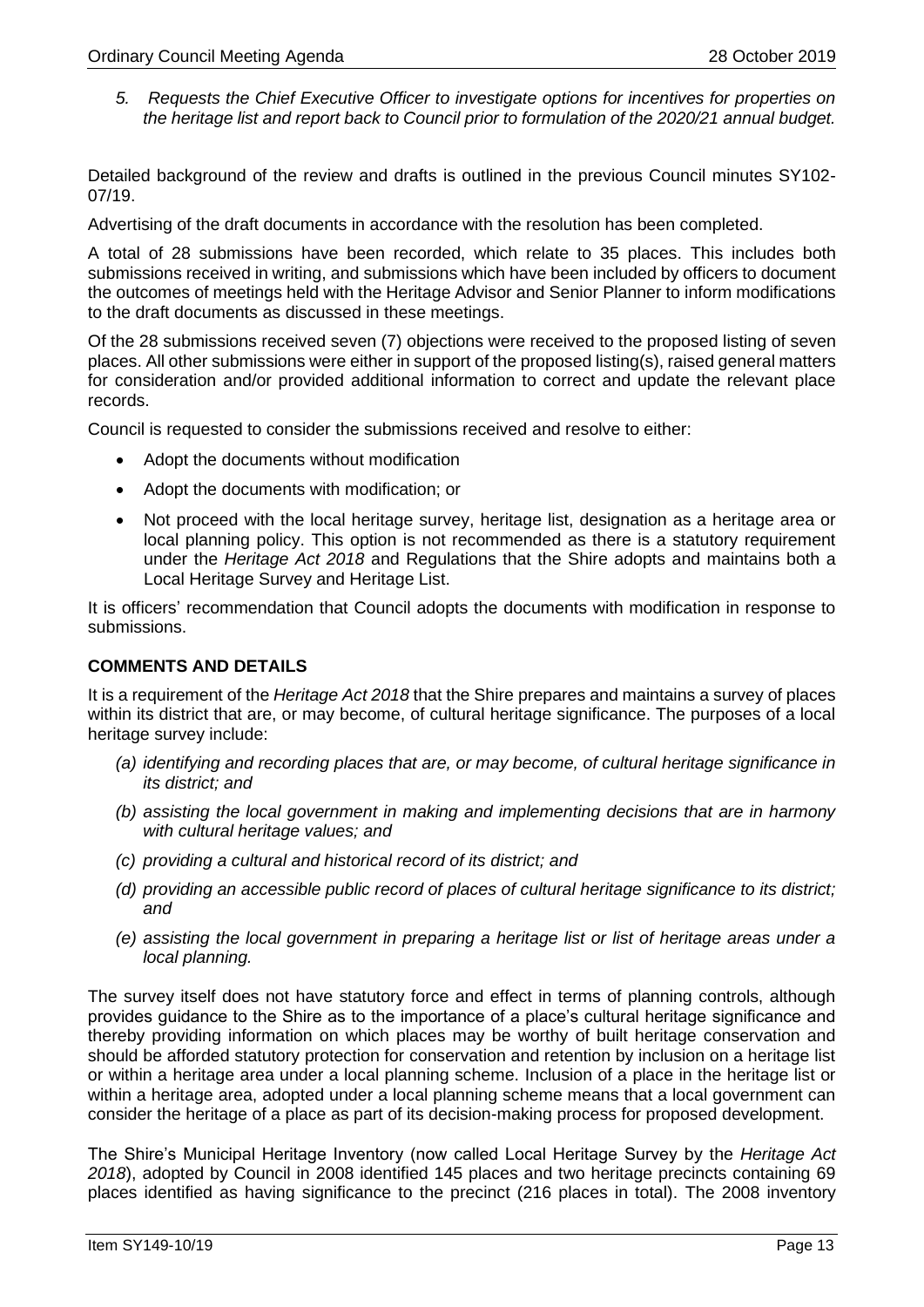*5. Requests the Chief Executive Officer to investigate options for incentives for properties on the heritage list and report back to Council prior to formulation of the 2020/21 annual budget.*

Detailed background of the review and drafts is outlined in the previous Council minutes SY102-07/19.

Advertising of the draft documents in accordance with the resolution has been completed.

A total of 28 submissions have been recorded, which relate to 35 places. This includes both submissions received in writing, and submissions which have been included by officers to document the outcomes of meetings held with the Heritage Advisor and Senior Planner to inform modifications to the draft documents as discussed in these meetings.

Of the 28 submissions received seven (7) objections were received to the proposed listing of seven places. All other submissions were either in support of the proposed listing(s), raised general matters for consideration and/or provided additional information to correct and update the relevant place records.

Council is requested to consider the submissions received and resolve to either:

- Adopt the documents without modification
- Adopt the documents with modification; or
- Not proceed with the local heritage survey, heritage list, designation as a heritage area or local planning policy. This option is not recommended as there is a statutory requirement under the *Heritage Act 2018* and Regulations that the Shire adopts and maintains both a Local Heritage Survey and Heritage List.

It is officers' recommendation that Council adopts the documents with modification in response to submissions.

## COMMENTS AND DETAILS

It is a requirement of the *Heritage Act 2018* that the Shire prepares and maintains a survey of places within its district that are, or may become, of cultural heritage significance. The purposes of a local heritage survey include:

*(a) identifying and recording places that are, or may become, of cultural heritage significance in its district; and*

*(b) assisting the local government in making and implementing decisions that are in harmony with cultural heritage values; and*

*(c) providing a cultural and historical record of its district; and*

*(d) providing an accessible public record of places of cultural heritage significance to its district; and*

*(e) assisting the local government in preparing a heritage list or list of heritage areas under a local planning.*

The survey itself does not have statutory force and effect in terms of planning controls, although provides guidance to the Shire as to the importance of a place's cultural heritage significance and thereby providing information on which places may be worthy of built heritage conservation and should be afforded statutory protection for conservation and retention by inclusion on a heritage list or within a heritage area under a local planning scheme. Inclusion of a place in the heritage list or within a heritage area, adopted under a local planning scheme means that a local government can consider the heritage of a place as part of its decision-making process for proposed development.

The Shire's Municipal Heritage Inventory (now called Local Heritage Survey by the *Heritage Act 2018*), adopted by Council in 2008 identified 145 places and two heritage precincts containing 69 places identified as having significance to the precinct (216 places in total). The 2008 inventory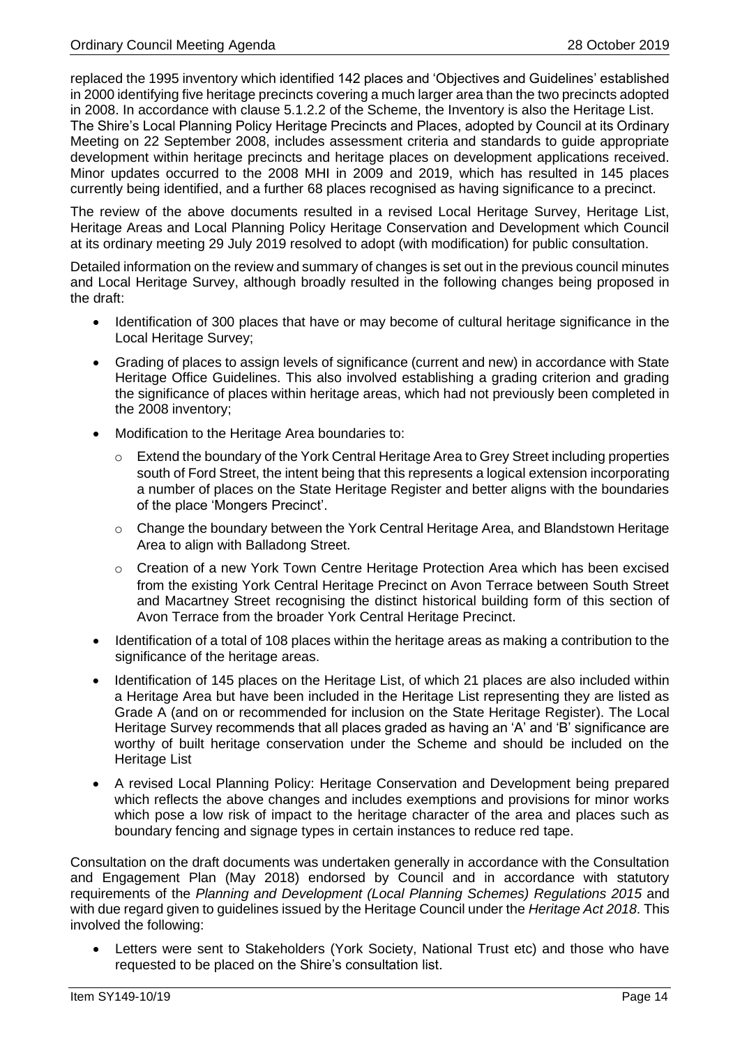replaced the 1995 inventory which identified 142 places and 'Objectives and Guidelines' established in 2000 identifying five heritage precincts covering a much larger area than the two precincts adopted in 2008. In accordance with clause 5.1.2.2 of the Scheme, the Inventory is also the Heritage List. The Shire's Local Planning Policy Heritage Precincts and Places, adopted by Council at its Ordinary Meeting on 22 September 2008, includes assessment criteria and standards to guide appropriate development within heritage precincts and heritage places on development applications received. Minor updates occurred to the 2008 MHI in 2009 and 2019, which has resulted in 145 places currently being identified, and a further 68 places recognised as having significance to a precinct.

The review of the above documents resulted in a revised Local Heritage Survey, Heritage List, Heritage Areas and Local Planning Policy Heritage Conservation and Development which Council at its ordinary meeting 29 July 2019 resolved to adopt (with modification) for public consultation.

Detailed information on the review and summary of changes is set out in the previous council minutes and Local Heritage Survey, although broadly resulted in the following changes being proposed in the draft:

- Identification of 300 places that have or may become of cultural heritage significance in the Local Heritage Survey;
- Grading of places to assign levels of significance (current and new) in accordance with State Heritage Office Guidelines. This also involved establishing a grading criterion and grading the significance of places within heritage areas, which had not previously been completed in the 2008 inventory;
- Modification to the Heritage Area boundaries to:
  - Extend the boundary of the York Central Heritage Area to Grey Street including properties south of Ford Street, the intent being that this represents a logical extension incorporating a number of places on the State Heritage Register and better aligns with the boundaries of the place 'Mongers Precinct'.
  - Change the boundary between the York Central Heritage Area, and Blandstown Heritage Area to align with Balladong Street.
  - Creation of a new York Town Centre Heritage Protection Area which has been excised from the existing York Central Heritage Precinct on Avon Terrace between South Street and Macartney Street recognising the distinct historical building form of this section of Avon Terrace from the broader York Central Heritage Precinct.
- Identification of a total of 108 places within the heritage areas as making a contribution to the significance of the heritage areas.
- Identification of 145 places on the Heritage List, of which 21 places are also included within a Heritage Area but have been included in the Heritage List representing they are listed as Grade A (and on or recommended for inclusion on the State Heritage Register). The Local Heritage Survey recommends that all places graded as having an 'A' and 'B' significance are worthy of built heritage conservation under the Scheme and should be included on the Heritage List
- A revised Local Planning Policy: Heritage Conservation and Development being prepared which reflects the above changes and includes exemptions and provisions for minor works which pose a low risk of impact to the heritage character of the area and places such as boundary fencing and signage types in certain instances to reduce red tape.

Consultation on the draft documents was undertaken generally in accordance with the Consultation and Engagement Plan (May 2018) endorsed by Council and in accordance with statutory requirements of the *Planning and Development (Local Planning Schemes) Regulations 2015* and with due regard given to guidelines issued by the Heritage Council under the *Heritage Act 2018*. This involved the following:

- Letters were sent to Stakeholders (York Society, National Trust etc) and those who have requested to be placed on the Shire's consultation list.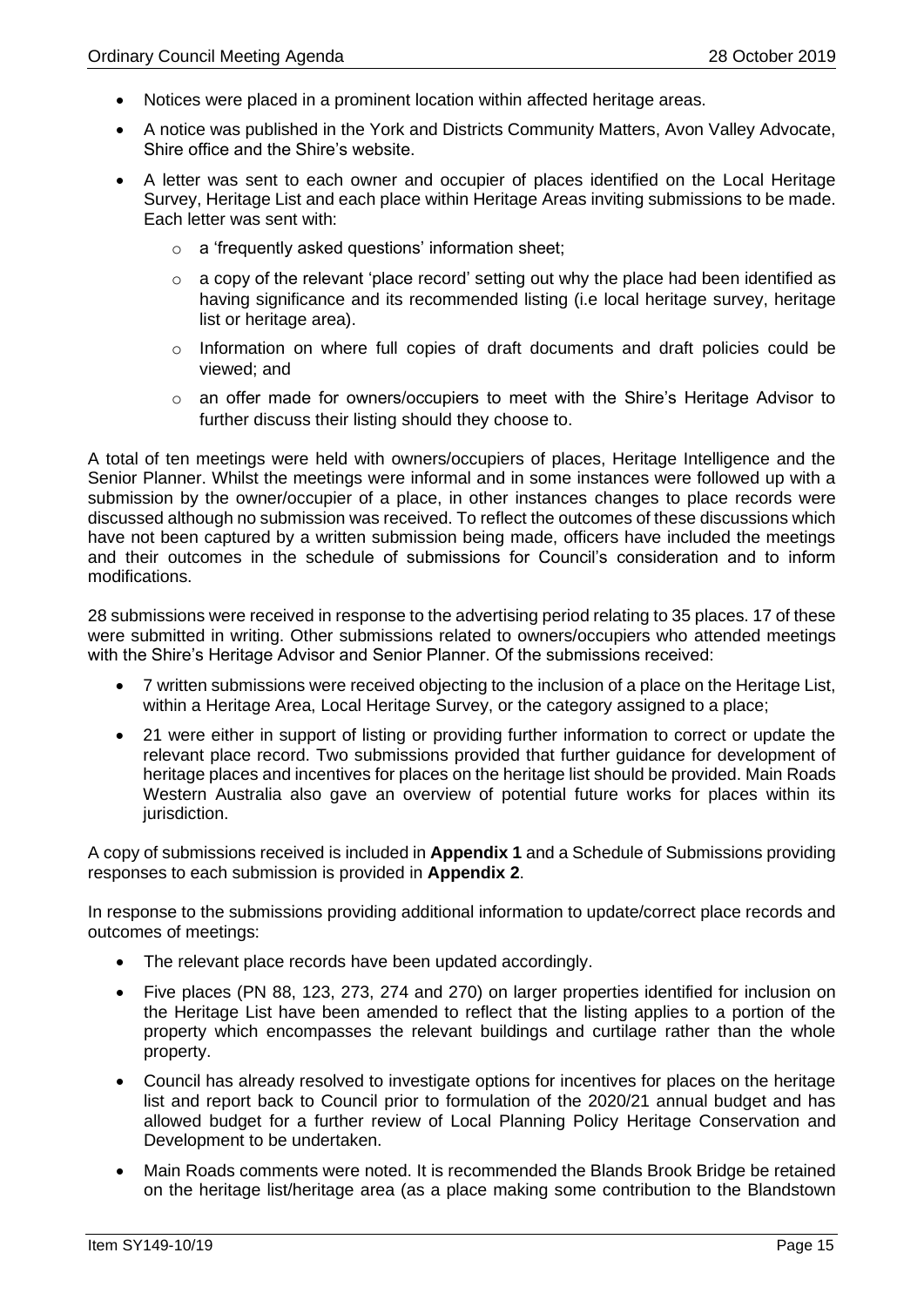- Notices were placed in a prominent location within affected heritage areas.
- A notice was published in the York and Districts Community Matters, Avon Valley Advocate, Shire office and the Shire's website.
- A letter was sent to each owner and occupier of places identified on the Local Heritage Survey, Heritage List and each place within Heritage Areas inviting submissions to be made. Each letter was sent with:
  - a 'frequently asked questions' information sheet;
  - a copy of the relevant 'place record' setting out why the place had been identified as having significance and its recommended listing (i.e local heritage survey, heritage list or heritage area).
  - Information on where full copies of draft documents and draft policies could be viewed; and
  - an offer made for owners/occupiers to meet with the Shire's Heritage Advisor to further discuss their listing should they choose to.

A total of ten meetings were held with owners/occupiers of places, Heritage Intelligence and the Senior Planner. Whilst the meetings were informal and in some instances were followed up with a submission by the owner/occupier of a place, in other instances changes to place records were discussed although no submission was received. To reflect the outcomes of these discussions which have not been captured by a written submission being made, officers have included the meetings and their outcomes in the schedule of submissions for Council's consideration and to inform modifications.

28 submissions were received in response to the advertising period relating to 35 places. 17 of these were submitted in writing. Other submissions related to owners/occupiers who attended meetings with the Shire's Heritage Advisor and Senior Planner. Of the submissions received:

- 7 written submissions were received objecting to the inclusion of a place on the Heritage List, within a Heritage Area, Local Heritage Survey, or the category assigned to a place;
- 21 were either in support of listing or providing further information to correct or update the relevant place record. Two submissions provided that further guidance for development of heritage places and incentives for places on the heritage list should be provided. Main Roads Western Australia also gave an overview of potential future works for places within its jurisdiction.

A copy of submissions received is included in **Appendix 1** and a Schedule of Submissions providing responses to each submission is provided in **Appendix 2**.

In response to the submissions providing additional information to update/correct place records and outcomes of meetings:

- The relevant place records have been updated accordingly.
- Five places (PN 88, 123, 273, 274 and 270) on larger properties identified for inclusion on the Heritage List have been amended to reflect that the listing applies to a portion of the property which encompasses the relevant buildings and curtilage rather than the whole property.
- Council has already resolved to investigate options for incentives for places on the heritage list and report back to Council prior to formulation of the 2020/21 annual budget and has allowed budget for a further review of Local Planning Policy Heritage Conservation and Development to be undertaken.
- Main Roads comments were noted. It is recommended the Blands Brook Bridge be retained on the heritage list/heritage area (as a place making some contribution to the Blandstown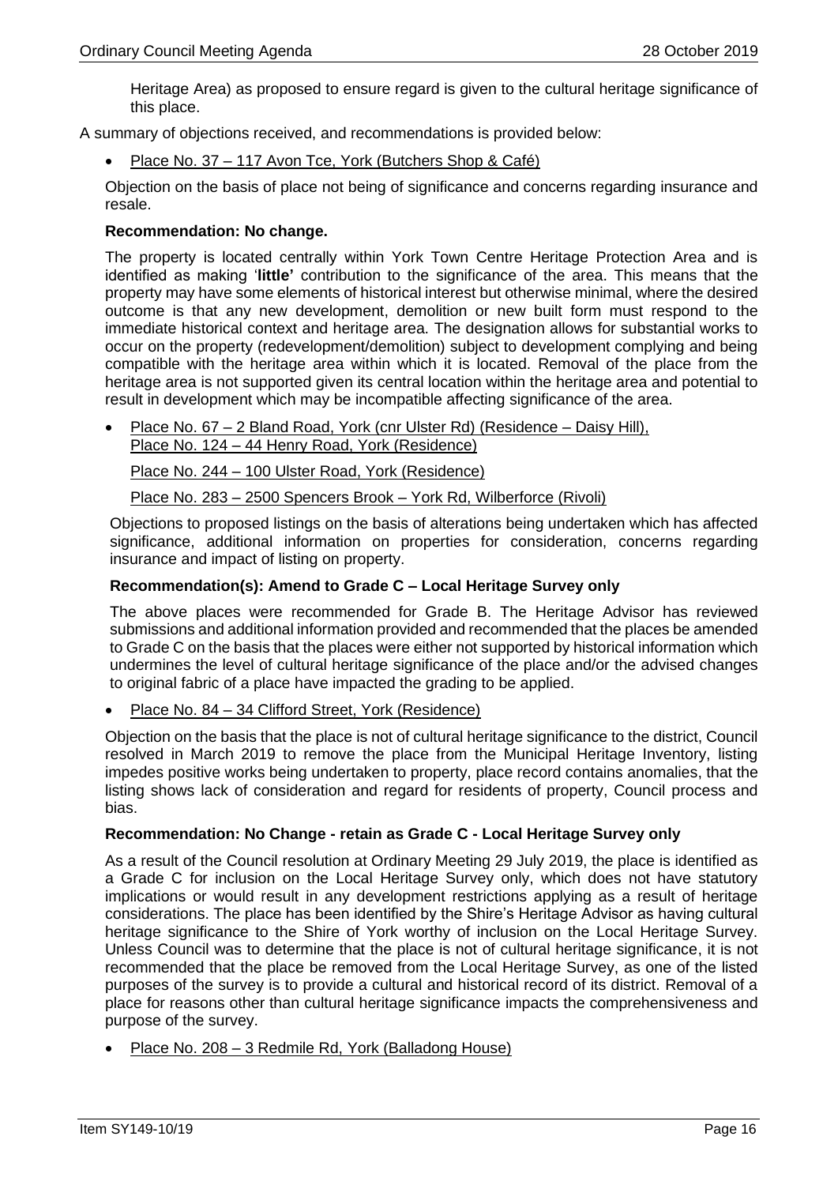Heritage Area) as proposed to ensure regard is given to the cultural heritage significance of this place.

A summary of objections received, and recommendations is provided below:

- Place No. 37 – 117 Avon Tce, York (Butchers Shop & Café)

Objection on the basis of place not being of significance and concerns regarding insurance and resale.

**Recommendation: No change.**

The property is located centrally within York Town Centre Heritage Protection Area and is identified as making '**little'** contribution to the significance of the area. This means that the property may have some elements of historical interest but otherwise minimal, where the desired outcome is that any new development, demolition or new built form must respond to the immediate historical context and heritage area. The designation allows for substantial works to occur on the property (redevelopment/demolition) subject to development complying and being compatible with the heritage area within which it is located. Removal of the place from the heritage area is not supported given its central location within the heritage area and potential to result in development which may be incompatible affecting significance of the area.

- Place No. 67 – 2 Bland Road, York (cnr Ulster Rd) (Residence – Daisy Hill), Place No. 124 – 44 Henry Road, York (Residence)

  Place No. 244 – 100 Ulster Road, York (Residence)

  Place No. 283 – 2500 Spencers Brook – York Rd, Wilberforce (Rivoli)

Objections to proposed listings on the basis of alterations being undertaken which has affected significance, additional information on properties for consideration, concerns regarding insurance and impact of listing on property.

**Recommendation(s): Amend to Grade C – Local Heritage Survey only**

The above places were recommended for Grade B. The Heritage Advisor has reviewed submissions and additional information provided and recommended that the places be amended to Grade C on the basis that the places were either not supported by historical information which undermines the level of cultural heritage significance of the place and/or the advised changes to original fabric of a place have impacted the grading to be applied.

- Place No. 84 – 34 Clifford Street, York (Residence)

Objection on the basis that the place is not of cultural heritage significance to the district, Council resolved in March 2019 to remove the place from the Municipal Heritage Inventory, listing impedes positive works being undertaken to property, place record contains anomalies, that the listing shows lack of consideration and regard for residents of property, Council process and bias.

**Recommendation: No Change - retain as Grade C - Local Heritage Survey only**

As a result of the Council resolution at Ordinary Meeting 29 July 2019, the place is identified as a Grade C for inclusion on the Local Heritage Survey only, which does not have statutory implications or would result in any development restrictions applying as a result of heritage considerations. The place has been identified by the Shire's Heritage Advisor as having cultural heritage significance to the Shire of York worthy of inclusion on the Local Heritage Survey. Unless Council was to determine that the place is not of cultural heritage significance, it is not recommended that the place be removed from the Local Heritage Survey, as one of the listed purposes of the survey is to provide a cultural and historical record of its district. Removal of a place for reasons other than cultural heritage significance impacts the comprehensiveness and purpose of the survey.

- Place No. 208 – 3 Redmile Rd, York (Balladong House)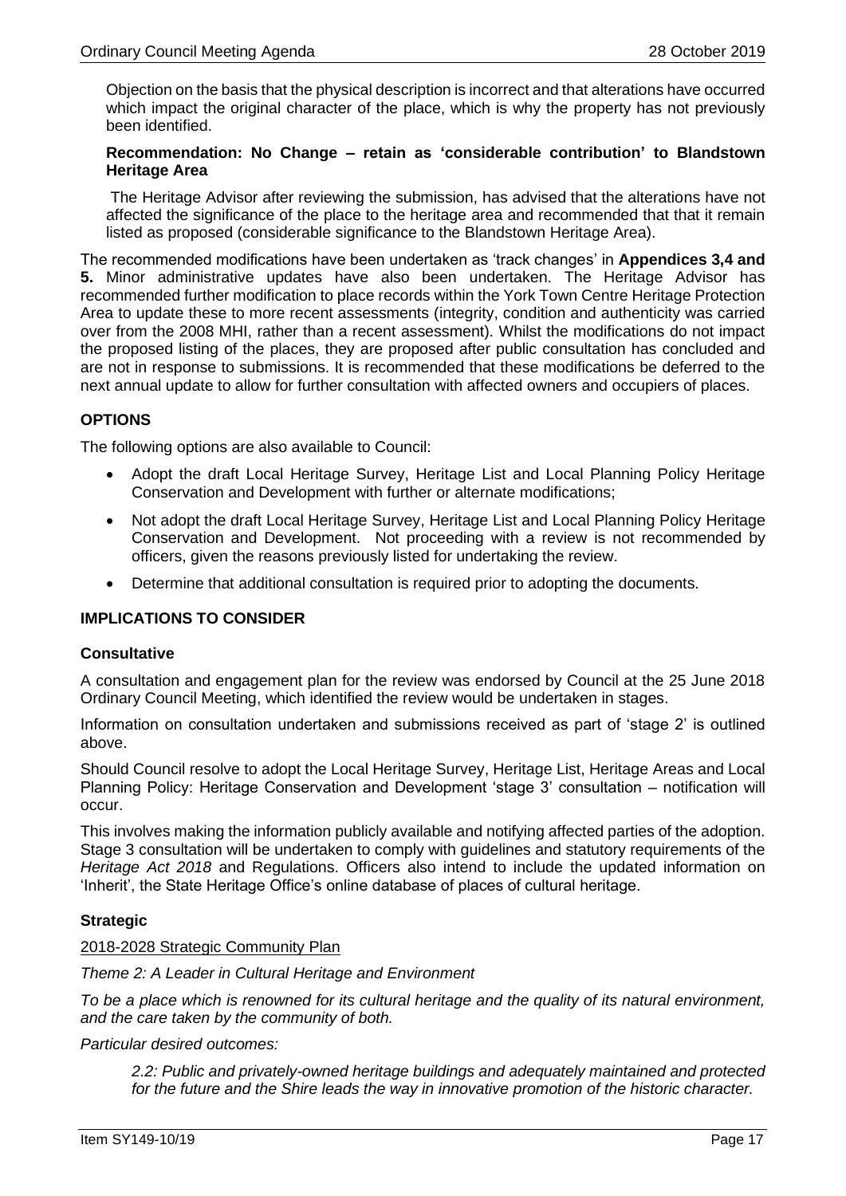Objection on the basis that the physical description is incorrect and that alterations have occurred which impact the original character of the place, which is why the property has not previously been identified.

**Recommendation: No Change – retain as 'considerable contribution' to Blandstown Heritage Area**

The Heritage Advisor after reviewing the submission, has advised that the alterations have not affected the significance of the place to the heritage area and recommended that that it remain listed as proposed (considerable significance to the Blandstown Heritage Area).

The recommended modifications have been undertaken as 'track changes' in **Appendices 3,4 and 5.** Minor administrative updates have also been undertaken. The Heritage Advisor has recommended further modification to place records within the York Town Centre Heritage Protection Area to update these to more recent assessments (integrity, condition and authenticity was carried over from the 2008 MHI, rather than a recent assessment). Whilst the modifications do not impact the proposed listing of the places, they are proposed after public consultation has concluded and are not in response to submissions. It is recommended that these modifications be deferred to the next annual update to allow for further consultation with affected owners and occupiers of places.

## OPTIONS

The following options are also available to Council:

- Adopt the draft Local Heritage Survey, Heritage List and Local Planning Policy Heritage Conservation and Development with further or alternate modifications;
- Not adopt the draft Local Heritage Survey, Heritage List and Local Planning Policy Heritage Conservation and Development. Not proceeding with a review is not recommended by officers, given the reasons previously listed for undertaking the review.
- Determine that additional consultation is required prior to adopting the documents.

## IMPLICATIONS TO CONSIDER

### Consultative

A consultation and engagement plan for the review was endorsed by Council at the 25 June 2018 Ordinary Council Meeting, which identified the review would be undertaken in stages.

Information on consultation undertaken and submissions received as part of 'stage 2' is outlined above.

Should Council resolve to adopt the Local Heritage Survey, Heritage List, Heritage Areas and Local Planning Policy: Heritage Conservation and Development 'stage 3' consultation – notification will occur.

This involves making the information publicly available and notifying affected parties of the adoption. Stage 3 consultation will be undertaken to comply with guidelines and statutory requirements of the *Heritage Act 2018* and Regulations. Officers also intend to include the updated information on 'Inherit', the State Heritage Office's online database of places of cultural heritage.

### Strategic

2018-2028 Strategic Community Plan

*Theme 2: A Leader in Cultural Heritage and Environment*

*To be a place which is renowned for its cultural heritage and the quality of its natural environment, and the care taken by the community of both.*

*Particular desired outcomes:*

> *2.2: Public and privately-owned heritage buildings and adequately maintained and protected for the future and the Shire leads the way in innovative promotion of the historic character.*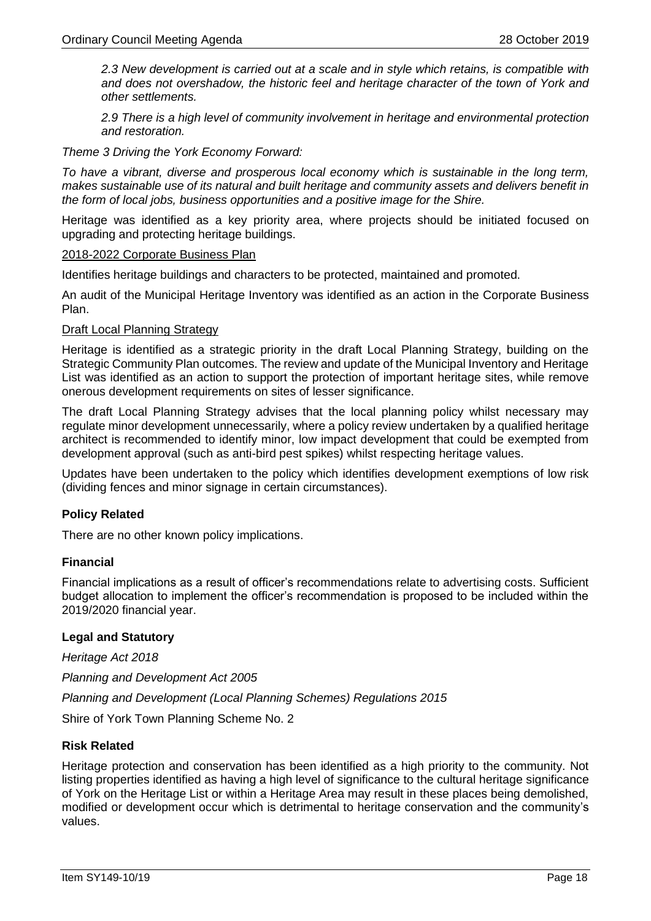*2.3 New development is carried out at a scale and in style which retains, is compatible with and does not overshadow, the historic feel and heritage character of the town of York and other settlements.*

*2.9 There is a high level of community involvement in heritage and environmental protection and restoration.*

*Theme 3 Driving the York Economy Forward:*

*To have a vibrant, diverse and prosperous local economy which is sustainable in the long term, makes sustainable use of its natural and built heritage and community assets and delivers benefit in the form of local jobs, business opportunities and a positive image for the Shire.*

Heritage was identified as a key priority area, where projects should be initiated focused on upgrading and protecting heritage buildings.

<u>2018-2022 Corporate Business Plan</u>

Identifies heritage buildings and characters to be protected, maintained and promoted.

An audit of the Municipal Heritage Inventory was identified as an action in the Corporate Business Plan.

<u>Draft Local Planning Strategy</u>

Heritage is identified as a strategic priority in the draft Local Planning Strategy, building on the Strategic Community Plan outcomes. The review and update of the Municipal Inventory and Heritage List was identified as an action to support the protection of important heritage sites, while remove onerous development requirements on sites of lesser significance.

The draft Local Planning Strategy advises that the local planning policy whilst necessary may regulate minor development unnecessarily, where a policy review undertaken by a qualified heritage architect is recommended to identify minor, low impact development that could be exempted from development approval (such as anti-bird pest spikes) whilst respecting heritage values.

Updates have been undertaken to the policy which identifies development exemptions of low risk (dividing fences and minor signage in certain circumstances).

**Policy Related**

There are no other known policy implications.

**Financial**

Financial implications as a result of officer's recommendations relate to advertising costs. Sufficient budget allocation to implement the officer's recommendation is proposed to be included within the 2019/2020 financial year.

**Legal and Statutory**

*Heritage Act 2018*

*Planning and Development Act 2005*

*Planning and Development (Local Planning Schemes) Regulations 2015*

Shire of York Town Planning Scheme No. 2

**Risk Related**

Heritage protection and conservation has been identified as a high priority to the community. Not listing properties identified as having a high level of significance to the cultural heritage significance of York on the Heritage List or within a Heritage Area may result in these places being demolished, modified or development occur which is detrimental to heritage conservation and the community's values.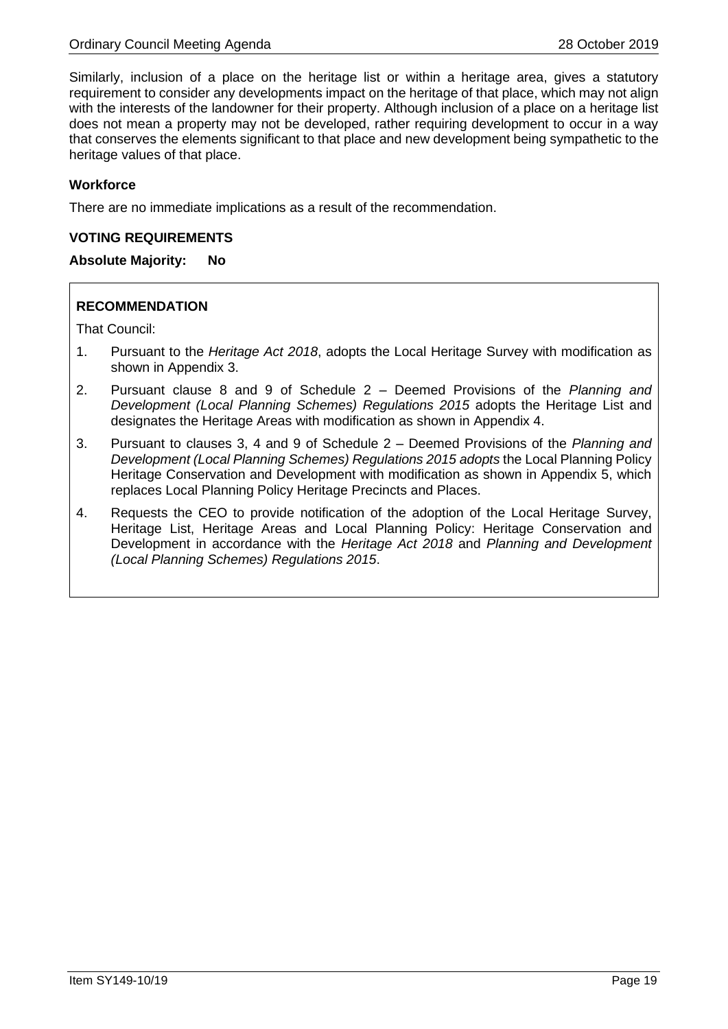Similarly, inclusion of a place on the heritage list or within a heritage area, gives a statutory requirement to consider any developments impact on the heritage of that place, which may not align with the interests of the landowner for their property. Although inclusion of a place on a heritage list does not mean a property may not be developed, rather requiring development to occur in a way that conserves the elements significant to that place and new development being sympathetic to the heritage values of that place.

**Workforce**

There are no immediate implications as a result of the recommendation.

**VOTING REQUIREMENTS**

**Absolute Majority: No**

**RECOMMENDATION**

That Council:

1. Pursuant to the *Heritage Act 2018*, adopts the Local Heritage Survey with modification as shown in Appendix 3.
2. Pursuant clause 8 and 9 of Schedule 2 – Deemed Provisions of the *Planning and Development (Local Planning Schemes) Regulations 2015* adopts the Heritage List and designates the Heritage Areas with modification as shown in Appendix 4.
3. Pursuant to clauses 3, 4 and 9 of Schedule 2 – Deemed Provisions of the *Planning and Development (Local Planning Schemes) Regulations 2015 adopts* the Local Planning Policy Heritage Conservation and Development with modification as shown in Appendix 5, which replaces Local Planning Policy Heritage Precincts and Places.
4. Requests the CEO to provide notification of the adoption of the Local Heritage Survey, Heritage List, Heritage Areas and Local Planning Policy: Heritage Conservation and Development in accordance with the *Heritage Act 2018* and *Planning and Development (Local Planning Schemes) Regulations 2015*.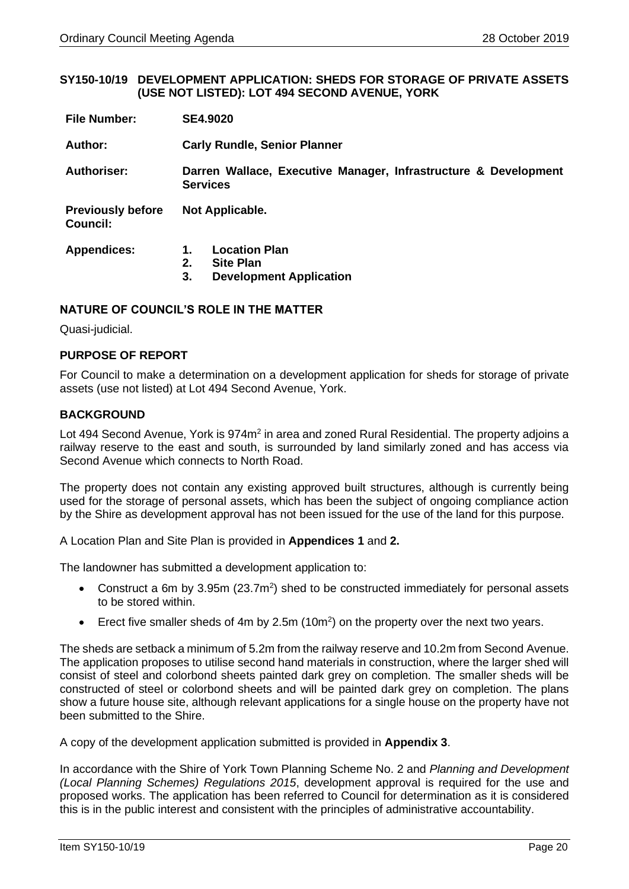### SY150-10/19 DEVELOPMENT APPLICATION: SHEDS FOR STORAGE OF PRIVATE ASSETS (USE NOT LISTED): LOT 494 SECOND AVENUE, YORK

| | |
|---|---|
| **File Number:** | **SE4.9020** |
| **Author:** | **Carly Rundle, Senior Planner** |
| **Authoriser:** | **Darren Wallace, Executive Manager, Infrastructure & Development Services** |
| **Previously before Council:** | **Not Applicable.** |
| **Appendices:** | **1. Location Plan**<br>**2. Site Plan**<br>**3. Development Application** |

### NATURE OF COUNCIL'S ROLE IN THE MATTER

Quasi-judicial.

### PURPOSE OF REPORT

For Council to make a determination on a development application for sheds for storage of private assets (use not listed) at Lot 494 Second Avenue, York.

### BACKGROUND

Lot 494 Second Avenue, York is 974m$^2$ in area and zoned Rural Residential. The property adjoins a railway reserve to the east and south, is surrounded by land similarly zoned and has access via Second Avenue which connects to North Road.

The property does not contain any existing approved built structures, although is currently being used for the storage of personal assets, which has been the subject of ongoing compliance action by the Shire as development approval has not been issued for the use of the land for this purpose.

A Location Plan and Site Plan is provided in **Appendices 1** and **2.**

The landowner has submitted a development application to:

- Construct a 6m by 3.95m (23.7m$^2$) shed to be constructed immediately for personal assets to be stored within.
- Erect five smaller sheds of 4m by 2.5m (10m$^2$) on the property over the next two years.

The sheds are setback a minimum of 5.2m from the railway reserve and 10.2m from Second Avenue. The application proposes to utilise second hand materials in construction, where the larger shed will consist of steel and colorbond sheets painted dark grey on completion. The smaller sheds will be constructed of steel or colorbond sheets and will be painted dark grey on completion. The plans show a future house site, although relevant applications for a single house on the property have not been submitted to the Shire.

A copy of the development application submitted is provided in **Appendix 3**.

In accordance with the Shire of York Town Planning Scheme No. 2 and *Planning and Development (Local Planning Schemes) Regulations 2015*, development approval is required for the use and proposed works. The application has been referred to Council for determination as it is considered this is in the public interest and consistent with the principles of administrative accountability.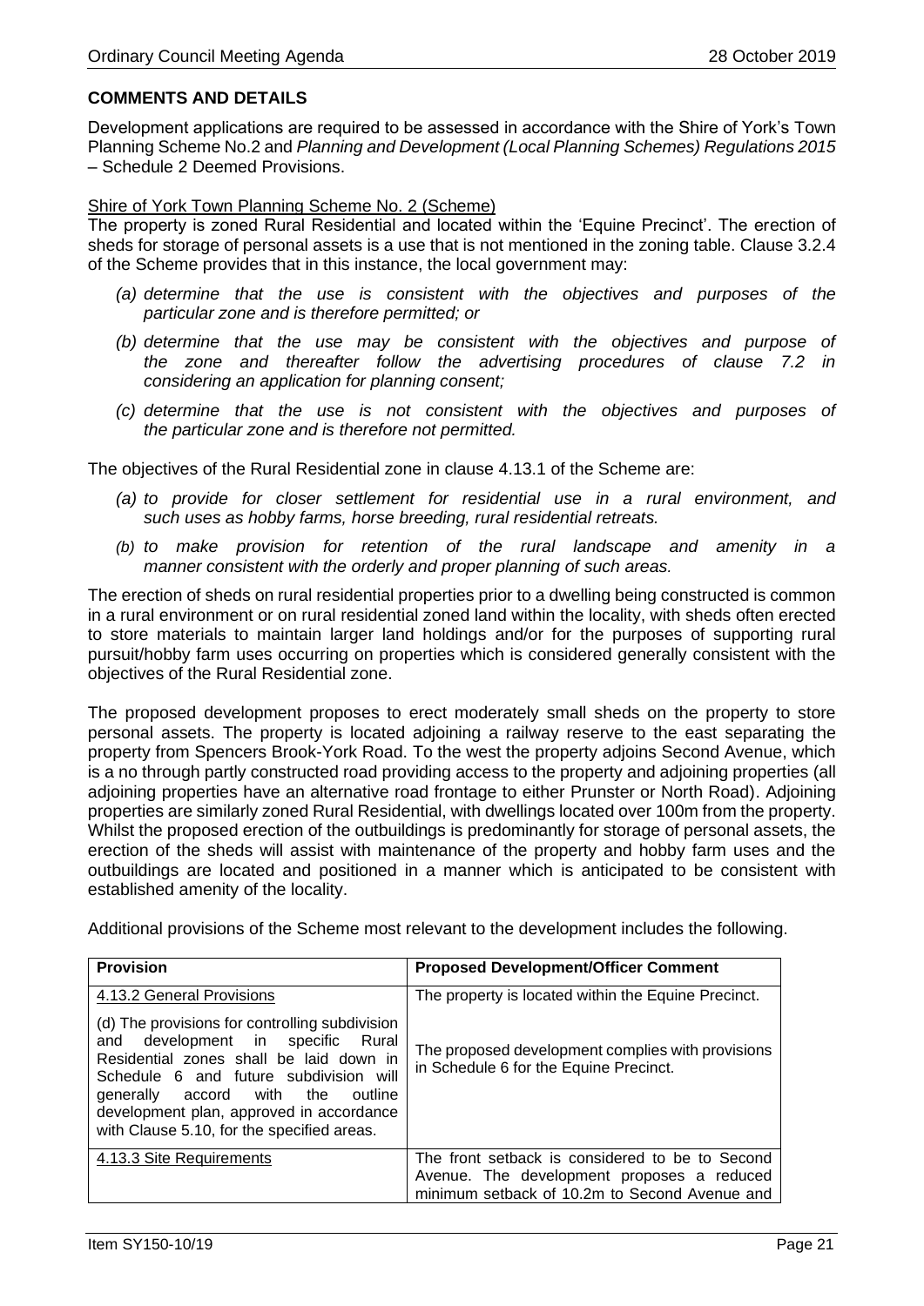## COMMENTS AND DETAILS

Development applications are required to be assessed in accordance with the Shire of York's Town Planning Scheme No.2 and *Planning and Development (Local Planning Schemes) Regulations 2015* – Schedule 2 Deemed Provisions.

Shire of York Town Planning Scheme No. 2 (Scheme)

The property is zoned Rural Residential and located within the 'Equine Precinct'. The erection of sheds for storage of personal assets is a use that is not mentioned in the zoning table. Clause 3.2.4 of the Scheme provides that in this instance, the local government may:

*(a) determine that the use is consistent with the objectives and purposes of the particular zone and is therefore permitted; or*

*(b) determine that the use may be consistent with the objectives and purpose of the zone and thereafter follow the advertising procedures of clause 7.2 in considering an application for planning consent;*

*(c) determine that the use is not consistent with the objectives and purposes of the particular zone and is therefore not permitted.*

The objectives of the Rural Residential zone in clause 4.13.1 of the Scheme are:

*(a) to provide for closer settlement for residential use in a rural environment, and such uses as hobby farms, horse breeding, rural residential retreats.*

*(b) to make provision for retention of the rural landscape and amenity in a manner consistent with the orderly and proper planning of such areas.*

The erection of sheds on rural residential properties prior to a dwelling being constructed is common in a rural environment or on rural residential zoned land within the locality, with sheds often erected to store materials to maintain larger land holdings and/or for the purposes of supporting rural pursuit/hobby farm uses occurring on properties which is considered generally consistent with the objectives of the Rural Residential zone.

The proposed development proposes to erect moderately small sheds on the property to store personal assets. The property is located adjoining a railway reserve to the east separating the property from Spencers Brook-York Road. To the west the property adjoins Second Avenue, which is a no through partly constructed road providing access to the property and adjoining properties (all adjoining properties have an alternative road frontage to either Prunster or North Road). Adjoining properties are similarly zoned Rural Residential, with dwellings located over 100m from the property. Whilst the proposed erection of the outbuildings is predominantly for storage of personal assets, the erection of the sheds will assist with maintenance of the property and hobby farm uses and the outbuildings are located and positioned in a manner which is anticipated to be consistent with established amenity of the locality.

Additional provisions of the Scheme most relevant to the development includes the following.

| Provision | Proposed Development/Officer Comment |
|---|---|
| 4.13.2 General Provisions<br><br>(d) The provisions for controlling subdivision and development in specific Rural Residential zones shall be laid down in Schedule 6 and future subdivision will generally accord with the outline development plan, approved in accordance with Clause 5.10, for the specified areas. | The property is located within the Equine Precinct.<br><br>The proposed development complies with provisions in Schedule 6 for the Equine Precinct. |
| 4.13.3 Site Requirements | The front setback is considered to be to Second Avenue. The development proposes a reduced minimum setback of 10.2m to Second Avenue and |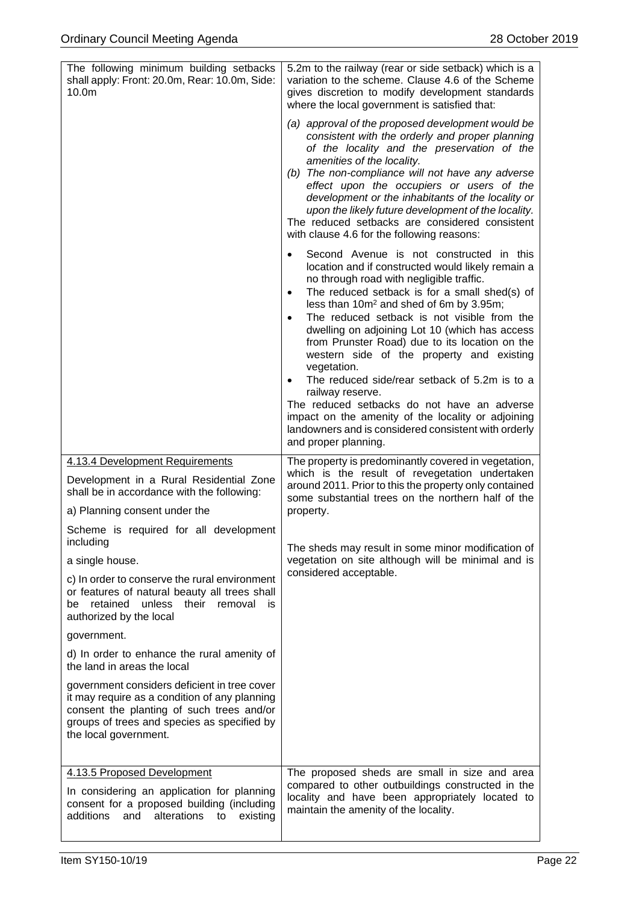| | |
|---|---|
| The following minimum building setbacks shall apply: Front: 20.0m, Rear: 10.0m, Side: 10.0m | 5.2m to the railway (rear or side setback) which is a variation to the scheme. Clause 4.6 of the Scheme gives discretion to modify development standards where the local government is satisfied that:<br><br>*(a) approval of the proposed development would be consistent with the orderly and proper planning of the locality and the preservation of the amenities of the locality.*<br>*(b) The non-compliance will not have any adverse effect upon the occupiers or users of the development or the inhabitants of the locality or upon the likely future development of the locality.*<br>The reduced setbacks are considered consistent with clause 4.6 for the following reasons:<br><br>• Second Avenue is not constructed in this location and if constructed would likely remain a no through road with negligible traffic.<br>• The reduced setback is for a small shed(s) of less than 10m² and shed of 6m by 3.95m;<br>• The reduced setback is not visible from the dwelling on adjoining Lot 10 (which has access from Prunster Road) due to its location on the western side of the property and existing vegetation.<br>• The reduced side/rear setback of 5.2m is to a railway reserve.<br>The reduced setbacks do not have an adverse impact on the amenity of the locality or adjoining landowners and is considered consistent with orderly and proper planning. |
| <u>4.13.4 Development Requirements</u><br><br>Development in a Rural Residential Zone shall be in accordance with the following:<br><br>a) Planning consent under the<br><br>Scheme is required for all development including<br><br>a single house.<br><br>c) In order to conserve the rural environment or features of natural beauty all trees shall be retained unless their removal is authorized by the local<br><br>government.<br><br>d) In order to enhance the rural amenity of the land in areas the local<br><br>government considers deficient in tree cover it may require as a condition of any planning consent the planting of such trees and/or groups of trees and species as specified by the local government. | The property is predominantly covered in vegetation, which is the result of revegetation undertaken around 2011. Prior to this the property only contained some substantial trees on the northern half of the property.<br><br>The sheds may result in some minor modification of vegetation on site although will be minimal and is considered acceptable. |
| <u>4.13.5 Proposed Development</u><br><br>In considering an application for planning consent for a proposed building (including additions and alterations to existing | The proposed sheds are small in size and area compared to other outbuildings constructed in the locality and have been appropriately located to maintain the amenity of the locality. |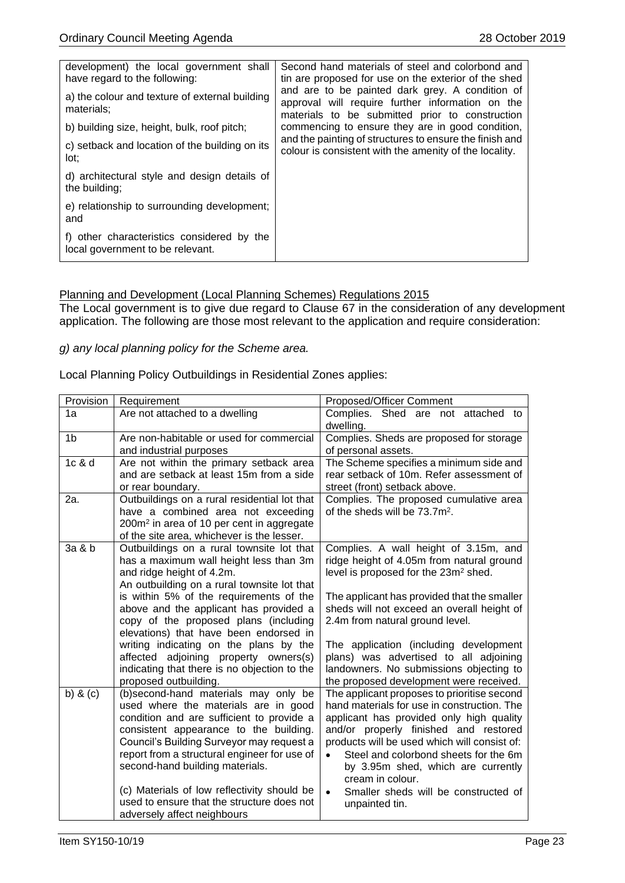| | |
|---|---|
| development) the local government shall have regard to the following:<br><br>a) the colour and texture of external building materials;<br><br>b) building size, height, bulk, roof pitch;<br><br>c) setback and location of the building on its lot;<br><br>d) architectural style and design details of the building;<br><br>e) relationship to surrounding development; and<br><br>f) other characteristics considered by the local government to be relevant. | Second hand materials of steel and colorbond and tin are proposed for use on the exterior of the shed and are to be painted dark grey. A condition of approval will require further information on the materials to be submitted prior to construction commencing to ensure they are in good condition, and the painting of structures to ensure the finish and colour is consistent with the amenity of the locality. |

Planning and Development (Local Planning Schemes) Regulations 2015

The Local government is to give due regard to Clause 67 in the consideration of any development application. The following are those most relevant to the application and require consideration:

*g) any local planning policy for the Scheme area.*

Local Planning Policy Outbuildings in Residential Zones applies:

| Provision | Requirement | Proposed/Officer Comment |
|---|---|---|
| 1a | Are not attached to a dwelling | Complies. Shed are not attached to dwelling. |
| 1b | Are non-habitable or used for commercial and industrial purposes | Complies. Sheds are proposed for storage of personal assets. |
| 1c & d | Are not within the primary setback area and are setback at least 15m from a side or rear boundary. | The Scheme specifies a minimum side and rear setback of 10m. Refer assessment of street (front) setback above. |
| 2a. | Outbuildings on a rural residential lot that have a combined area not exceeding 200m² in area of 10 per cent in aggregate of the site area, whichever is the lesser. | Complies. The proposed cumulative area of the sheds will be 73.7m². |
| 3a & b | Outbuildings on a rural townsite lot that has a maximum wall height less than 3m and ridge height of 4.2m.<br>An outbuilding on a rural townsite lot that is within 5% of the requirements of the above and the applicant has provided a copy of the proposed plans (including elevations) that have been endorsed in writing indicating on the plans by the affected adjoining property owners(s) indicating that there is no objection to the proposed outbuilding. | Complies. A wall height of 3.15m, and ridge height of 4.05m from natural ground level is proposed for the 23m² shed.<br><br>The applicant has provided that the smaller sheds will not exceed an overall height of 2.4m from natural ground level.<br><br>The application (including development plans) was advertised to all adjoining landowners. No submissions objecting to the proposed development were received. |
| b) & (c) | (b)second-hand materials may only be used where the materials are in good condition and are sufficient to provide a consistent appearance to the building. Council's Building Surveyor may request a report from a structural engineer for use of second-hand building materials.<br><br>(c) Materials of low reflectivity should be used to ensure that the structure does not adversely affect neighbours | The applicant proposes to prioritise second hand materials for use in construction. The applicant has provided only high quality and/or properly finished and restored products will be used which will consist of:<br>• Steel and colorbond sheets for the 6m by 3.95m shed, which are currently cream in colour.<br>• Smaller sheds will be constructed of unpainted tin. |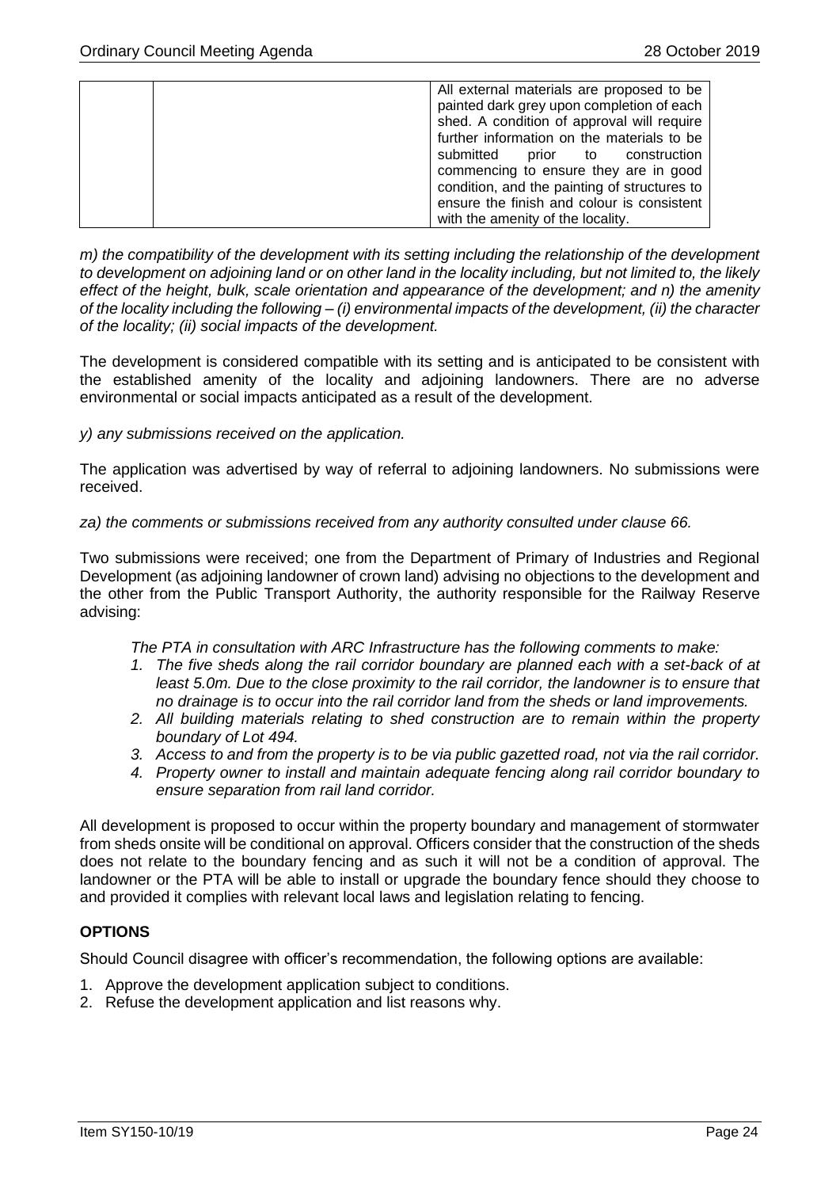| | | All external materials are proposed to be painted dark grey upon completion of each shed. A condition of approval will require further information on the materials to be submitted prior to construction commencing to ensure they are in good condition, and the painting of structures to ensure the finish and colour is consistent with the amenity of the locality. |
|---|---|---|

*m) the compatibility of the development with its setting including the relationship of the development to development on adjoining land or on other land in the locality including, but not limited to, the likely effect of the height, bulk, scale orientation and appearance of the development; and n) the amenity of the locality including the following – (i) environmental impacts of the development, (ii) the character of the locality; (ii) social impacts of the development.*

The development is considered compatible with its setting and is anticipated to be consistent with the established amenity of the locality and adjoining landowners. There are no adverse environmental or social impacts anticipated as a result of the development.

*y) any submissions received on the application.*

The application was advertised by way of referral to adjoining landowners. No submissions were received.

*za) the comments or submissions received from any authority consulted under clause 66.*

Two submissions were received; one from the Department of Primary of Industries and Regional Development (as adjoining landowner of crown land) advising no objections to the development and the other from the Public Transport Authority, the authority responsible for the Railway Reserve advising:

> *The PTA in consultation with ARC Infrastructure has the following comments to make:*
> 1. *The five sheds along the rail corridor boundary are planned each with a set-back of at least 5.0m. Due to the close proximity to the rail corridor, the landowner is to ensure that no drainage is to occur into the rail corridor land from the sheds or land improvements.*
> 2. *All building materials relating to shed construction are to remain within the property boundary of Lot 494.*
> 3. *Access to and from the property is to be via public gazetted road, not via the rail corridor.*
> 4. *Property owner to install and maintain adequate fencing along rail corridor boundary to ensure separation from rail land corridor.*

All development is proposed to occur within the property boundary and management of stormwater from sheds onsite will be conditional on approval. Officers consider that the construction of the sheds does not relate to the boundary fencing and as such it will not be a condition of approval. The landowner or the PTA will be able to install or upgrade the boundary fence should they choose to and provided it complies with relevant local laws and legislation relating to fencing.

## OPTIONS

Should Council disagree with officer's recommendation, the following options are available:

1. Approve the development application subject to conditions.
2. Refuse the development application and list reasons why.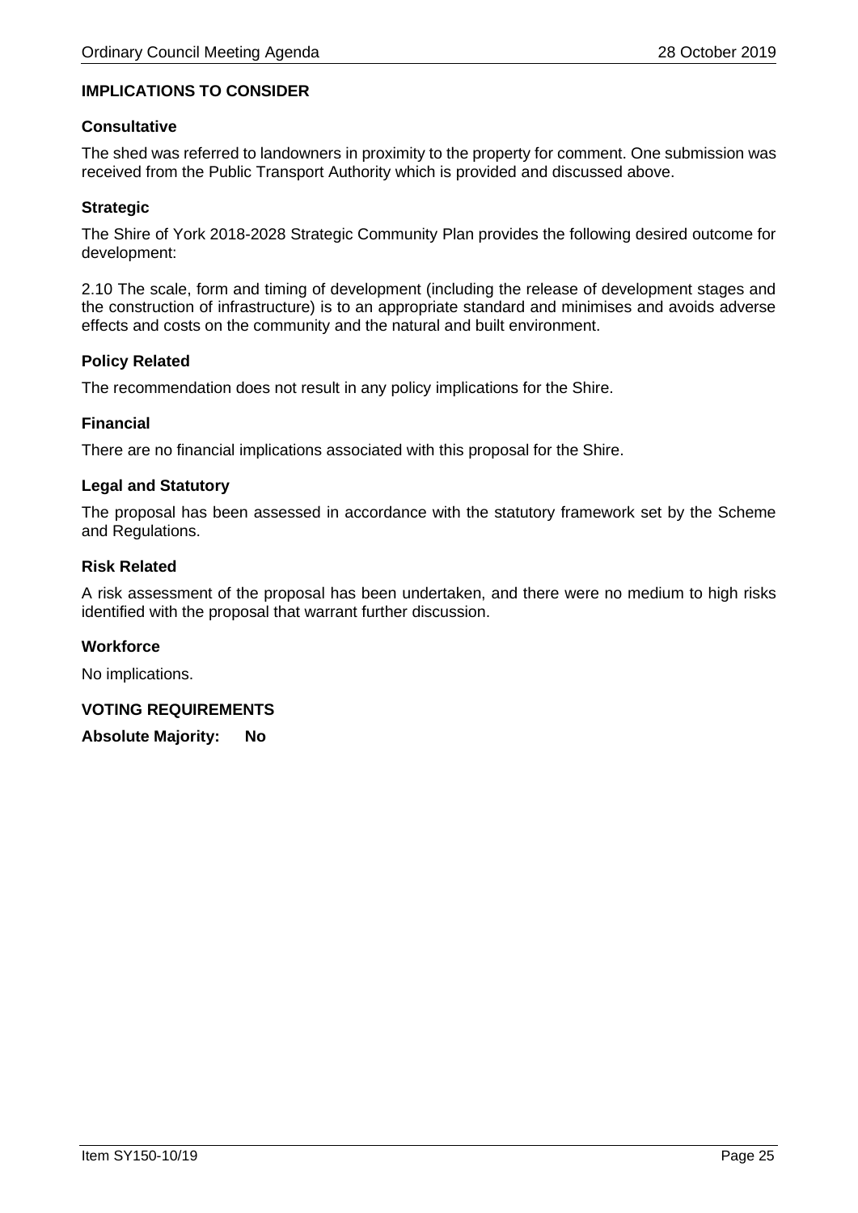## IMPLICATIONS TO CONSIDER

### Consultative

The shed was referred to landowners in proximity to the property for comment. One submission was received from the Public Transport Authority which is provided and discussed above.

### Strategic

The Shire of York 2018-2028 Strategic Community Plan provides the following desired outcome for development:

2.10 The scale, form and timing of development (including the release of development stages and the construction of infrastructure) is to an appropriate standard and minimises and avoids adverse effects and costs on the community and the natural and built environment.

### Policy Related

The recommendation does not result in any policy implications for the Shire.

### Financial

There are no financial implications associated with this proposal for the Shire.

### Legal and Statutory

The proposal has been assessed in accordance with the statutory framework set by the Scheme and Regulations.

### Risk Related

A risk assessment of the proposal has been undertaken, and there were no medium to high risks identified with the proposal that warrant further discussion.

### Workforce

No implications.

## VOTING REQUIREMENTS

**Absolute Majority: No**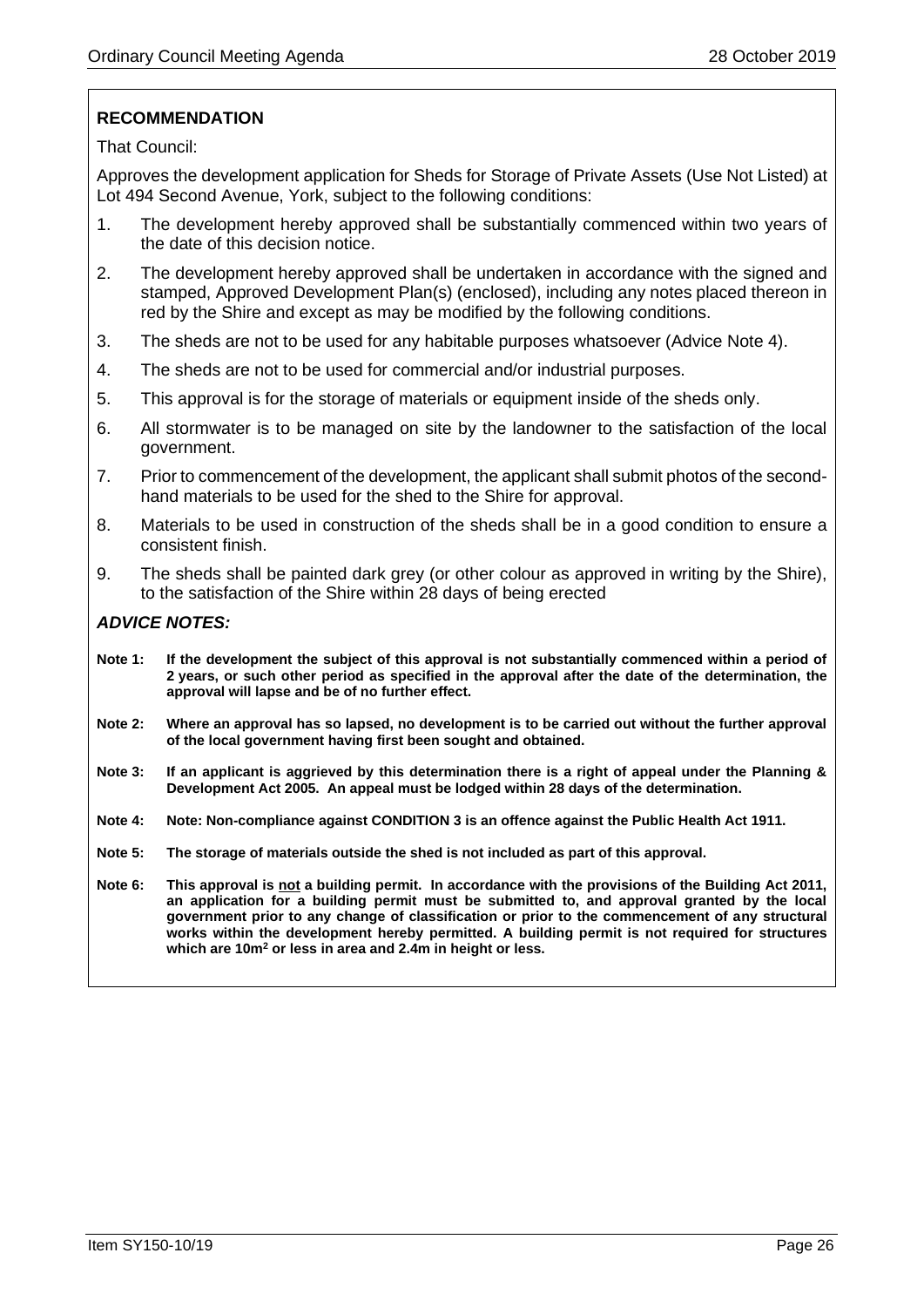**RECOMMENDATION**

That Council:

Approves the development application for Sheds for Storage of Private Assets (Use Not Listed) at Lot 494 Second Avenue, York, subject to the following conditions:

1. The development hereby approved shall be substantially commenced within two years of the date of this decision notice.
2. The development hereby approved shall be undertaken in accordance with the signed and stamped, Approved Development Plan(s) (enclosed), including any notes placed thereon in red by the Shire and except as may be modified by the following conditions.
3. The sheds are not to be used for any habitable purposes whatsoever (Advice Note 4).
4. The sheds are not to be used for commercial and/or industrial purposes.
5. This approval is for the storage of materials or equipment inside of the sheds only.
6. All stormwater is to be managed on site by the landowner to the satisfaction of the local government.
7. Prior to commencement of the development, the applicant shall submit photos of the second-hand materials to be used for the shed to the Shire for approval.
8. Materials to be used in construction of the sheds shall be in a good condition to ensure a consistent finish.
9. The sheds shall be painted dark grey (or other colour as approved in writing by the Shire), to the satisfaction of the Shire within 28 days of being erected

***ADVICE NOTES:***

**Note 1: If the development the subject of this approval is not substantially commenced within a period of 2 years, or such other period as specified in the approval after the date of the determination, the approval will lapse and be of no further effect.**

**Note 2: Where an approval has so lapsed, no development is to be carried out without the further approval of the local government having first been sought and obtained.**

**Note 3: If an applicant is aggrieved by this determination there is a right of appeal under the Planning & Development Act 2005. An appeal must be lodged within 28 days of the determination.**

**Note 4: Note: Non-compliance against CONDITION 3 is an offence against the Public Health Act 1911.**

**Note 5: The storage of materials outside the shed is not included as part of this approval.**

**Note 6: This approval is <u>not</u> a building permit. In accordance with the provisions of the Building Act 2011, an application for a building permit must be submitted to, and approval granted by the local government prior to any change of classification or prior to the commencement of any structural works within the development hereby permitted. A building permit is not required for structures which are 10m² or less in area and 2.4m in height or less.**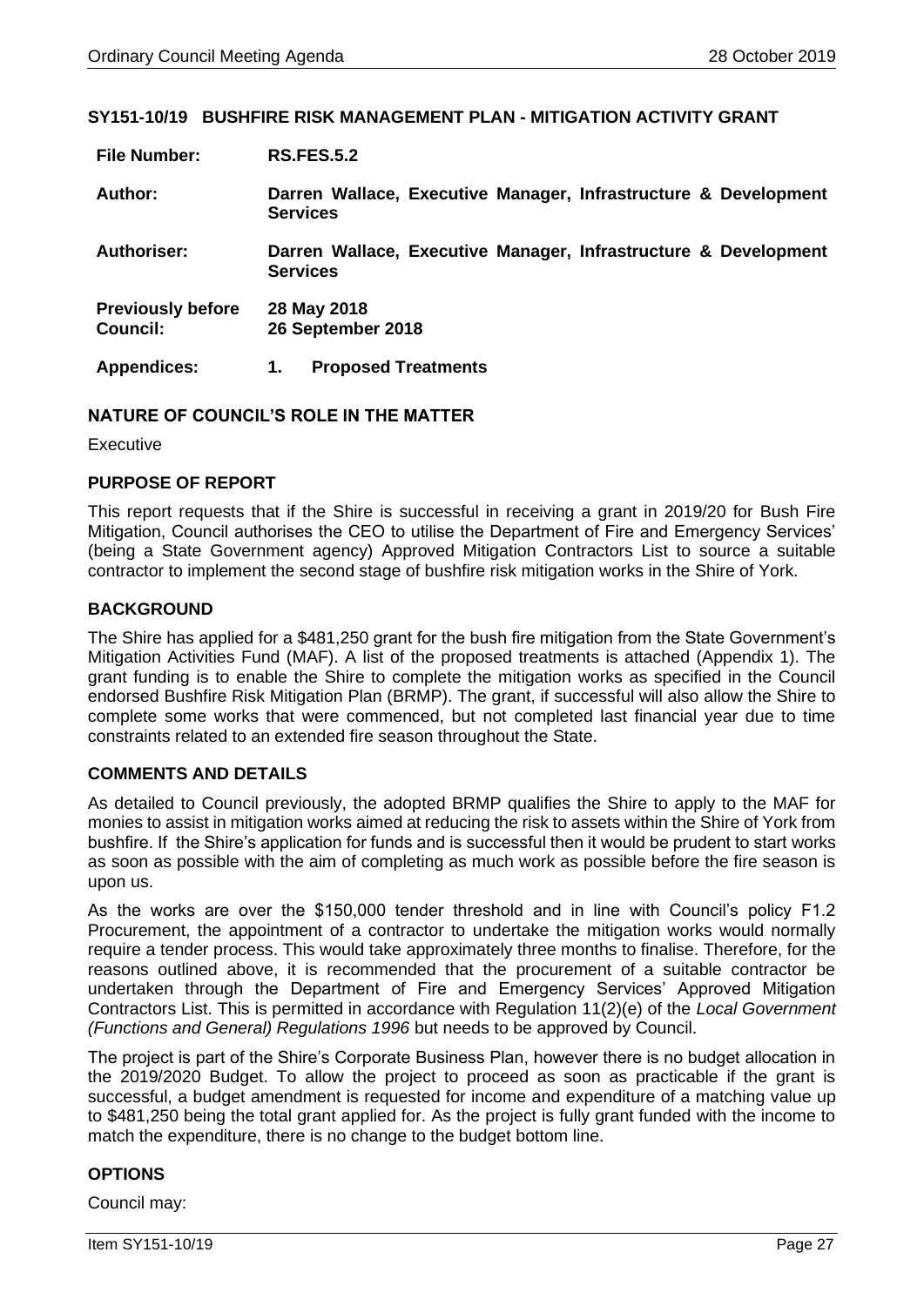## SY151-10/19 BUSHFIRE RISK MANAGEMENT PLAN - MITIGATION ACTIVITY GRANT

| | |
|---|---|
| **File Number:** | **RS.FES.5.2** |
| **Author:** | **Darren Wallace, Executive Manager, Infrastructure & Development Services** |
| **Authoriser:** | **Darren Wallace, Executive Manager, Infrastructure & Development Services** |
| **Previously before Council:** | **28 May 2018**<br>**26 September 2018** |
| **Appendices:** | **1. Proposed Treatments** |

### NATURE OF COUNCIL'S ROLE IN THE MATTER

Executive

### PURPOSE OF REPORT

This report requests that if the Shire is successful in receiving a grant in 2019/20 for Bush Fire Mitigation, Council authorises the CEO to utilise the Department of Fire and Emergency Services' (being a State Government agency) Approved Mitigation Contractors List to source a suitable contractor to implement the second stage of bushfire risk mitigation works in the Shire of York.

### BACKGROUND

The Shire has applied for a $481,250 grant for the bush fire mitigation from the State Government's Mitigation Activities Fund (MAF). A list of the proposed treatments is attached (Appendix 1). The grant funding is to enable the Shire to complete the mitigation works as specified in the Council endorsed Bushfire Risk Mitigation Plan (BRMP). The grant, if successful will also allow the Shire to complete some works that were commenced, but not completed last financial year due to time constraints related to an extended fire season throughout the State.

### COMMENTS AND DETAILS

As detailed to Council previously, the adopted BRMP qualifies the Shire to apply to the MAF for monies to assist in mitigation works aimed at reducing the risk to assets within the Shire of York from bushfire. If the Shire's application for funds and is successful then it would be prudent to start works as soon as possible with the aim of completing as much work as possible before the fire season is upon us.

As the works are over the $150,000 tender threshold and in line with Council's policy F1.2 Procurement, the appointment of a contractor to undertake the mitigation works would normally require a tender process. This would take approximately three months to finalise. Therefore, for the reasons outlined above, it is recommended that the procurement of a suitable contractor be undertaken through the Department of Fire and Emergency Services' Approved Mitigation Contractors List. This is permitted in accordance with Regulation 11(2)(e) of the *Local Government (Functions and General) Regulations 1996* but needs to be approved by Council.

The project is part of the Shire's Corporate Business Plan, however there is no budget allocation in the 2019/2020 Budget. To allow the project to proceed as soon as practicable if the grant is successful, a budget amendment is requested for income and expenditure of a matching value up to $481,250 being the total grant applied for. As the project is fully grant funded with the income to match the expenditure, there is no change to the budget bottom line.

### OPTIONS

Council may: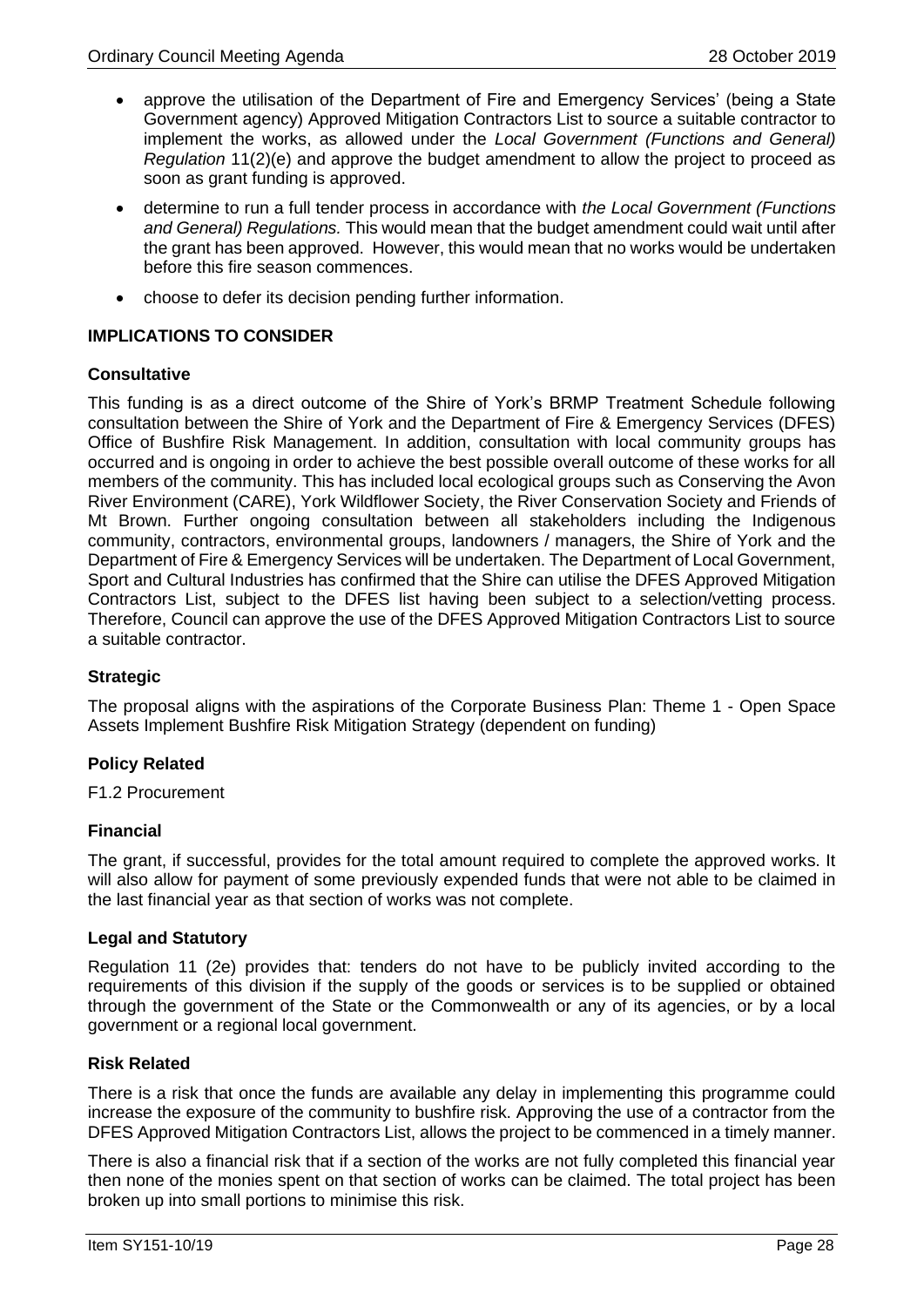- approve the utilisation of the Department of Fire and Emergency Services' (being a State Government agency) Approved Mitigation Contractors List to source a suitable contractor to implement the works, as allowed under the *Local Government (Functions and General) Regulation* 11(2)(e) and approve the budget amendment to allow the project to proceed as soon as grant funding is approved.
- determine to run a full tender process in accordance with *the Local Government (Functions and General) Regulations.* This would mean that the budget amendment could wait until after the grant has been approved. However, this would mean that no works would be undertaken before this fire season commences.
- choose to defer its decision pending further information.

**IMPLICATIONS TO CONSIDER**

**Consultative**

This funding is as a direct outcome of the Shire of York's BRMP Treatment Schedule following consultation between the Shire of York and the Department of Fire & Emergency Services (DFES) Office of Bushfire Risk Management. In addition, consultation with local community groups has occurred and is ongoing in order to achieve the best possible overall outcome of these works for all members of the community. This has included local ecological groups such as Conserving the Avon River Environment (CARE), York Wildflower Society, the River Conservation Society and Friends of Mt Brown. Further ongoing consultation between all stakeholders including the Indigenous community, contractors, environmental groups, landowners / managers, the Shire of York and the Department of Fire & Emergency Services will be undertaken. The Department of Local Government, Sport and Cultural Industries has confirmed that the Shire can utilise the DFES Approved Mitigation Contractors List, subject to the DFES list having been subject to a selection/vetting process. Therefore, Council can approve the use of the DFES Approved Mitigation Contractors List to source a suitable contractor.

**Strategic**

The proposal aligns with the aspirations of the Corporate Business Plan: Theme 1 - Open Space Assets Implement Bushfire Risk Mitigation Strategy (dependent on funding)

**Policy Related**

F1.2 Procurement

**Financial**

The grant, if successful, provides for the total amount required to complete the approved works. It will also allow for payment of some previously expended funds that were not able to be claimed in the last financial year as that section of works was not complete.

**Legal and Statutory**

Regulation 11 (2e) provides that: tenders do not have to be publicly invited according to the requirements of this division if the supply of the goods or services is to be supplied or obtained through the government of the State or the Commonwealth or any of its agencies, or by a local government or a regional local government.

**Risk Related**

There is a risk that once the funds are available any delay in implementing this programme could increase the exposure of the community to bushfire risk. Approving the use of a contractor from the DFES Approved Mitigation Contractors List, allows the project to be commenced in a timely manner.

There is also a financial risk that if a section of the works are not fully completed this financial year then none of the monies spent on that section of works can be claimed. The total project has been broken up into small portions to minimise this risk.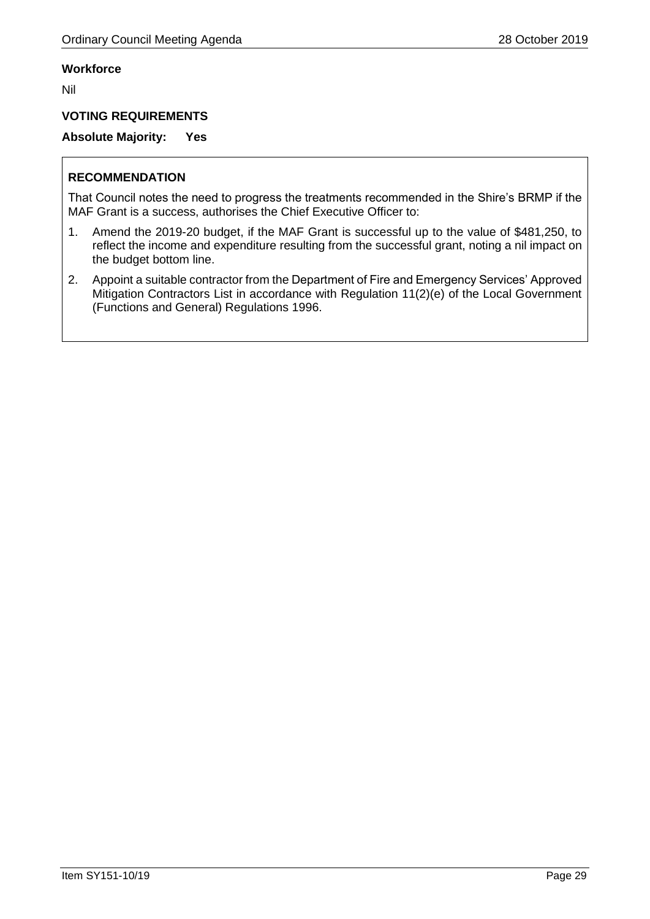**Workforce**

Nil

**VOTING REQUIREMENTS**

**Absolute Majority: Yes**

**RECOMMENDATION**

That Council notes the need to progress the treatments recommended in the Shire's BRMP if the MAF Grant is a success, authorises the Chief Executive Officer to:

1. Amend the 2019-20 budget, if the MAF Grant is successful up to the value of $481,250, to reflect the income and expenditure resulting from the successful grant, noting a nil impact on the budget bottom line.
2. Appoint a suitable contractor from the Department of Fire and Emergency Services' Approved Mitigation Contractors List in accordance with Regulation 11(2)(e) of the Local Government (Functions and General) Regulations 1996.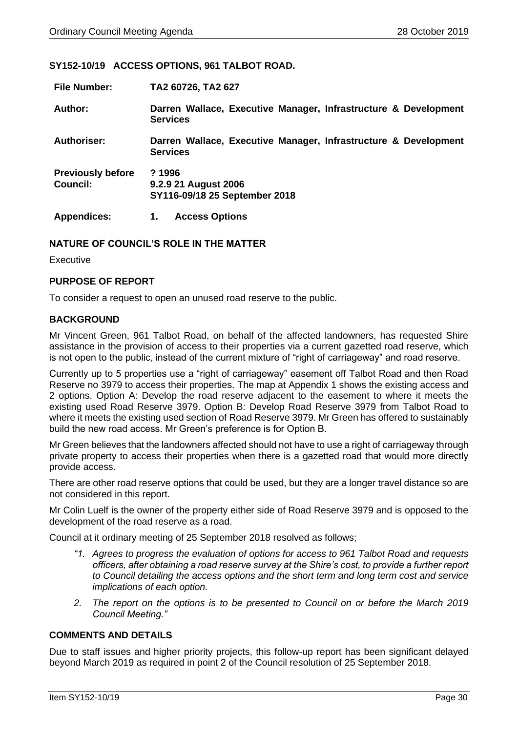## SY152-10/19 ACCESS OPTIONS, 961 TALBOT ROAD.

| | |
|---|---|
| **File Number:** | **TA2 60726, TA2 627** |
| **Author:** | **Darren Wallace, Executive Manager, Infrastructure & Development Services** |
| **Authoriser:** | **Darren Wallace, Executive Manager, Infrastructure & Development Services** |
| **Previously before Council:** | **? 1996**<br>**9.2.9 21 August 2006**<br>**SY116-09/18 25 September 2018** |
| **Appendices:** | **1. Access Options** |

### NATURE OF COUNCIL'S ROLE IN THE MATTER

Executive

### PURPOSE OF REPORT

To consider a request to open an unused road reserve to the public.

### BACKGROUND

Mr Vincent Green, 961 Talbot Road, on behalf of the affected landowners, has requested Shire assistance in the provision of access to their properties via a current gazetted road reserve, which is not open to the public, instead of the current mixture of "right of carriageway" and road reserve.

Currently up to 5 properties use a "right of carriageway" easement off Talbot Road and then Road Reserve no 3979 to access their properties. The map at Appendix 1 shows the existing access and 2 options. Option A: Develop the road reserve adjacent to the easement to where it meets the existing used Road Reserve 3979. Option B: Develop Road Reserve 3979 from Talbot Road to where it meets the existing used section of Road Reserve 3979. Mr Green has offered to sustainably build the new road access. Mr Green's preference is for Option B.

Mr Green believes that the landowners affected should not have to use a right of carriageway through private property to access their properties when there is a gazetted road that would more directly provide access.

There are other road reserve options that could be used, but they are a longer travel distance so are not considered in this report.

Mr Colin Luelf is the owner of the property either side of Road Reserve 3979 and is opposed to the development of the road reserve as a road.

Council at it ordinary meeting of 25 September 2018 resolved as follows;

> *"1. Agrees to progress the evaluation of options for access to 961 Talbot Road and requests officers, after obtaining a road reserve survey at the Shire's cost, to provide a further report to Council detailing the access options and the short term and long term cost and service implications of each option.*
>
> *2. The report on the options is to be presented to Council on or before the March 2019 Council Meeting."*

### COMMENTS AND DETAILS

Due to staff issues and higher priority projects, this follow-up report has been significant delayed beyond March 2019 as required in point 2 of the Council resolution of 25 September 2018.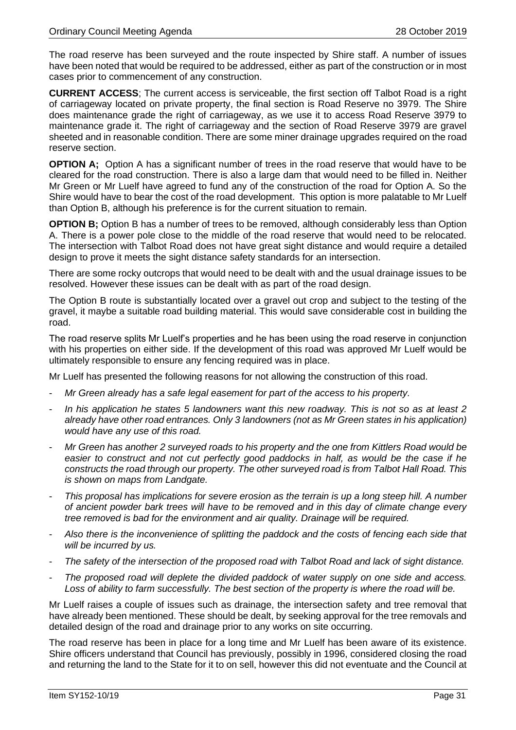The road reserve has been surveyed and the route inspected by Shire staff. A number of issues have been noted that would be required to be addressed, either as part of the construction or in most cases prior to commencement of any construction.

**CURRENT ACCESS**; The current access is serviceable, the first section off Talbot Road is a right of carriageway located on private property, the final section is Road Reserve no 3979. The Shire does maintenance grade the right of carriageway, as we use it to access Road Reserve 3979 to maintenance grade it. The right of carriageway and the section of Road Reserve 3979 are gravel sheeted and in reasonable condition. There are some miner drainage upgrades required on the road reserve section.

**OPTION A;** Option A has a significant number of trees in the road reserve that would have to be cleared for the road construction. There is also a large dam that would need to be filled in. Neither Mr Green or Mr Luelf have agreed to fund any of the construction of the road for Option A. So the Shire would have to bear the cost of the road development. This option is more palatable to Mr Luelf than Option B, although his preference is for the current situation to remain.

**OPTION B;** Option B has a number of trees to be removed, although considerably less than Option A. There is a power pole close to the middle of the road reserve that would need to be relocated. The intersection with Talbot Road does not have great sight distance and would require a detailed design to prove it meets the sight distance safety standards for an intersection.

There are some rocky outcrops that would need to be dealt with and the usual drainage issues to be resolved. However these issues can be dealt with as part of the road design.

The Option B route is substantially located over a gravel out crop and subject to the testing of the gravel, it maybe a suitable road building material. This would save considerable cost in building the road.

The road reserve splits Mr Luelf's properties and he has been using the road reserve in conjunction with his properties on either side. If the development of this road was approved Mr Luelf would be ultimately responsible to ensure any fencing required was in place.

Mr Luelf has presented the following reasons for not allowing the construction of this road.

- *Mr Green already has a safe legal easement for part of the access to his property.*
- *In his application he states 5 landowners want this new roadway. This is not so as at least 2 already have other road entrances. Only 3 landowners (not as Mr Green states in his application) would have any use of this road.*
- *Mr Green has another 2 surveyed roads to his property and the one from Kittlers Road would be easier to construct and not cut perfectly good paddocks in half, as would be the case if he constructs the road through our property. The other surveyed road is from Talbot Hall Road. This is shown on maps from Landgate.*
- *This proposal has implications for severe erosion as the terrain is up a long steep hill. A number of ancient powder bark trees will have to be removed and in this day of climate change every tree removed is bad for the environment and air quality. Drainage will be required.*
- *Also there is the inconvenience of splitting the paddock and the costs of fencing each side that will be incurred by us.*
- *The safety of the intersection of the proposed road with Talbot Road and lack of sight distance.*
- *The proposed road will deplete the divided paddock of water supply on one side and access. Loss of ability to farm successfully. The best section of the property is where the road will be.*

Mr Luelf raises a couple of issues such as drainage, the intersection safety and tree removal that have already been mentioned. These should be dealt, by seeking approval for the tree removals and detailed design of the road and drainage prior to any works on site occurring.

The road reserve has been in place for a long time and Mr Luelf has been aware of its existence. Shire officers understand that Council has previously, possibly in 1996, considered closing the road and returning the land to the State for it to on sell, however this did not eventuate and the Council at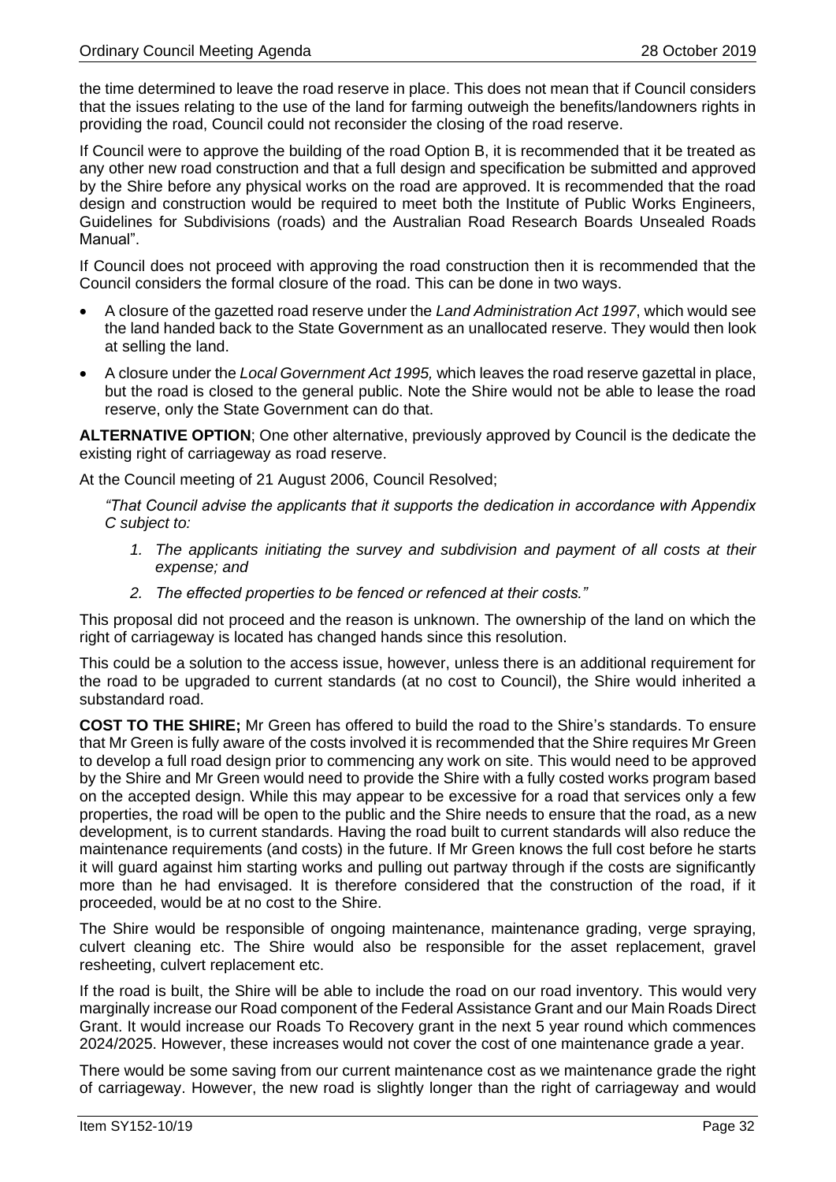the time determined to leave the road reserve in place. This does not mean that if Council considers that the issues relating to the use of the land for farming outweigh the benefits/landowners rights in providing the road, Council could not reconsider the closing of the road reserve.

If Council were to approve the building of the road Option B, it is recommended that it be treated as any other new road construction and that a full design and specification be submitted and approved by the Shire before any physical works on the road are approved. It is recommended that the road design and construction would be required to meet both the Institute of Public Works Engineers, Guidelines for Subdivisions (roads) and the Australian Road Research Boards Unsealed Roads Manual".

If Council does not proceed with approving the road construction then it is recommended that the Council considers the formal closure of the road. This can be done in two ways.

- A closure of the gazetted road reserve under the *Land Administration Act 1997*, which would see the land handed back to the State Government as an unallocated reserve. They would then look at selling the land.
- A closure under the *Local Government Act 1995,* which leaves the road reserve gazettal in place, but the road is closed to the general public. Note the Shire would not be able to lease the road reserve, only the State Government can do that.

**ALTERNATIVE OPTION**; One other alternative, previously approved by Council is the dedicate the existing right of carriageway as road reserve.

At the Council meeting of 21 August 2006, Council Resolved;

> *"That Council advise the applicants that it supports the dedication in accordance with Appendix C subject to:*
>
> 1. *The applicants initiating the survey and subdivision and payment of all costs at their expense; and*
> 2. *The effected properties to be fenced or refenced at their costs."*

This proposal did not proceed and the reason is unknown. The ownership of the land on which the right of carriageway is located has changed hands since this resolution.

This could be a solution to the access issue, however, unless there is an additional requirement for the road to be upgraded to current standards (at no cost to Council), the Shire would inherited a substandard road.

**COST TO THE SHIRE;** Mr Green has offered to build the road to the Shire's standards. To ensure that Mr Green is fully aware of the costs involved it is recommended that the Shire requires Mr Green to develop a full road design prior to commencing any work on site. This would need to be approved by the Shire and Mr Green would need to provide the Shire with a fully costed works program based on the accepted design. While this may appear to be excessive for a road that services only a few properties, the road will be open to the public and the Shire needs to ensure that the road, as a new development, is to current standards. Having the road built to current standards will also reduce the maintenance requirements (and costs) in the future. If Mr Green knows the full cost before he starts it will guard against him starting works and pulling out partway through if the costs are significantly more than he had envisaged. It is therefore considered that the construction of the road, if it proceeded, would be at no cost to the Shire.

The Shire would be responsible of ongoing maintenance, maintenance grading, verge spraying, culvert cleaning etc. The Shire would also be responsible for the asset replacement, gravel resheeting, culvert replacement etc.

If the road is built, the Shire will be able to include the road on our road inventory. This would very marginally increase our Road component of the Federal Assistance Grant and our Main Roads Direct Grant. It would increase our Roads To Recovery grant in the next 5 year round which commences 2024/2025. However, these increases would not cover the cost of one maintenance grade a year.

There would be some saving from our current maintenance cost as we maintenance grade the right of carriageway. However, the new road is slightly longer than the right of carriageway and would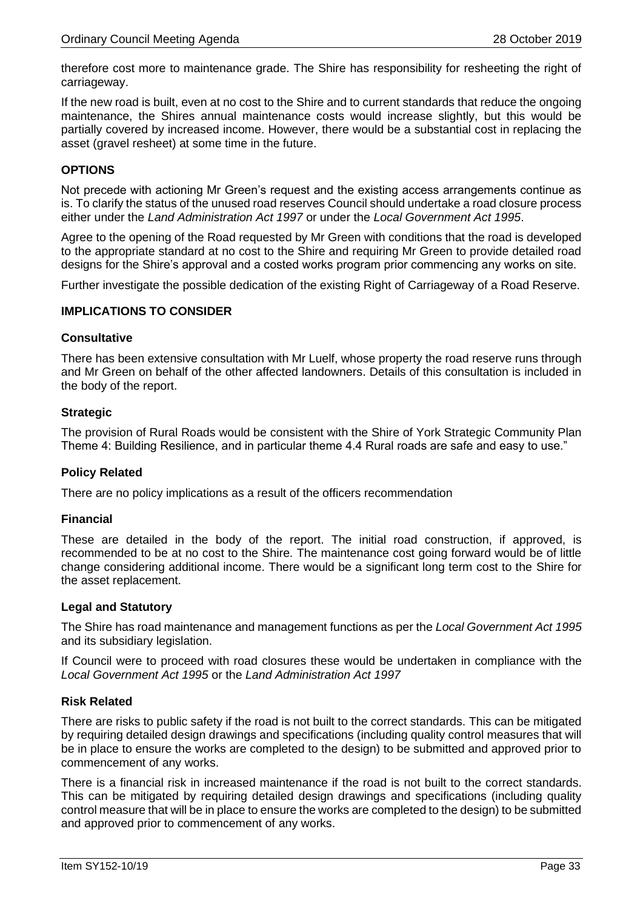therefore cost more to maintenance grade. The Shire has responsibility for resheeting the right of carriageway.

If the new road is built, even at no cost to the Shire and to current standards that reduce the ongoing maintenance, the Shires annual maintenance costs would increase slightly, but this would be partially covered by increased income. However, there would be a substantial cost in replacing the asset (gravel resheet) at some time in the future.

## OPTIONS

Not precede with actioning Mr Green's request and the existing access arrangements continue as is. To clarify the status of the unused road reserves Council should undertake a road closure process either under the *Land Administration Act 1997* or under the *Local Government Act 1995*.

Agree to the opening of the Road requested by Mr Green with conditions that the road is developed to the appropriate standard at no cost to the Shire and requiring Mr Green to provide detailed road designs for the Shire's approval and a costed works program prior commencing any works on site.

Further investigate the possible dedication of the existing Right of Carriageway of a Road Reserve.

## IMPLICATIONS TO CONSIDER

### Consultative

There has been extensive consultation with Mr Luelf, whose property the road reserve runs through and Mr Green on behalf of the other affected landowners. Details of this consultation is included in the body of the report.

### Strategic

The provision of Rural Roads would be consistent with the Shire of York Strategic Community Plan Theme 4: Building Resilience, and in particular theme 4.4 Rural roads are safe and easy to use."

### Policy Related

There are no policy implications as a result of the officers recommendation

### Financial

These are detailed in the body of the report. The initial road construction, if approved, is recommended to be at no cost to the Shire. The maintenance cost going forward would be of little change considering additional income. There would be a significant long term cost to the Shire for the asset replacement.

### Legal and Statutory

The Shire has road maintenance and management functions as per the *Local Government Act 1995* and its subsidiary legislation.

If Council were to proceed with road closures these would be undertaken in compliance with the *Local Government Act 1995* or the *Land Administration Act 1997*

### Risk Related

There are risks to public safety if the road is not built to the correct standards. This can be mitigated by requiring detailed design drawings and specifications (including quality control measures that will be in place to ensure the works are completed to the design) to be submitted and approved prior to commencement of any works.

There is a financial risk in increased maintenance if the road is not built to the correct standards. This can be mitigated by requiring detailed design drawings and specifications (including quality control measure that will be in place to ensure the works are completed to the design) to be submitted and approved prior to commencement of any works.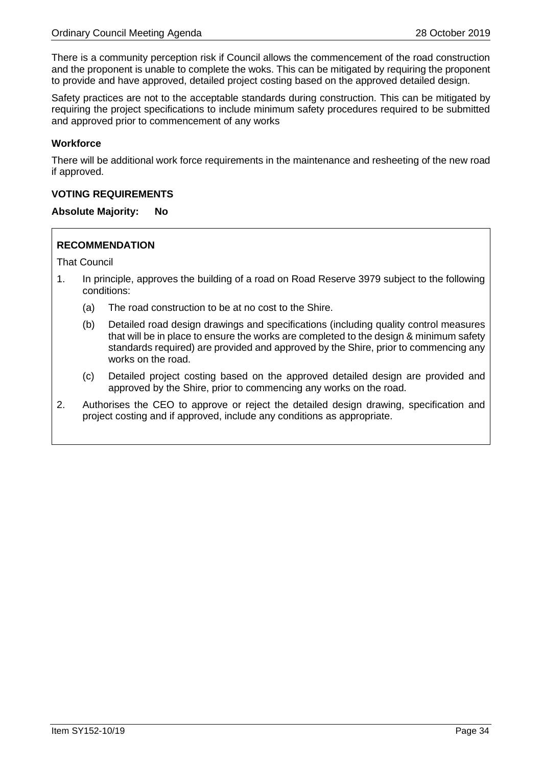There is a community perception risk if Council allows the commencement of the road construction and the proponent is unable to complete the woks. This can be mitigated by requiring the proponent to provide and have approved, detailed project costing based on the approved detailed design.

Safety practices are not to the acceptable standards during construction. This can be mitigated by requiring the project specifications to include minimum safety procedures required to be submitted and approved prior to commencement of any works

**Workforce**

There will be additional work force requirements in the maintenance and resheeting of the new road if approved.

**VOTING REQUIREMENTS**

**Absolute Majority: No**

**RECOMMENDATION**

That Council

1. In principle, approves the building of a road on Road Reserve 3979 subject to the following conditions:
   (a) The road construction to be at no cost to the Shire.
   (b) Detailed road design drawings and specifications (including quality control measures that will be in place to ensure the works are completed to the design & minimum safety standards required) are provided and approved by the Shire, prior to commencing any works on the road.
   (c) Detailed project costing based on the approved detailed design are provided and approved by the Shire, prior to commencing any works on the road.
2. Authorises the CEO to approve or reject the detailed design drawing, specification and project costing and if approved, include any conditions as appropriate.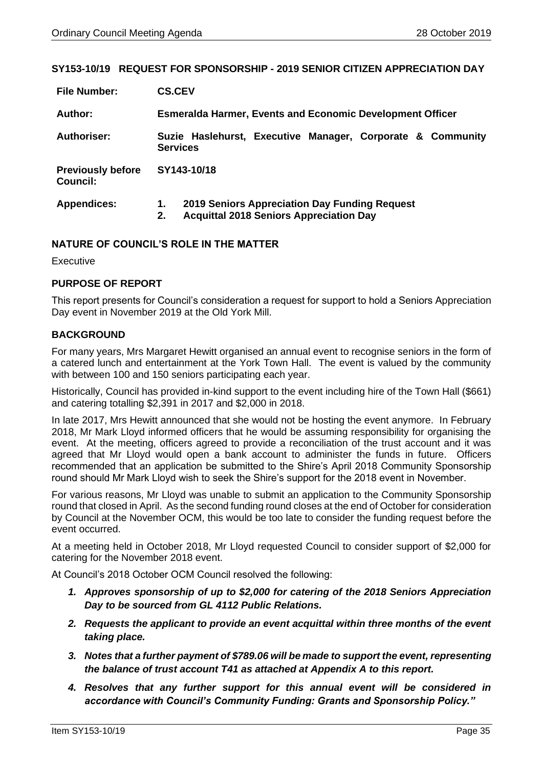## SY153-10/19 REQUEST FOR SPONSORSHIP - 2019 SENIOR CITIZEN APPRECIATION DAY

| | |
|---|---|
| **File Number:** | **CS.CEV** |
| **Author:** | **Esmeralda Harmer, Events and Economic Development Officer** |
| **Authoriser:** | **Suzie Haslehurst, Executive Manager, Corporate & Community Services** |
| **Previously before Council:** | **SY143-10/18** |
| **Appendices:** | **1. 2019 Seniors Appreciation Day Funding Request**<br>**2. Acquittal 2018 Seniors Appreciation Day** |

### NATURE OF COUNCIL'S ROLE IN THE MATTER

Executive

### PURPOSE OF REPORT

This report presents for Council's consideration a request for support to hold a Seniors Appreciation Day event in November 2019 at the Old York Mill.

### BACKGROUND

For many years, Mrs Margaret Hewitt organised an annual event to recognise seniors in the form of a catered lunch and entertainment at the York Town Hall. The event is valued by the community with between 100 and 150 seniors participating each year.

Historically, Council has provided in-kind support to the event including hire of the Town Hall ($661) and catering totalling $2,391 in 2017 and $2,000 in 2018.

In late 2017, Mrs Hewitt announced that she would not be hosting the event anymore. In February 2018, Mr Mark Lloyd informed officers that he would be assuming responsibility for organising the event. At the meeting, officers agreed to provide a reconciliation of the trust account and it was agreed that Mr Lloyd would open a bank account to administer the funds in future. Officers recommended that an application be submitted to the Shire's April 2018 Community Sponsorship round should Mr Mark Lloyd wish to seek the Shire's support for the 2018 event in November.

For various reasons, Mr Lloyd was unable to submit an application to the Community Sponsorship round that closed in April. As the second funding round closes at the end of October for consideration by Council at the November OCM, this would be too late to consider the funding request before the event occurred.

At a meeting held in October 2018, Mr Lloyd requested Council to consider support of $2,000 for catering for the November 2018 event.

At Council's 2018 October OCM Council resolved the following:

1. ***Approves sponsorship of up to $2,000 for catering of the 2018 Seniors Appreciation Day to be sourced from GL 4112 Public Relations.***
2. ***Requests the applicant to provide an event acquittal within three months of the event taking place.***
3. ***Notes that a further payment of $789.06 will be made to support the event, representing the balance of trust account T41 as attached at Appendix A to this report.***
4. ***Resolves that any further support for this annual event will be considered in accordance with Council's Community Funding: Grants and Sponsorship Policy."***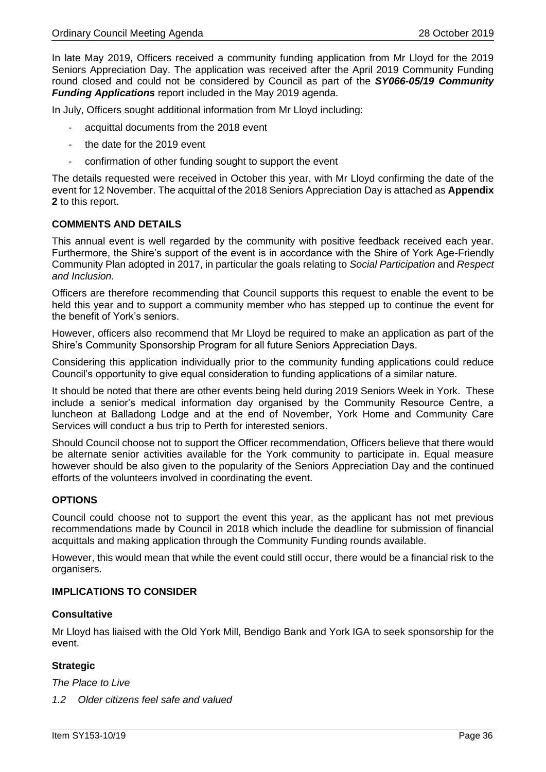In late May 2019, Officers received a community funding application from Mr Lloyd for the 2019 Seniors Appreciation Day. The application was received after the April 2019 Community Funding round closed and could not be considered by Council as part of the ***SY066-05/19 Community Funding Applications*** report included in the May 2019 agenda.

In July, Officers sought additional information from Mr Lloyd including:

- acquittal documents from the 2018 event
- the date for the 2019 event
- confirmation of other funding sought to support the event

The details requested were received in October this year, with Mr Lloyd confirming the date of the event for 12 November. The acquittal of the 2018 Seniors Appreciation Day is attached as **Appendix 2** to this report.

### COMMENTS AND DETAILS

This annual event is well regarded by the community with positive feedback received each year. Furthermore, the Shire's support of the event is in accordance with the Shire of York Age-Friendly Community Plan adopted in 2017, in particular the goals relating to *Social Participation* and *Respect and Inclusion.*

Officers are therefore recommending that Council supports this request to enable the event to be held this year and to support a community member who has stepped up to continue the event for the benefit of York's seniors.

However, officers also recommend that Mr Lloyd be required to make an application as part of the Shire's Community Sponsorship Program for all future Seniors Appreciation Days.

Considering this application individually prior to the community funding applications could reduce Council's opportunity to give equal consideration to funding applications of a similar nature.

It should be noted that there are other events being held during 2019 Seniors Week in York. These include a senior's medical information day organised by the Community Resource Centre, a luncheon at Balladong Lodge and at the end of November, York Home and Community Care Services will conduct a bus trip to Perth for interested seniors.

Should Council choose not to support the Officer recommendation, Officers believe that there would be alternate senior activities available for the York community to participate in. Equal measure however should be also given to the popularity of the Seniors Appreciation Day and the continued efforts of the volunteers involved in coordinating the event.

### OPTIONS

Council could choose not to support the event this year, as the applicant has not met previous recommendations made by Council in 2018 which include the deadline for submission of financial acquittals and making application through the Community Funding rounds available.

However, this would mean that while the event could still occur, there would be a financial risk to the organisers.

### IMPLICATIONS TO CONSIDER

#### Consultative

Mr Lloyd has liaised with the Old York Mill, Bendigo Bank and York IGA to seek sponsorship for the event.

#### Strategic

*The Place to Live*

*1.2 Older citizens feel safe and valued*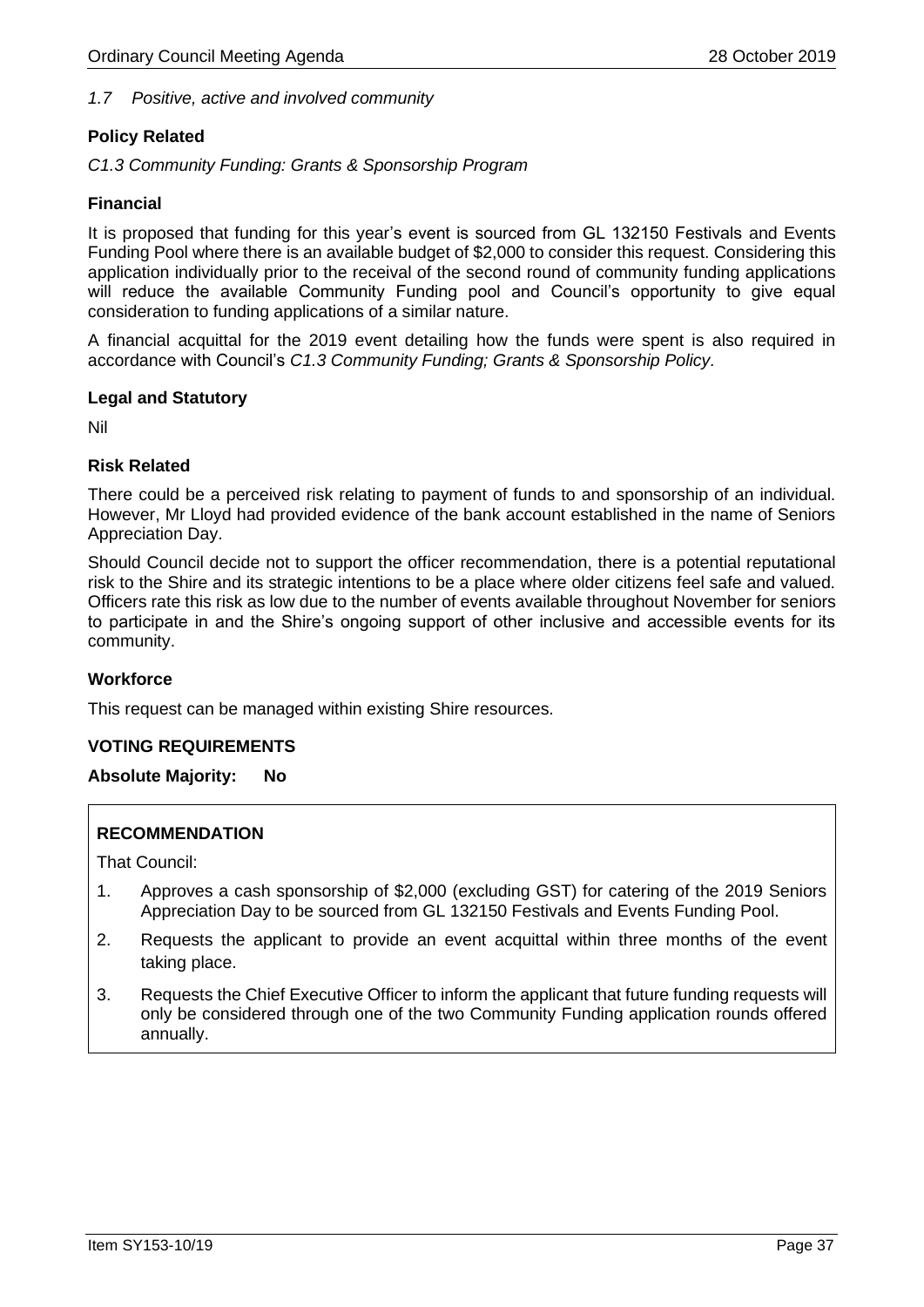*1.7 Positive, active and involved community*

**Policy Related**

*C1.3 Community Funding: Grants & Sponsorship Program*

**Financial**

It is proposed that funding for this year's event is sourced from GL 132150 Festivals and Events Funding Pool where there is an available budget of $2,000 to consider this request. Considering this application individually prior to the receival of the second round of community funding applications will reduce the available Community Funding pool and Council's opportunity to give equal consideration to funding applications of a similar nature.

A financial acquittal for the 2019 event detailing how the funds were spent is also required in accordance with Council's *C1.3 Community Funding; Grants & Sponsorship Policy.*

**Legal and Statutory**

Nil

**Risk Related**

There could be a perceived risk relating to payment of funds to and sponsorship of an individual. However, Mr Lloyd had provided evidence of the bank account established in the name of Seniors Appreciation Day.

Should Council decide not to support the officer recommendation, there is a potential reputational risk to the Shire and its strategic intentions to be a place where older citizens feel safe and valued. Officers rate this risk as low due to the number of events available throughout November for seniors to participate in and the Shire's ongoing support of other inclusive and accessible events for its community.

**Workforce**

This request can be managed within existing Shire resources.

**VOTING REQUIREMENTS**

**Absolute Majority: No**

**RECOMMENDATION**

That Council:

1. Approves a cash sponsorship of $2,000 (excluding GST) for catering of the 2019 Seniors Appreciation Day to be sourced from GL 132150 Festivals and Events Funding Pool.
2. Requests the applicant to provide an event acquittal within three months of the event taking place.
3. Requests the Chief Executive Officer to inform the applicant that future funding requests will only be considered through one of the two Community Funding application rounds offered annually.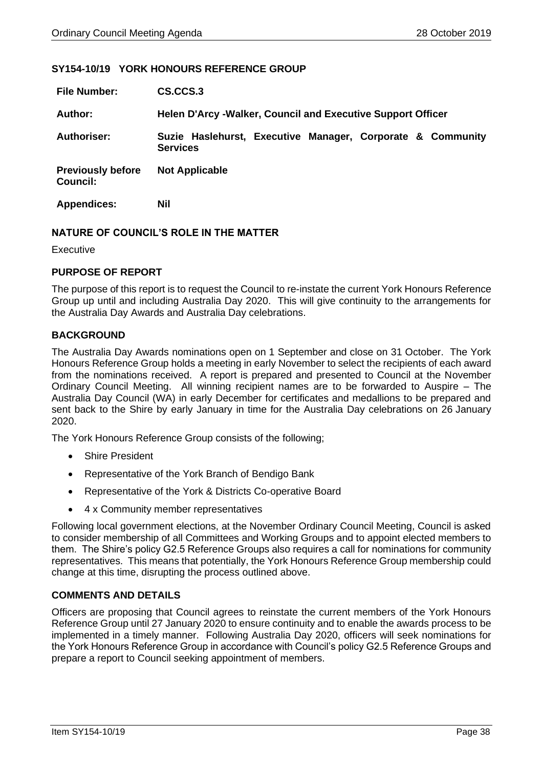## SY154-10/19 YORK HONOURS REFERENCE GROUP

| | |
|---|---|
| **File Number:** | **CS.CCS.3** |
| **Author:** | **Helen D'Arcy -Walker, Council and Executive Support Officer** |
| **Authoriser:** | **Suzie Haslehurst, Executive Manager, Corporate & Community Services** |
| **Previously before Council:** | **Not Applicable** |
| **Appendices:** | **Nil** |

### NATURE OF COUNCIL'S ROLE IN THE MATTER

Executive

### PURPOSE OF REPORT

The purpose of this report is to request the Council to re-instate the current York Honours Reference Group up until and including Australia Day 2020. This will give continuity to the arrangements for the Australia Day Awards and Australia Day celebrations.

### BACKGROUND

The Australia Day Awards nominations open on 1 September and close on 31 October. The York Honours Reference Group holds a meeting in early November to select the recipients of each award from the nominations received. A report is prepared and presented to Council at the November Ordinary Council Meeting. All winning recipient names are to be forwarded to Auspire – The Australia Day Council (WA) in early December for certificates and medallions to be prepared and sent back to the Shire by early January in time for the Australia Day celebrations on 26 January 2020.

The York Honours Reference Group consists of the following;

- Shire President
- Representative of the York Branch of Bendigo Bank
- Representative of the York & Districts Co-operative Board
- 4 x Community member representatives

Following local government elections, at the November Ordinary Council Meeting, Council is asked to consider membership of all Committees and Working Groups and to appoint elected members to them. The Shire's policy G2.5 Reference Groups also requires a call for nominations for community representatives. This means that potentially, the York Honours Reference Group membership could change at this time, disrupting the process outlined above.

### COMMENTS AND DETAILS

Officers are proposing that Council agrees to reinstate the current members of the York Honours Reference Group until 27 January 2020 to ensure continuity and to enable the awards process to be implemented in a timely manner. Following Australia Day 2020, officers will seek nominations for the York Honours Reference Group in accordance with Council's policy G2.5 Reference Groups and prepare a report to Council seeking appointment of members.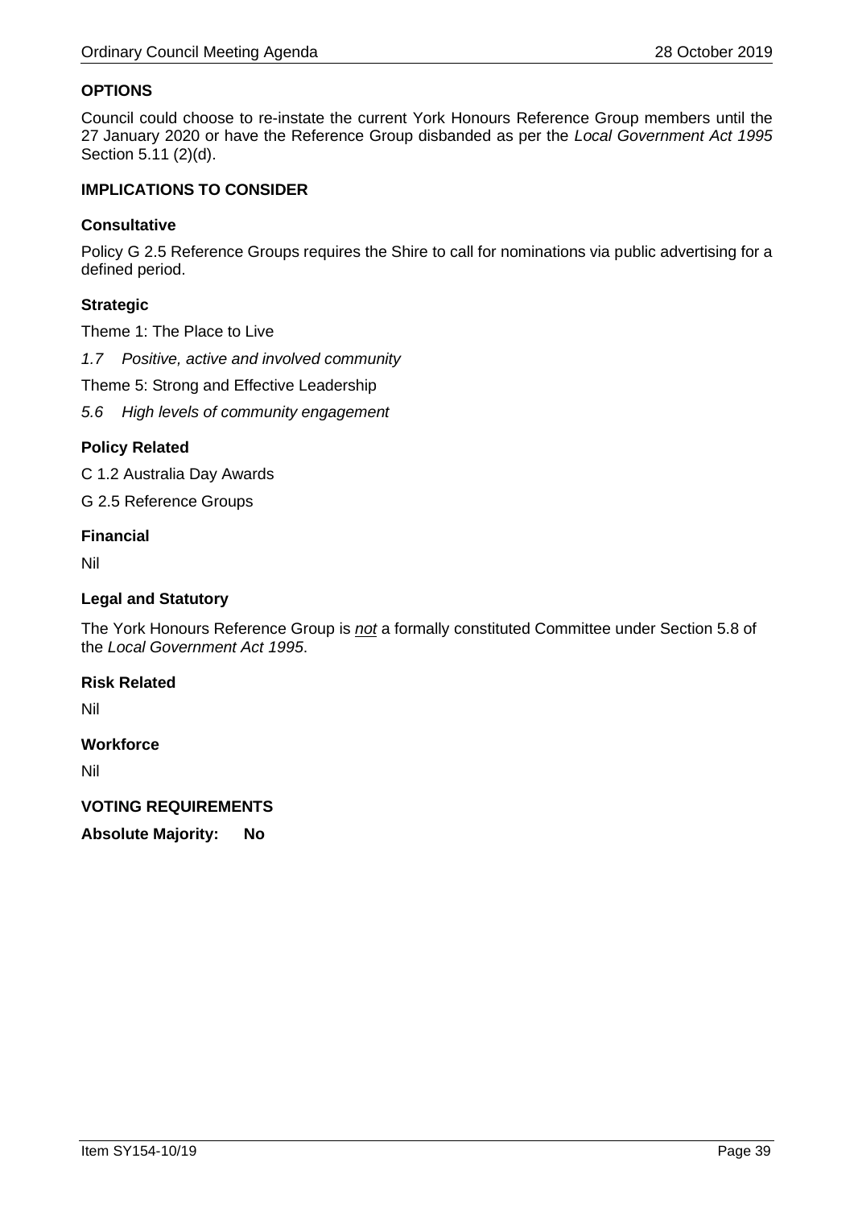## OPTIONS

Council could choose to re-instate the current York Honours Reference Group members until the 27 January 2020 or have the Reference Group disbanded as per the *Local Government Act 1995* Section 5.11 (2)(d).

## IMPLICATIONS TO CONSIDER

### Consultative

Policy G 2.5 Reference Groups requires the Shire to call for nominations via public advertising for a defined period.

### Strategic

Theme 1: The Place to Live

*1.7 Positive, active and involved community*

Theme 5: Strong and Effective Leadership

*5.6 High levels of community engagement*

### Policy Related

C 1.2 Australia Day Awards

G 2.5 Reference Groups

### Financial

Nil

### Legal and Statutory

The York Honours Reference Group is <u>*not*</u> a formally constituted Committee under Section 5.8 of the *Local Government Act 1995*.

### Risk Related

Nil

### Workforce

Nil

## VOTING REQUIREMENTS

**Absolute Majority: No**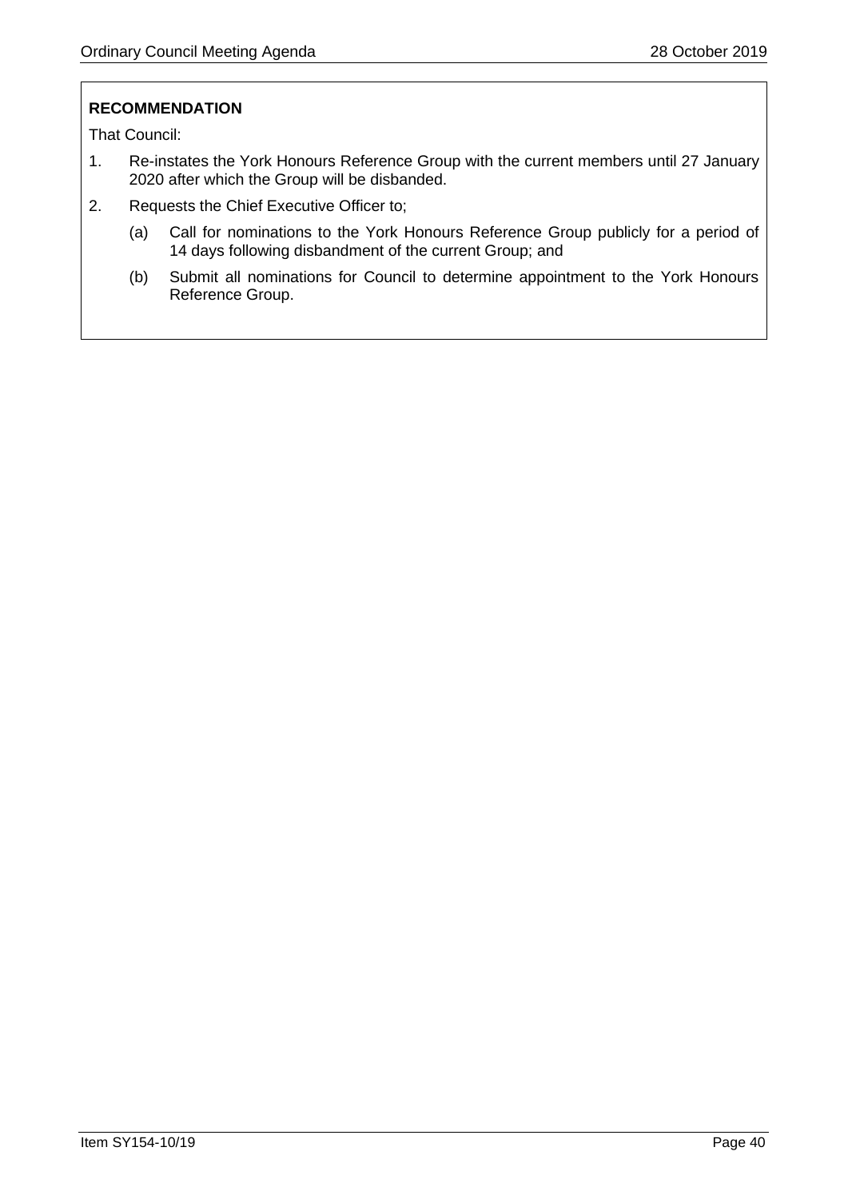**RECOMMENDATION**

That Council:

1. Re-instates the York Honours Reference Group with the current members until 27 January 2020 after which the Group will be disbanded.
2. Requests the Chief Executive Officer to;
   (a) Call for nominations to the York Honours Reference Group publicly for a period of 14 days following disbandment of the current Group; and
   (b) Submit all nominations for Council to determine appointment to the York Honours Reference Group.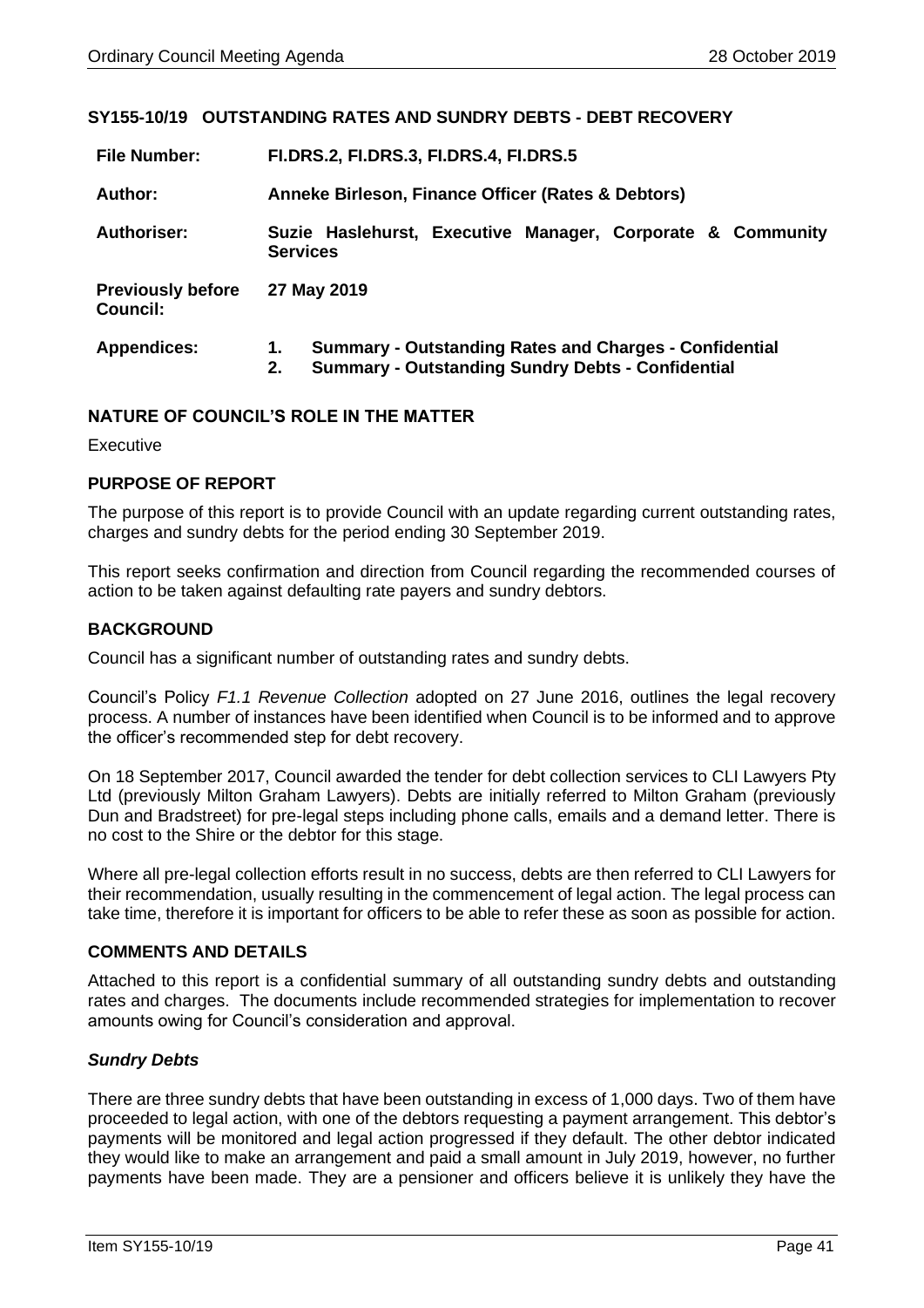## SY155-10/19 OUTSTANDING RATES AND SUNDRY DEBTS - DEBT RECOVERY

| | |
|---|---|
| **File Number:** | **FI.DRS.2, FI.DRS.3, FI.DRS.4, FI.DRS.5** |
| **Author:** | **Anneke Birleson, Finance Officer (Rates & Debtors)** |
| **Authoriser:** | **Suzie Haslehurst, Executive Manager, Corporate & Community Services** |
| **Previously before Council:** | **27 May 2019** |
| **Appendices:** | **1. Summary - Outstanding Rates and Charges - Confidential**<br>**2. Summary - Outstanding Sundry Debts - Confidential** |

### NATURE OF COUNCIL'S ROLE IN THE MATTER

Executive

### PURPOSE OF REPORT

The purpose of this report is to provide Council with an update regarding current outstanding rates, charges and sundry debts for the period ending 30 September 2019.

This report seeks confirmation and direction from Council regarding the recommended courses of action to be taken against defaulting rate payers and sundry debtors.

### BACKGROUND

Council has a significant number of outstanding rates and sundry debts.

Council's Policy *F1.1 Revenue Collection* adopted on 27 June 2016, outlines the legal recovery process. A number of instances have been identified when Council is to be informed and to approve the officer's recommended step for debt recovery.

On 18 September 2017, Council awarded the tender for debt collection services to CLI Lawyers Pty Ltd (previously Milton Graham Lawyers). Debts are initially referred to Milton Graham (previously Dun and Bradstreet) for pre-legal steps including phone calls, emails and a demand letter. There is no cost to the Shire or the debtor for this stage.

Where all pre-legal collection efforts result in no success, debts are then referred to CLI Lawyers for their recommendation, usually resulting in the commencement of legal action. The legal process can take time, therefore it is important for officers to be able to refer these as soon as possible for action.

### COMMENTS AND DETAILS

Attached to this report is a confidential summary of all outstanding sundry debts and outstanding rates and charges. The documents include recommended strategies for implementation to recover amounts owing for Council's consideration and approval.

#### *Sundry Debts*

There are three sundry debts that have been outstanding in excess of 1,000 days. Two of them have proceeded to legal action, with one of the debtors requesting a payment arrangement. This debtor's payments will be monitored and legal action progressed if they default. The other debtor indicated they would like to make an arrangement and paid a small amount in July 2019, however, no further payments have been made. They are a pensioner and officers believe it is unlikely they have the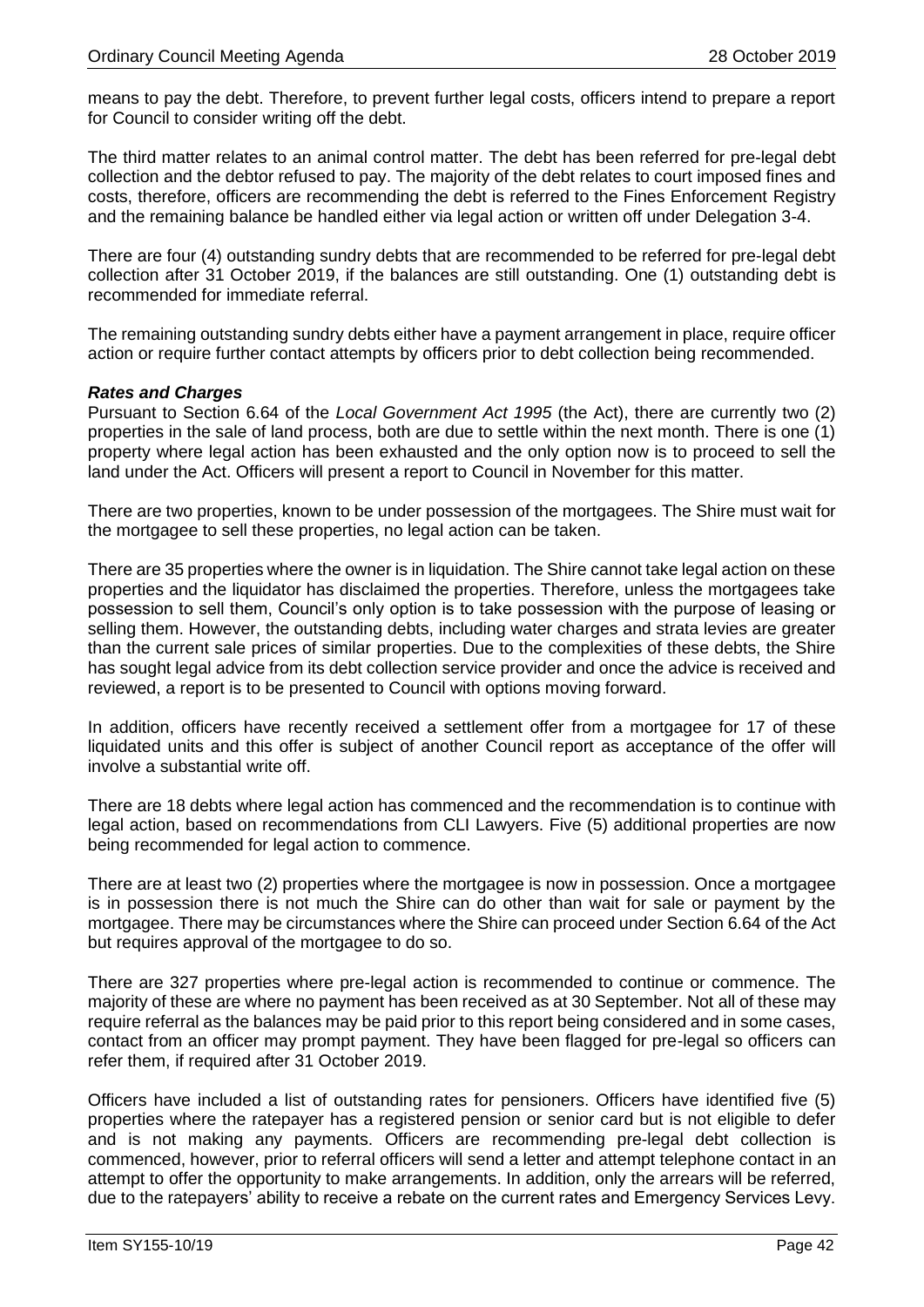means to pay the debt. Therefore, to prevent further legal costs, officers intend to prepare a report for Council to consider writing off the debt.

The third matter relates to an animal control matter. The debt has been referred for pre-legal debt collection and the debtor refused to pay. The majority of the debt relates to court imposed fines and costs, therefore, officers are recommending the debt is referred to the Fines Enforcement Registry and the remaining balance be handled either via legal action or written off under Delegation 3-4.

There are four (4) outstanding sundry debts that are recommended to be referred for pre-legal debt collection after 31 October 2019, if the balances are still outstanding. One (1) outstanding debt is recommended for immediate referral.

The remaining outstanding sundry debts either have a payment arrangement in place, require officer action or require further contact attempts by officers prior to debt collection being recommended.

***Rates and Charges***

Pursuant to Section 6.64 of the *Local Government Act 1995* (the Act), there are currently two (2) properties in the sale of land process, both are due to settle within the next month. There is one (1) property where legal action has been exhausted and the only option now is to proceed to sell the land under the Act. Officers will present a report to Council in November for this matter.

There are two properties, known to be under possession of the mortgagees. The Shire must wait for the mortgagee to sell these properties, no legal action can be taken.

There are 35 properties where the owner is in liquidation. The Shire cannot take legal action on these properties and the liquidator has disclaimed the properties. Therefore, unless the mortgagees take possession to sell them, Council's only option is to take possession with the purpose of leasing or selling them. However, the outstanding debts, including water charges and strata levies are greater than the current sale prices of similar properties. Due to the complexities of these debts, the Shire has sought legal advice from its debt collection service provider and once the advice is received and reviewed, a report is to be presented to Council with options moving forward.

In addition, officers have recently received a settlement offer from a mortgagee for 17 of these liquidated units and this offer is subject of another Council report as acceptance of the offer will involve a substantial write off.

There are 18 debts where legal action has commenced and the recommendation is to continue with legal action, based on recommendations from CLI Lawyers. Five (5) additional properties are now being recommended for legal action to commence.

There are at least two (2) properties where the mortgagee is now in possession. Once a mortgagee is in possession there is not much the Shire can do other than wait for sale or payment by the mortgagee. There may be circumstances where the Shire can proceed under Section 6.64 of the Act but requires approval of the mortgagee to do so.

There are 327 properties where pre-legal action is recommended to continue or commence. The majority of these are where no payment has been received as at 30 September. Not all of these may require referral as the balances may be paid prior to this report being considered and in some cases, contact from an officer may prompt payment. They have been flagged for pre-legal so officers can refer them, if required after 31 October 2019.

Officers have included a list of outstanding rates for pensioners. Officers have identified five (5) properties where the ratepayer has a registered pension or senior card but is not eligible to defer and is not making any payments. Officers are recommending pre-legal debt collection is commenced, however, prior to referral officers will send a letter and attempt telephone contact in an attempt to offer the opportunity to make arrangements. In addition, only the arrears will be referred, due to the ratepayers' ability to receive a rebate on the current rates and Emergency Services Levy.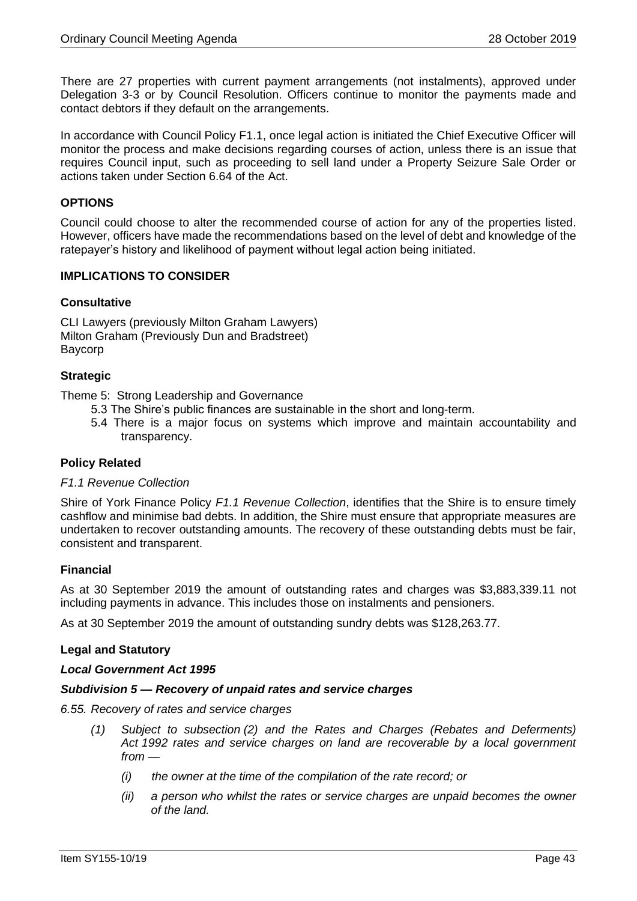There are 27 properties with current payment arrangements (not instalments), approved under Delegation 3-3 or by Council Resolution. Officers continue to monitor the payments made and contact debtors if they default on the arrangements.

In accordance with Council Policy F1.1, once legal action is initiated the Chief Executive Officer will monitor the process and make decisions regarding courses of action, unless there is an issue that requires Council input, such as proceeding to sell land under a Property Seizure Sale Order or actions taken under Section 6.64 of the Act.

## OPTIONS

Council could choose to alter the recommended course of action for any of the properties listed. However, officers have made the recommendations based on the level of debt and knowledge of the ratepayer's history and likelihood of payment without legal action being initiated.

## IMPLICATIONS TO CONSIDER

### Consultative

CLI Lawyers (previously Milton Graham Lawyers)
Milton Graham (Previously Dun and Bradstreet)
Baycorp

### Strategic

Theme 5: Strong Leadership and Governance

- 5.3 The Shire's public finances are sustainable in the short and long-term.
- 5.4 There is a major focus on systems which improve and maintain accountability and transparency.

### Policy Related

*F1.1 Revenue Collection*

Shire of York Finance Policy *F1.1 Revenue Collection*, identifies that the Shire is to ensure timely cashflow and minimise bad debts. In addition, the Shire must ensure that appropriate measures are undertaken to recover outstanding amounts. The recovery of these outstanding debts must be fair, consistent and transparent.

### Financial

As at 30 September 2019 the amount of outstanding rates and charges was $3,883,339.11 not including payments in advance. This includes those on instalments and pensioners.

As at 30 September 2019 the amount of outstanding sundry debts was $128,263.77.

### Legal and Statutory

***Local Government Act 1995***

***Subdivision 5 — Recovery of unpaid rates and service charges***

*6.55. Recovery of rates and service charges*

- *(1) Subject to subsection (2) and the Rates and Charges (Rebates and Deferments) Act 1992 rates and service charges on land are recoverable by a local government from —*
  - *(i) the owner at the time of the compilation of the rate record; or*
  - *(ii) a person who whilst the rates or service charges are unpaid becomes the owner of the land.*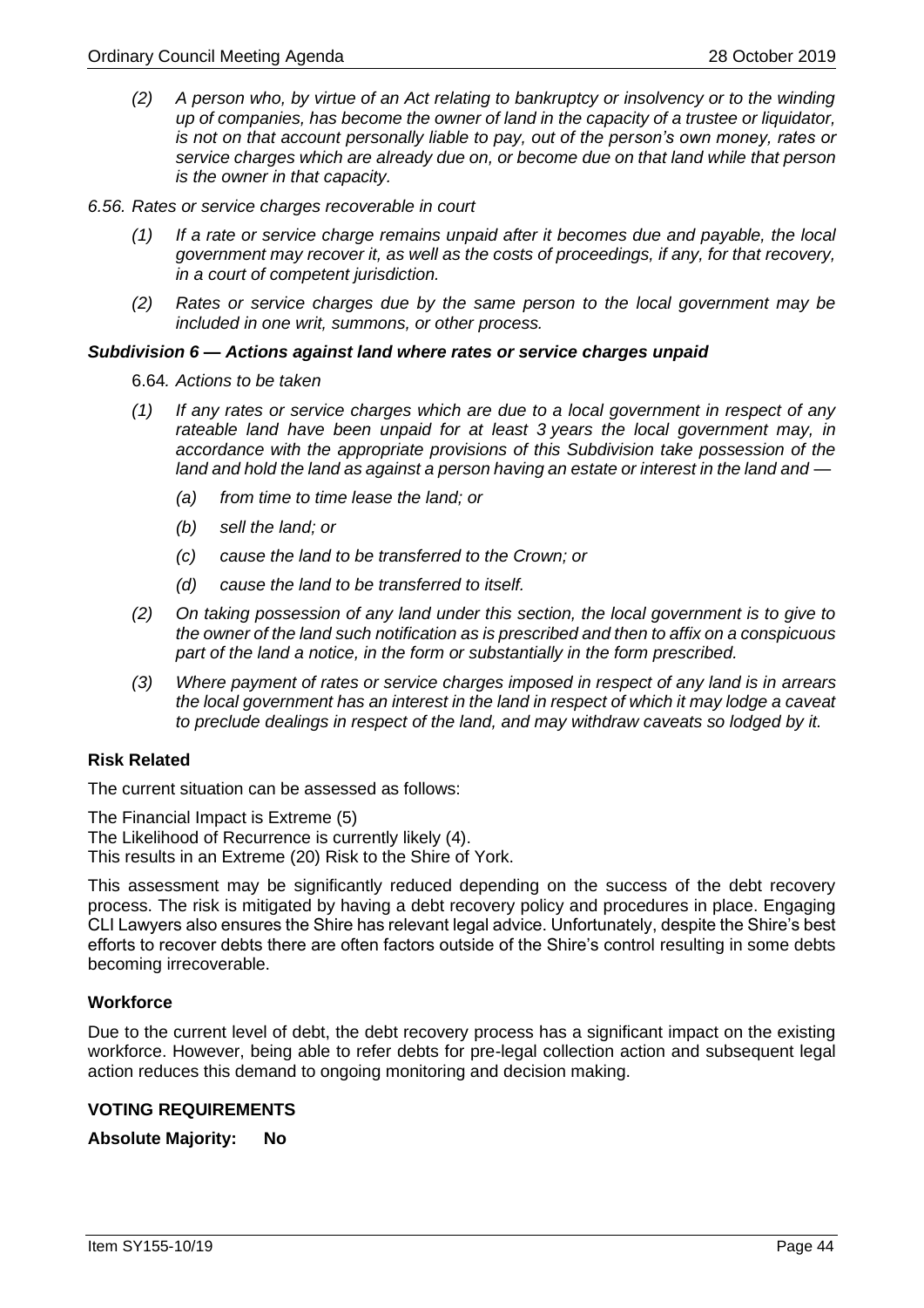*(2) A person who, by virtue of an Act relating to bankruptcy or insolvency or to the winding up of companies, has become the owner of land in the capacity of a trustee or liquidator, is not on that account personally liable to pay, out of the person's own money, rates or service charges which are already due on, or become due on that land while that person is the owner in that capacity.*

*6.56. Rates or service charges recoverable in court*

*(1) If a rate or service charge remains unpaid after it becomes due and payable, the local government may recover it, as well as the costs of proceedings, if any, for that recovery, in a court of competent jurisdiction.*

*(2) Rates or service charges due by the same person to the local government may be included in one writ, summons, or other process.*

***Subdivision 6 — Actions against land where rates or service charges unpaid***

6.64*. Actions to be taken*

*(1) If any rates or service charges which are due to a local government in respect of any rateable land have been unpaid for at least 3 years the local government may, in accordance with the appropriate provisions of this Subdivision take possession of the land and hold the land as against a person having an estate or interest in the land and —*

*(a) from time to time lease the land; or*

*(b) sell the land; or*

*(c) cause the land to be transferred to the Crown; or*

*(d) cause the land to be transferred to itself.*

*(2) On taking possession of any land under this section, the local government is to give to the owner of the land such notification as is prescribed and then to affix on a conspicuous part of the land a notice, in the form or substantially in the form prescribed.*

*(3) Where payment of rates or service charges imposed in respect of any land is in arrears the local government has an interest in the land in respect of which it may lodge a caveat to preclude dealings in respect of the land, and may withdraw caveats so lodged by it.*

**Risk Related**

The current situation can be assessed as follows:

The Financial Impact is Extreme (5)
The Likelihood of Recurrence is currently likely (4).
This results in an Extreme (20) Risk to the Shire of York.

This assessment may be significantly reduced depending on the success of the debt recovery process. The risk is mitigated by having a debt recovery policy and procedures in place. Engaging CLI Lawyers also ensures the Shire has relevant legal advice. Unfortunately, despite the Shire's best efforts to recover debts there are often factors outside of the Shire's control resulting in some debts becoming irrecoverable.

**Workforce**

Due to the current level of debt, the debt recovery process has a significant impact on the existing workforce. However, being able to refer debts for pre-legal collection action and subsequent legal action reduces this demand to ongoing monitoring and decision making.

**VOTING REQUIREMENTS**

**Absolute Majority: No**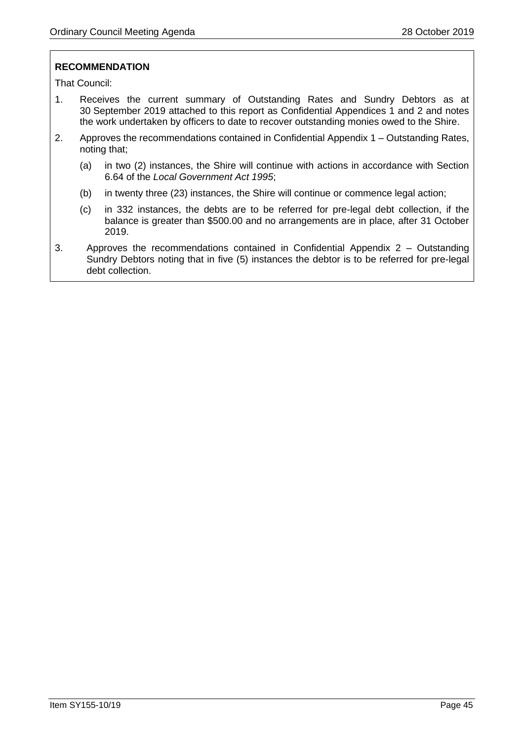**RECOMMENDATION**

That Council:

1. Receives the current summary of Outstanding Rates and Sundry Debtors as at 30 September 2019 attached to this report as Confidential Appendices 1 and 2 and notes the work undertaken by officers to date to recover outstanding monies owed to the Shire.
2. Approves the recommendations contained in Confidential Appendix 1 – Outstanding Rates, noting that;
   (a) in two (2) instances, the Shire will continue with actions in accordance with Section 6.64 of the *Local Government Act 1995*;
   (b) in twenty three (23) instances, the Shire will continue or commence legal action;
   (c) in 332 instances, the debts are to be referred for pre-legal debt collection, if the balance is greater than $500.00 and no arrangements are in place, after 31 October 2019.
3. Approves the recommendations contained in Confidential Appendix 2 – Outstanding Sundry Debtors noting that in five (5) instances the debtor is to be referred for pre-legal debt collection.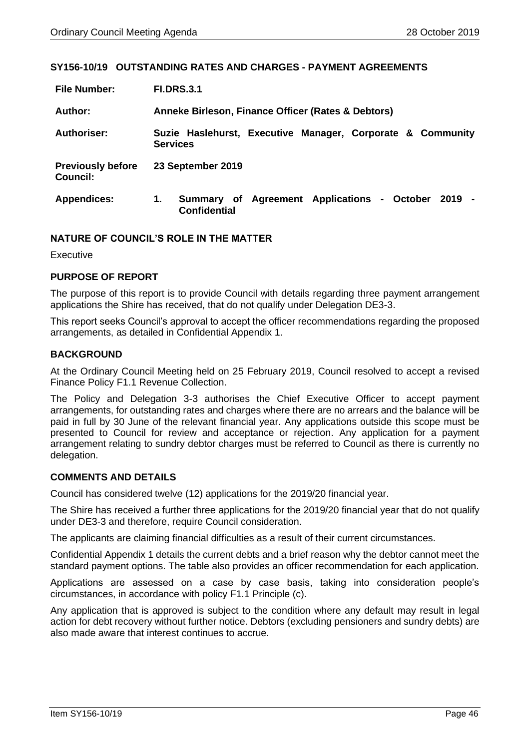### SY156-10/19 OUTSTANDING RATES AND CHARGES - PAYMENT AGREEMENTS

| | |
|---|---|
| **File Number:** | **FI.DRS.3.1** |
| **Author:** | **Anneke Birleson, Finance Officer (Rates & Debtors)** |
| **Authoriser:** | **Suzie Haslehurst, Executive Manager, Corporate & Community Services** |
| **Previously before Council:** | **23 September 2019** |
| **Appendices:** | **1. Summary of Agreement Applications - October 2019 - Confidential** |

### NATURE OF COUNCIL'S ROLE IN THE MATTER

Executive

### PURPOSE OF REPORT

The purpose of this report is to provide Council with details regarding three payment arrangement applications the Shire has received, that do not qualify under Delegation DE3-3.

This report seeks Council's approval to accept the officer recommendations regarding the proposed arrangements, as detailed in Confidential Appendix 1.

### BACKGROUND

At the Ordinary Council Meeting held on 25 February 2019, Council resolved to accept a revised Finance Policy F1.1 Revenue Collection.

The Policy and Delegation 3-3 authorises the Chief Executive Officer to accept payment arrangements, for outstanding rates and charges where there are no arrears and the balance will be paid in full by 30 June of the relevant financial year. Any applications outside this scope must be presented to Council for review and acceptance or rejection. Any application for a payment arrangement relating to sundry debtor charges must be referred to Council as there is currently no delegation.

### COMMENTS AND DETAILS

Council has considered twelve (12) applications for the 2019/20 financial year.

The Shire has received a further three applications for the 2019/20 financial year that do not qualify under DE3-3 and therefore, require Council consideration.

The applicants are claiming financial difficulties as a result of their current circumstances.

Confidential Appendix 1 details the current debts and a brief reason why the debtor cannot meet the standard payment options. The table also provides an officer recommendation for each application.

Applications are assessed on a case by case basis, taking into consideration people's circumstances, in accordance with policy F1.1 Principle (c).

Any application that is approved is subject to the condition where any default may result in legal action for debt recovery without further notice. Debtors (excluding pensioners and sundry debts) are also made aware that interest continues to accrue.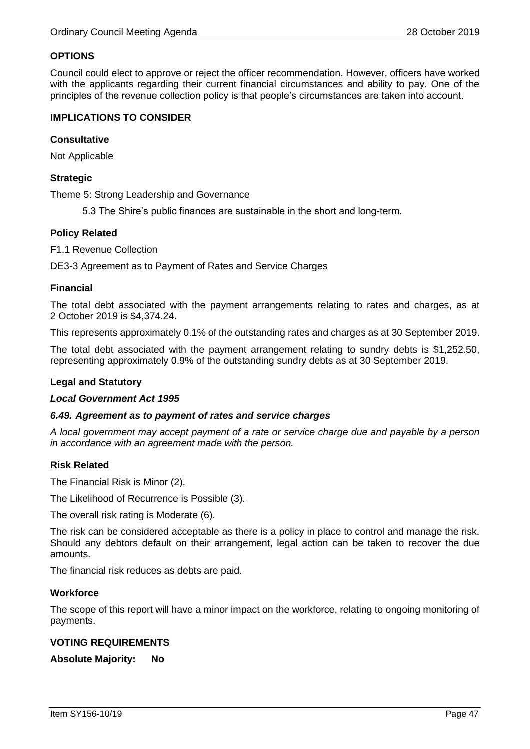## OPTIONS

Council could elect to approve or reject the officer recommendation. However, officers have worked with the applicants regarding their current financial circumstances and ability to pay. One of the principles of the revenue collection policy is that people's circumstances are taken into account.

## IMPLICATIONS TO CONSIDER

### Consultative

Not Applicable

### Strategic

Theme 5: Strong Leadership and Governance

5.3 The Shire's public finances are sustainable in the short and long-term.

### Policy Related

F1.1 Revenue Collection

DE3-3 Agreement as to Payment of Rates and Service Charges

### Financial

The total debt associated with the payment arrangements relating to rates and charges, as at 2 October 2019 is $4,374.24.

This represents approximately 0.1% of the outstanding rates and charges as at 30 September 2019.

The total debt associated with the payment arrangement relating to sundry debts is $1,252.50, representing approximately 0.9% of the outstanding sundry debts as at 30 September 2019.

### Legal and Statutory

***Local Government Act 1995***

***6.49. Agreement as to payment of rates and service charges***

*A local government may accept payment of a rate or service charge due and payable by a person in accordance with an agreement made with the person.*

### Risk Related

The Financial Risk is Minor (2).

The Likelihood of Recurrence is Possible (3).

The overall risk rating is Moderate (6).

The risk can be considered acceptable as there is a policy in place to control and manage the risk. Should any debtors default on their arrangement, legal action can be taken to recover the due amounts.

The financial risk reduces as debts are paid.

### Workforce

The scope of this report will have a minor impact on the workforce, relating to ongoing monitoring of payments.

## VOTING REQUIREMENTS

**Absolute Majority: No**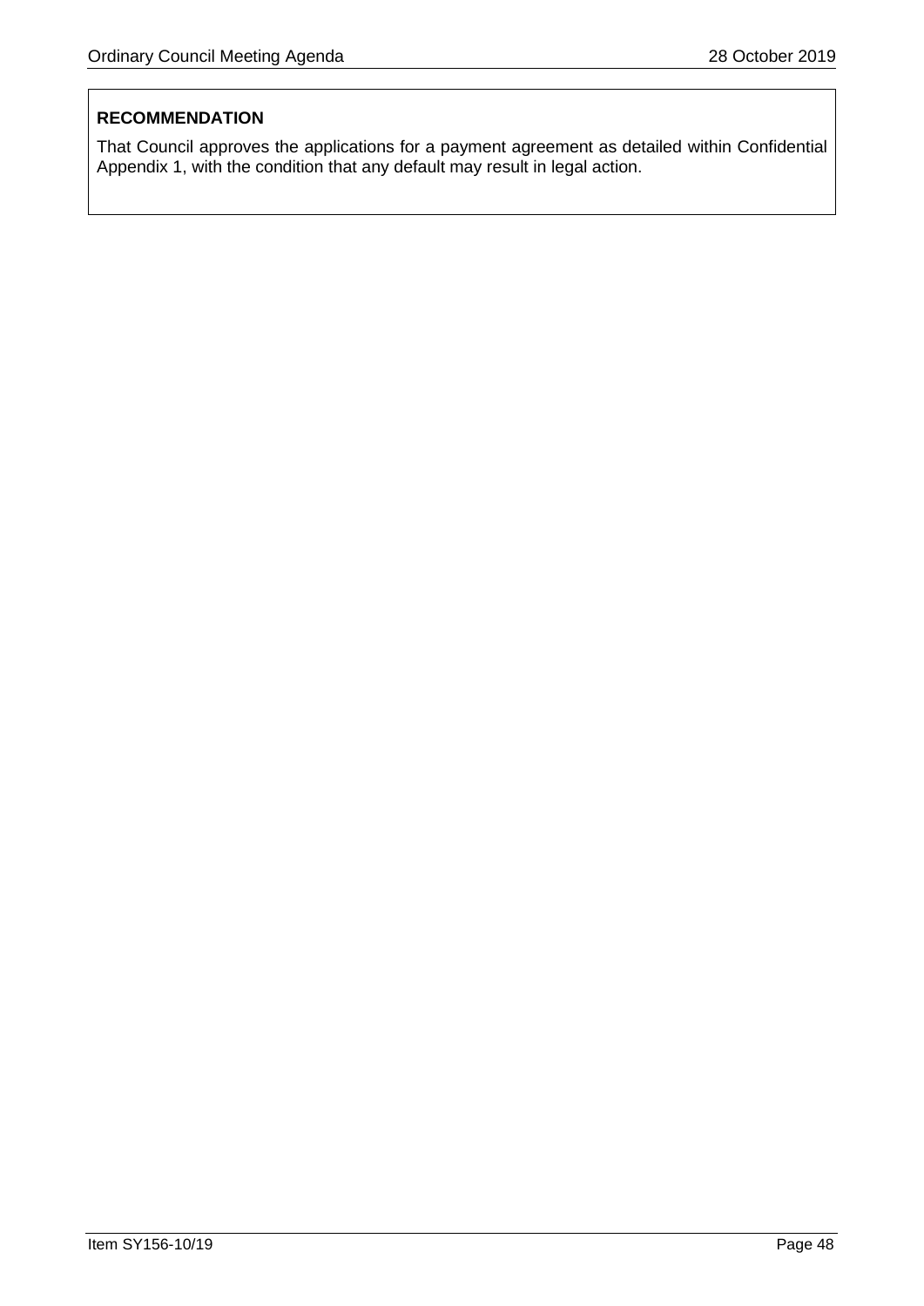**RECOMMENDATION**

That Council approves the applications for a payment agreement as detailed within Confidential Appendix 1, with the condition that any default may result in legal action.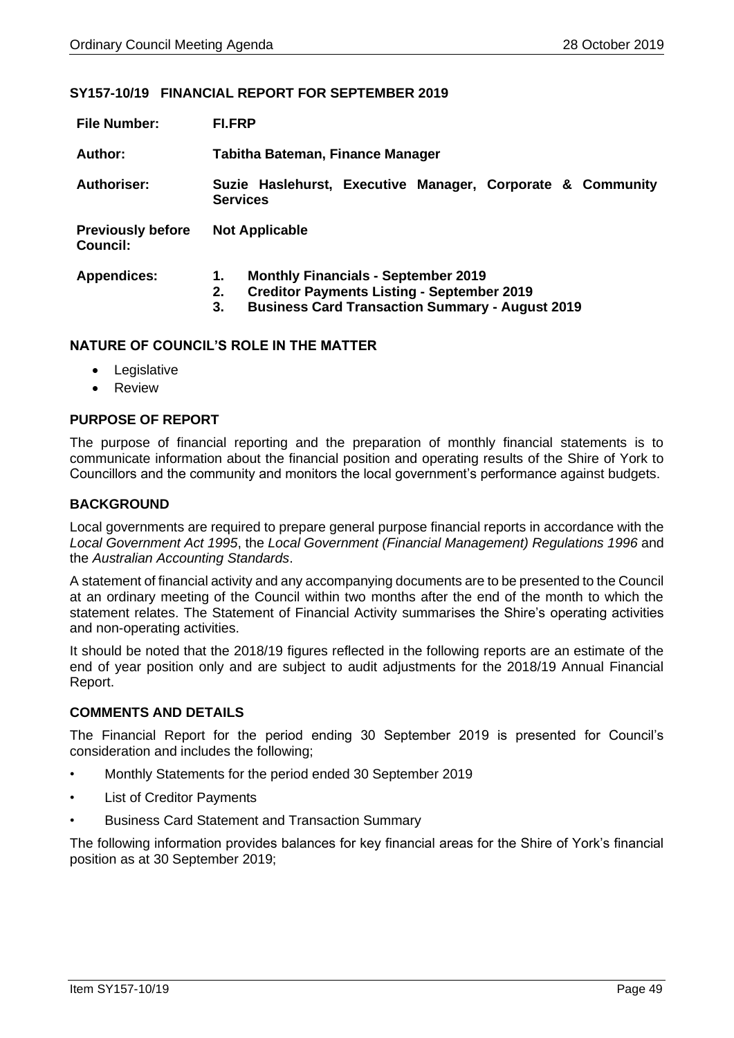## SY157-10/19 FINANCIAL REPORT FOR SEPTEMBER 2019

| | |
|---|---|
| **File Number:** | **FI.FRP** |
| **Author:** | **Tabitha Bateman, Finance Manager** |
| **Authoriser:** | **Suzie Haslehurst, Executive Manager, Corporate & Community Services** |
| **Previously before Council:** | **Not Applicable** |
| **Appendices:** | **1. Monthly Financials - September 2019**<br>**2. Creditor Payments Listing - September 2019**<br>**3. Business Card Transaction Summary - August 2019** |

### NATURE OF COUNCIL'S ROLE IN THE MATTER

- Legislative
- Review

### PURPOSE OF REPORT

The purpose of financial reporting and the preparation of monthly financial statements is to communicate information about the financial position and operating results of the Shire of York to Councillors and the community and monitors the local government's performance against budgets.

### BACKGROUND

Local governments are required to prepare general purpose financial reports in accordance with the *Local Government Act 1995*, the *Local Government (Financial Management) Regulations 1996* and the *Australian Accounting Standards*.

A statement of financial activity and any accompanying documents are to be presented to the Council at an ordinary meeting of the Council within two months after the end of the month to which the statement relates. The Statement of Financial Activity summarises the Shire's operating activities and non-operating activities.

It should be noted that the 2018/19 figures reflected in the following reports are an estimate of the end of year position only and are subject to audit adjustments for the 2018/19 Annual Financial Report.

### COMMENTS AND DETAILS

The Financial Report for the period ending 30 September 2019 is presented for Council's consideration and includes the following;

- Monthly Statements for the period ended 30 September 2019
- List of Creditor Payments
- Business Card Statement and Transaction Summary

The following information provides balances for key financial areas for the Shire of York's financial position as at 30 September 2019;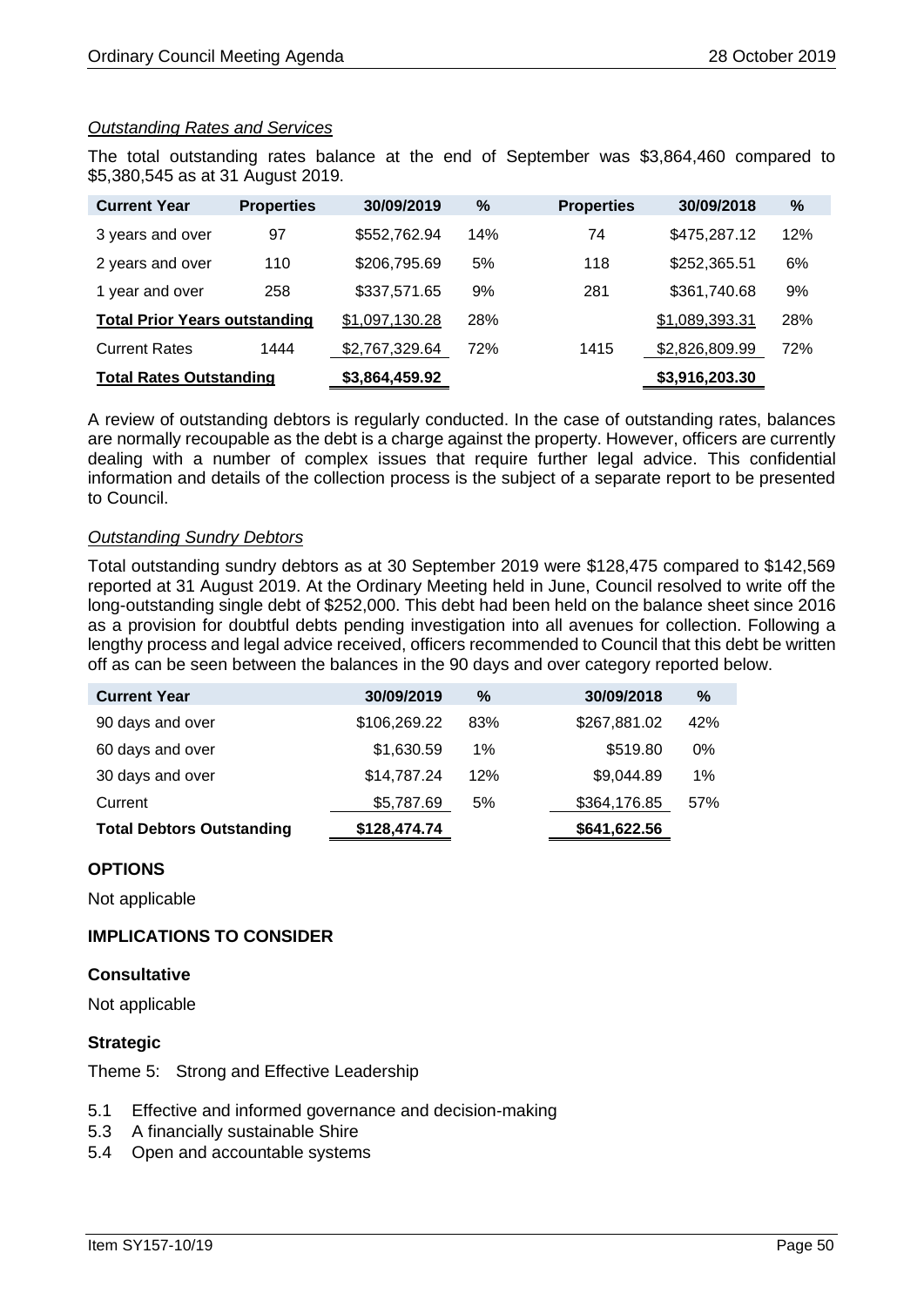*Outstanding Rates and Services*

The total outstanding rates balance at the end of September was $3,864,460 compared to $5,380,545 as at 31 August 2019.

| Current Year | Properties | 30/09/2019 | % | Properties | 30/09/2018 | % |
|---|---|---|---|---|---|---|
| 3 years and over | 97 | $552,762.94 | 14% | 74 | $475,287.12 | 12% |
| 2 years and over | 110 | $206,795.69 | 5% | 118 | $252,365.51 | 6% |
| 1 year and over | 258 | $337,571.65 | 9% | 281 | $361,740.68 | 9% |
| **Total Prior Years outstanding** | | $1,097,130.28 | 28% | | $1,089,393.31 | 28% |
| Current Rates | 1444 | $2,767,329.64 | 72% | 1415 | $2,826,809.99 | 72% |
| **Total Rates Outstanding** | | **$3,864,459.92** | | | **$3,916,203.30** | |

A review of outstanding debtors is regularly conducted. In the case of outstanding rates, balances are normally recoupable as the debt is a charge against the property. However, officers are currently dealing with a number of complex issues that require further legal advice. This confidential information and details of the collection process is the subject of a separate report to be presented to Council.

*Outstanding Sundry Debtors*

Total outstanding sundry debtors as at 30 September 2019 were $128,475 compared to $142,569 reported at 31 August 2019. At the Ordinary Meeting held in June, Council resolved to write off the long-outstanding single debt of $252,000. This debt had been held on the balance sheet since 2016 as a provision for doubtful debts pending investigation into all avenues for collection. Following a lengthy process and legal advice received, officers recommended to Council that this debt be written off as can be seen between the balances in the 90 days and over category reported below.

| Current Year | 30/09/2019 | % | 30/09/2018 | % |
|---|---|---|---|---|
| 90 days and over | $106,269.22 | 83% | $267,881.02 | 42% |
| 60 days and over | $1,630.59 | 1% | $519.80 | 0% |
| 30 days and over | $14,787.24 | 12% | $9,044.89 | 1% |
| Current | $5,787.69 | 5% | $364,176.85 | 57% |
| **Total Debtors Outstanding** | **$128,474.74** | | **$641,622.56** | |

## OPTIONS

Not applicable

## IMPLICATIONS TO CONSIDER

### Consultative

Not applicable

### Strategic

Theme 5: Strong and Effective Leadership

- 5.1 Effective and informed governance and decision-making
- 5.3 A financially sustainable Shire
- 5.4 Open and accountable systems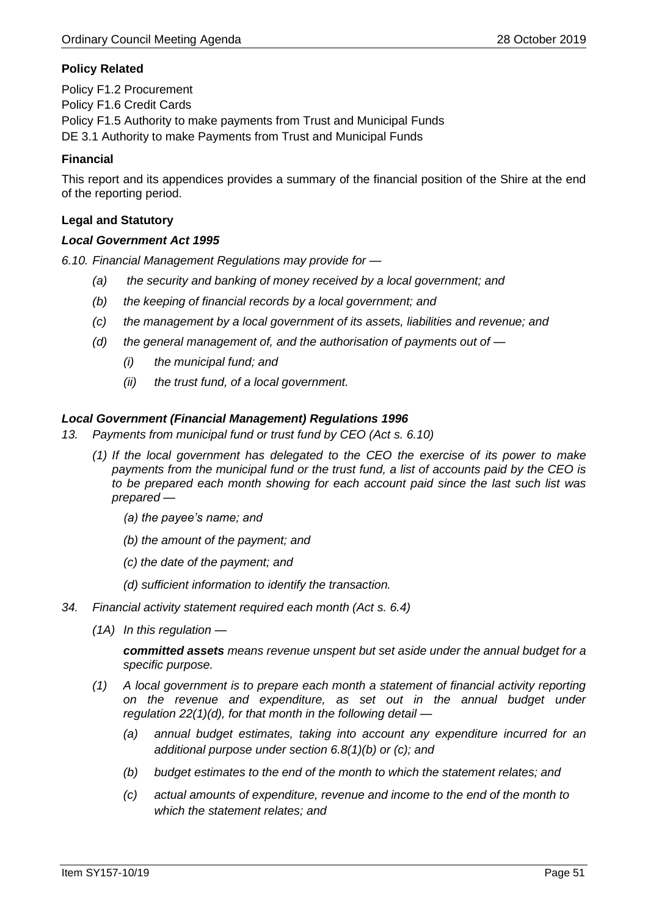**Policy Related**

Policy F1.2 Procurement
Policy F1.6 Credit Cards
Policy F1.5 Authority to make payments from Trust and Municipal Funds
DE 3.1 Authority to make Payments from Trust and Municipal Funds

**Financial**

This report and its appendices provides a summary of the financial position of the Shire at the end of the reporting period.

**Legal and Statutory**

***Local Government Act 1995***

*6.10. Financial Management Regulations may provide for —*

- *(a) the security and banking of money received by a local government; and*
- *(b) the keeping of financial records by a local government; and*
- *(c) the management by a local government of its assets, liabilities and revenue; and*
- *(d) the general management of, and the authorisation of payments out of —*
  - *(i) the municipal fund; and*
  - *(ii) the trust fund, of a local government.*

***Local Government (Financial Management) Regulations 1996***

*13. Payments from municipal fund or trust fund by CEO (Act s. 6.10)*

*(1) If the local government has delegated to the CEO the exercise of its power to make payments from the municipal fund or the trust fund, a list of accounts paid by the CEO is to be prepared each month showing for each account paid since the last such list was prepared —*

- *(a) the payee's name; and*
- *(b) the amount of the payment; and*
- *(c) the date of the payment; and*
- *(d) sufficient information to identify the transaction.*

*34. Financial activity statement required each month (Act s. 6.4)*

*(1A) In this regulation —*

***committed assets*** *means revenue unspent but set aside under the annual budget for a specific purpose.*

*(1) A local government is to prepare each month a statement of financial activity reporting on the revenue and expenditure, as set out in the annual budget under regulation 22(1)(d), for that month in the following detail —*

- *(a) annual budget estimates, taking into account any expenditure incurred for an additional purpose under section 6.8(1)(b) or (c); and*
- *(b) budget estimates to the end of the month to which the statement relates; and*
- *(c) actual amounts of expenditure, revenue and income to the end of the month to which the statement relates; and*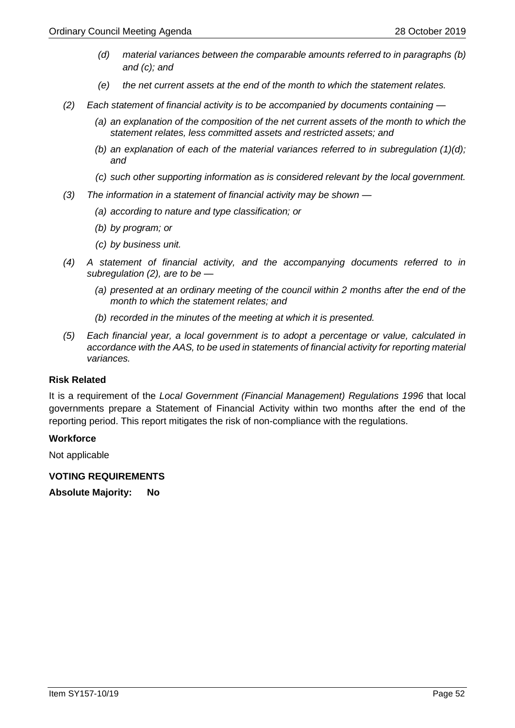*(d) material variances between the comparable amounts referred to in paragraphs (b) and (c); and*

*(e) the net current assets at the end of the month to which the statement relates.*

*(2) Each statement of financial activity is to be accompanied by documents containing —*

*(a) an explanation of the composition of the net current assets of the month to which the statement relates, less committed assets and restricted assets; and*

*(b) an explanation of each of the material variances referred to in subregulation (1)(d); and*

*(c) such other supporting information as is considered relevant by the local government.*

*(3) The information in a statement of financial activity may be shown —*

*(a) according to nature and type classification; or*

*(b) by program; or*

*(c) by business unit.*

*(4) A statement of financial activity, and the accompanying documents referred to in subregulation (2), are to be —*

*(a) presented at an ordinary meeting of the council within 2 months after the end of the month to which the statement relates; and*

*(b) recorded in the minutes of the meeting at which it is presented.*

*(5) Each financial year, a local government is to adopt a percentage or value, calculated in accordance with the AAS, to be used in statements of financial activity for reporting material variances.*

**Risk Related**

It is a requirement of the *Local Government (Financial Management) Regulations 1996* that local governments prepare a Statement of Financial Activity within two months after the end of the reporting period. This report mitigates the risk of non-compliance with the regulations.

**Workforce**

Not applicable

**VOTING REQUIREMENTS**

**Absolute Majority: No**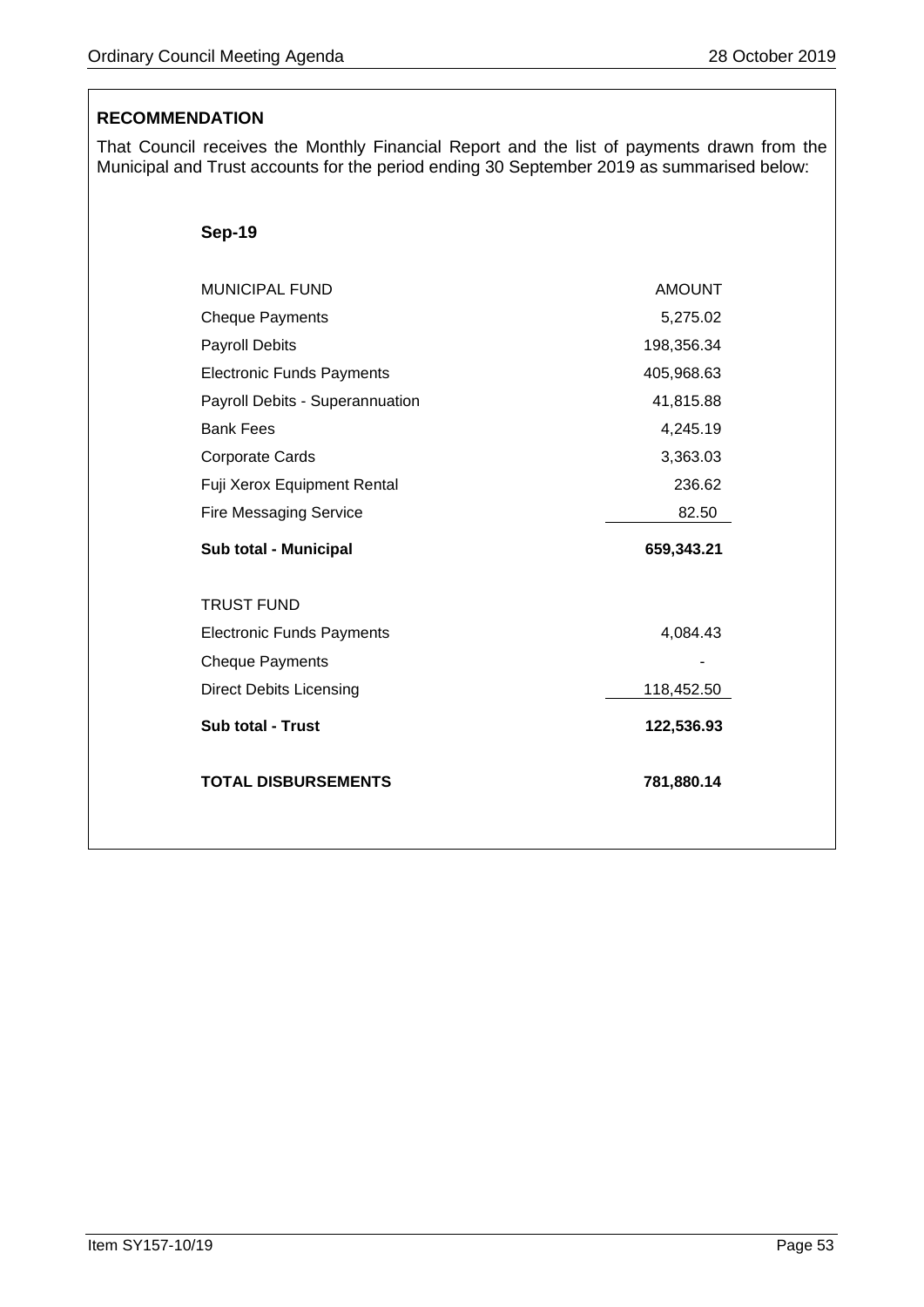**RECOMMENDATION**

That Council receives the Monthly Financial Report and the list of payments drawn from the Municipal and Trust accounts for the period ending 30 September 2019 as summarised below:

**Sep-19**

| MUNICIPAL FUND | AMOUNT |
|---|---|
| Cheque Payments | 5,275.02 |
| Payroll Debits | 198,356.34 |
| Electronic Funds Payments | 405,968.63 |
| Payroll Debits - Superannuation | 41,815.88 |
| Bank Fees | 4,245.19 |
| Corporate Cards | 3,363.03 |
| Fuji Xerox Equipment Rental | 236.62 |
| Fire Messaging Service | 82.50 |
| **Sub total - Municipal** | **659,343.21** |
| | |
| TRUST FUND | |
| Electronic Funds Payments | 4,084.43 |
| Cheque Payments | - |
| Direct Debits Licensing | 118,452.50 |
| **Sub total - Trust** | **122,536.93** |
| | |
| **TOTAL DISBURSEMENTS** | **781,880.14** |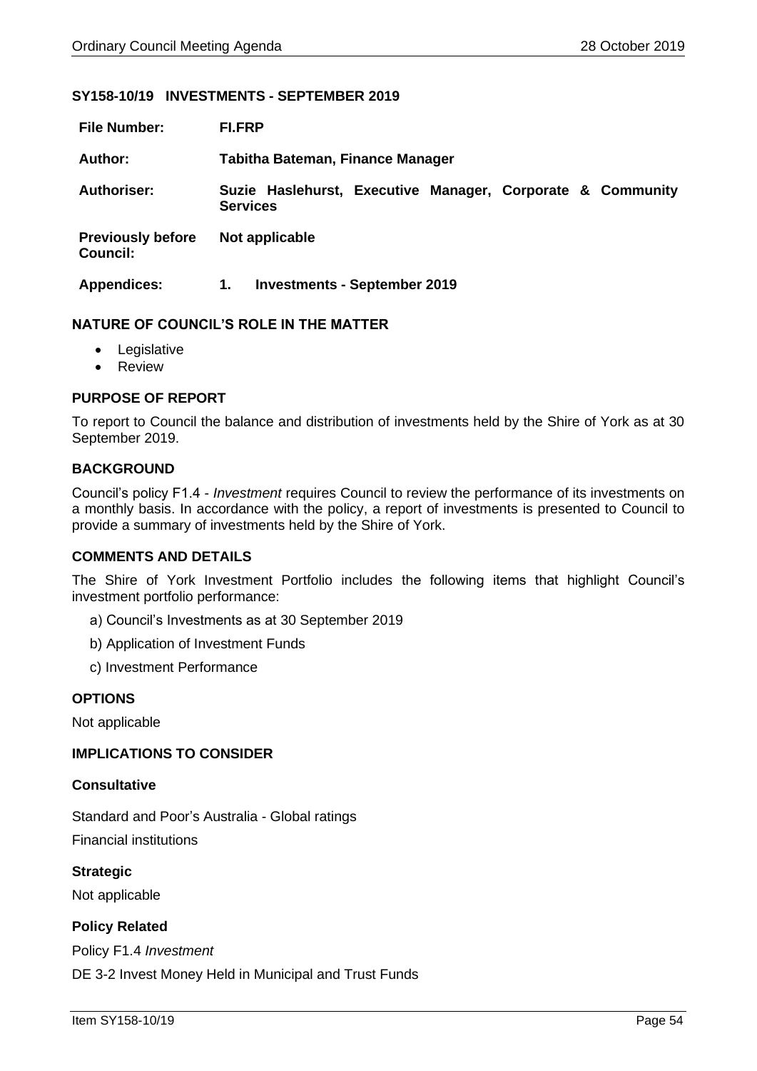### SY158-10/19 INVESTMENTS - SEPTEMBER 2019

| | |
|---|---|
| **File Number:** | **FI.FRP** |
| **Author:** | **Tabitha Bateman, Finance Manager** |
| **Authoriser:** | **Suzie Haslehurst, Executive Manager, Corporate & Community Services** |
| **Previously before Council:** | **Not applicable** |
| **Appendices:** | **1. Investments - September 2019** |

### NATURE OF COUNCIL'S ROLE IN THE MATTER

- Legislative
- Review

### PURPOSE OF REPORT

To report to Council the balance and distribution of investments held by the Shire of York as at 30 September 2019.

### BACKGROUND

Council's policy F1.4 - *Investment* requires Council to review the performance of its investments on a monthly basis. In accordance with the policy, a report of investments is presented to Council to provide a summary of investments held by the Shire of York.

### COMMENTS AND DETAILS

The Shire of York Investment Portfolio includes the following items that highlight Council's investment portfolio performance:

a) Council's Investments as at 30 September 2019

b) Application of Investment Funds

c) Investment Performance

### OPTIONS

Not applicable

### IMPLICATIONS TO CONSIDER

#### Consultative

Standard and Poor's Australia - Global ratings

Financial institutions

#### Strategic

Not applicable

#### Policy Related

Policy F1.4 *Investment*

DE 3-2 Invest Money Held in Municipal and Trust Funds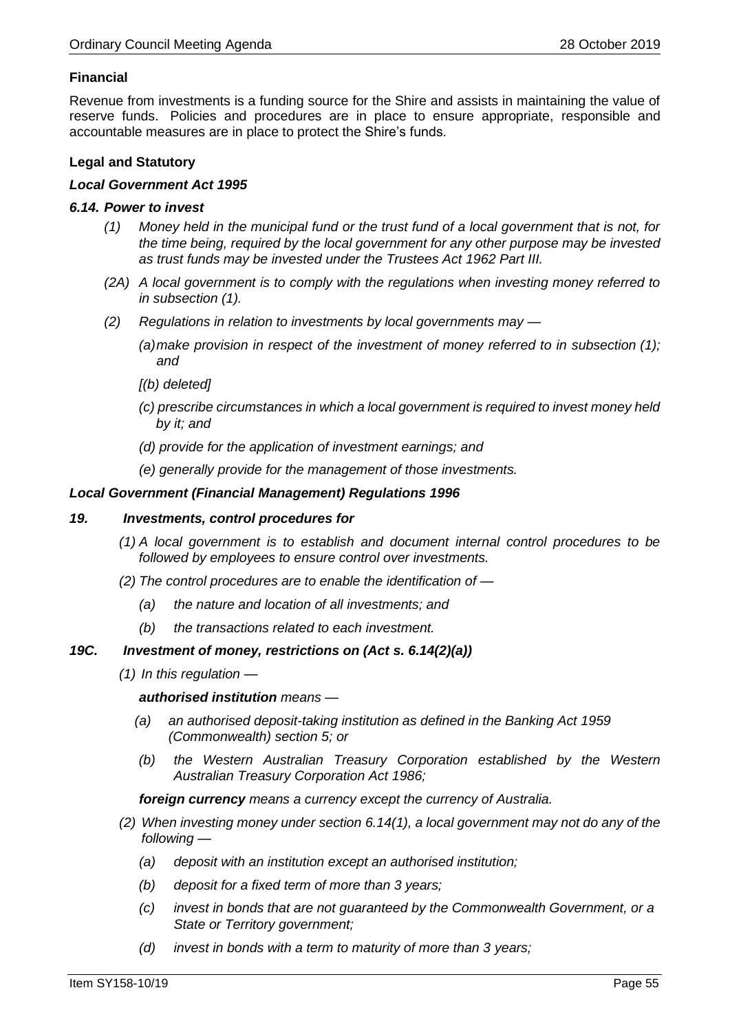**Financial**

Revenue from investments is a funding source for the Shire and assists in maintaining the value of reserve funds. Policies and procedures are in place to ensure appropriate, responsible and accountable measures are in place to protect the Shire's funds.

**Legal and Statutory**

***Local Government Act 1995***

***6.14. Power to invest***

*(1) Money held in the municipal fund or the trust fund of a local government that is not, for the time being, required by the local government for any other purpose may be invested as trust funds may be invested under the Trustees Act 1962 Part III.*

*(2A) A local government is to comply with the regulations when investing money referred to in subsection (1).*

*(2) Regulations in relation to investments by local governments may —*

*(a) make provision in respect of the investment of money referred to in subsection (1); and*

*[(b) deleted]*

*(c) prescribe circumstances in which a local government is required to invest money held by it; and*

*(d) provide for the application of investment earnings; and*

*(e) generally provide for the management of those investments.*

***Local Government (Financial Management) Regulations 1996***

***19. Investments, control procedures for***

*(1) A local government is to establish and document internal control procedures to be followed by employees to ensure control over investments.*

*(2) The control procedures are to enable the identification of —*

*(a) the nature and location of all investments; and*

*(b) the transactions related to each investment.*

***19C. Investment of money, restrictions on (Act s. 6.14(2)(a))***

*(1) In this regulation —*

***authorised institution*** *means —*

*(a) an authorised deposit-taking institution as defined in the Banking Act 1959 (Commonwealth) section 5; or*

*(b) the Western Australian Treasury Corporation established by the Western Australian Treasury Corporation Act 1986;*

***foreign currency*** *means a currency except the currency of Australia.*

*(2) When investing money under section 6.14(1), a local government may not do any of the following —*

*(a) deposit with an institution except an authorised institution;*

*(b) deposit for a fixed term of more than 3 years;*

*(c) invest in bonds that are not guaranteed by the Commonwealth Government, or a State or Territory government;*

*(d) invest in bonds with a term to maturity of more than 3 years;*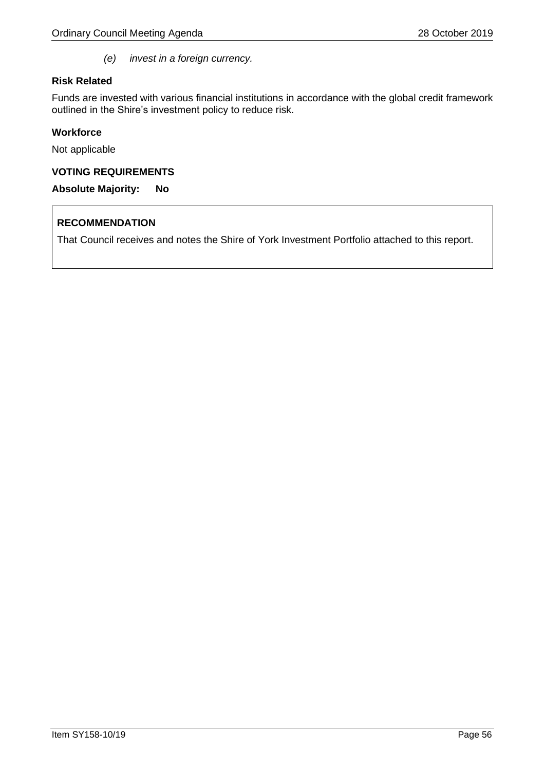*(e) invest in a foreign currency.*

**Risk Related**

Funds are invested with various financial institutions in accordance with the global credit framework outlined in the Shire's investment policy to reduce risk.

**Workforce**

Not applicable

**VOTING REQUIREMENTS**

**Absolute Majority: No**

**RECOMMENDATION**

That Council receives and notes the Shire of York Investment Portfolio attached to this report.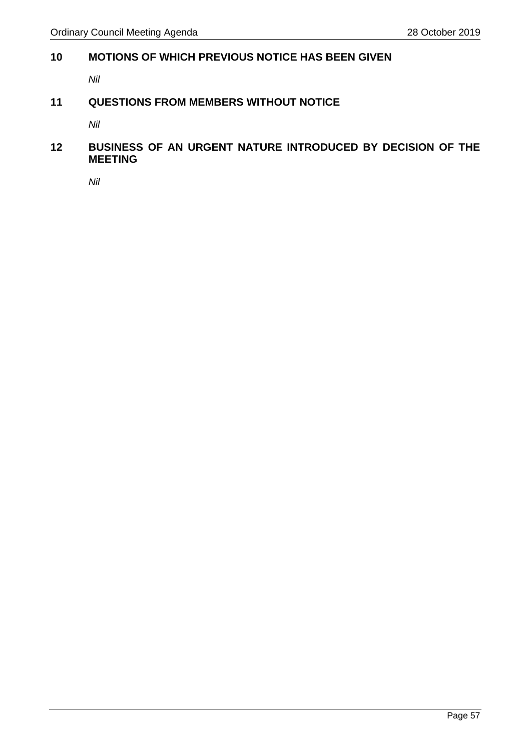## 10 MOTIONS OF WHICH PREVIOUS NOTICE HAS BEEN GIVEN

*Nil*

## 11 QUESTIONS FROM MEMBERS WITHOUT NOTICE

*Nil*

## 12 BUSINESS OF AN URGENT NATURE INTRODUCED BY DECISION OF THE MEETING

*Nil*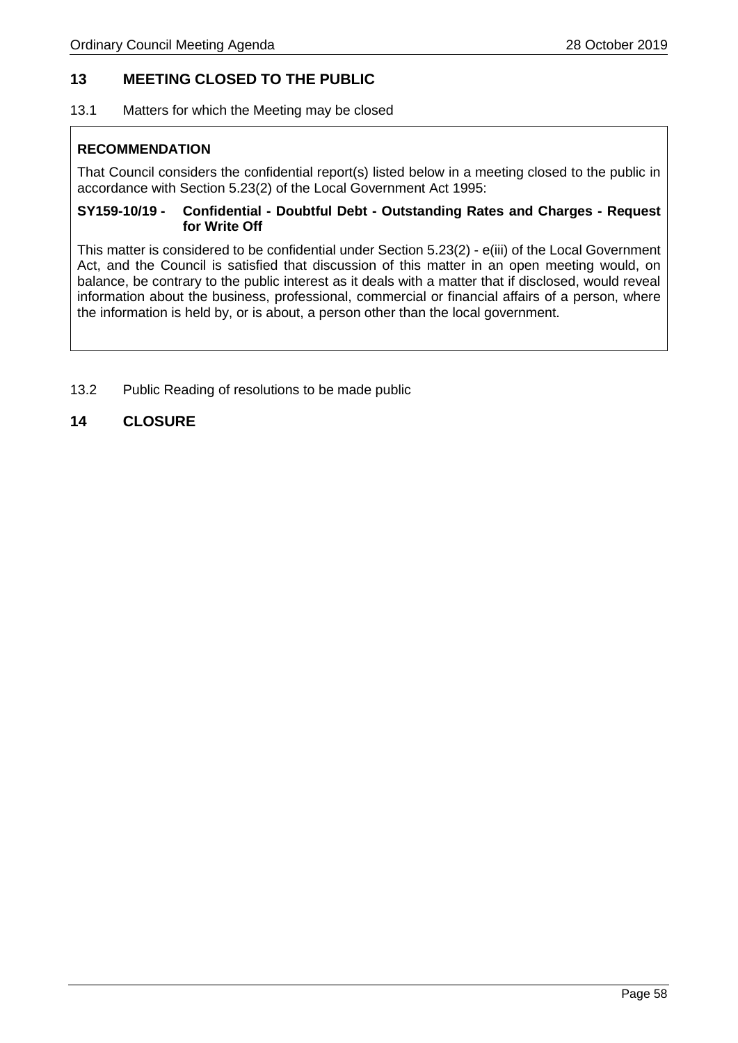## 13 MEETING CLOSED TO THE PUBLIC

13.1 Matters for which the Meeting may be closed

**RECOMMENDATION**

That Council considers the confidential report(s) listed below in a meeting closed to the public in accordance with Section 5.23(2) of the Local Government Act 1995:

**SY159-10/19 - Confidential - Doubtful Debt - Outstanding Rates and Charges - Request for Write Off**

This matter is considered to be confidential under Section 5.23(2) - e(iii) of the Local Government Act, and the Council is satisfied that discussion of this matter in an open meeting would, on balance, be contrary to the public interest as it deals with a matter that if disclosed, would reveal information about the business, professional, commercial or financial affairs of a person, where the information is held by, or is about, a person other than the local government.

13.2 Public Reading of resolutions to be made public

## 14 CLOSURE